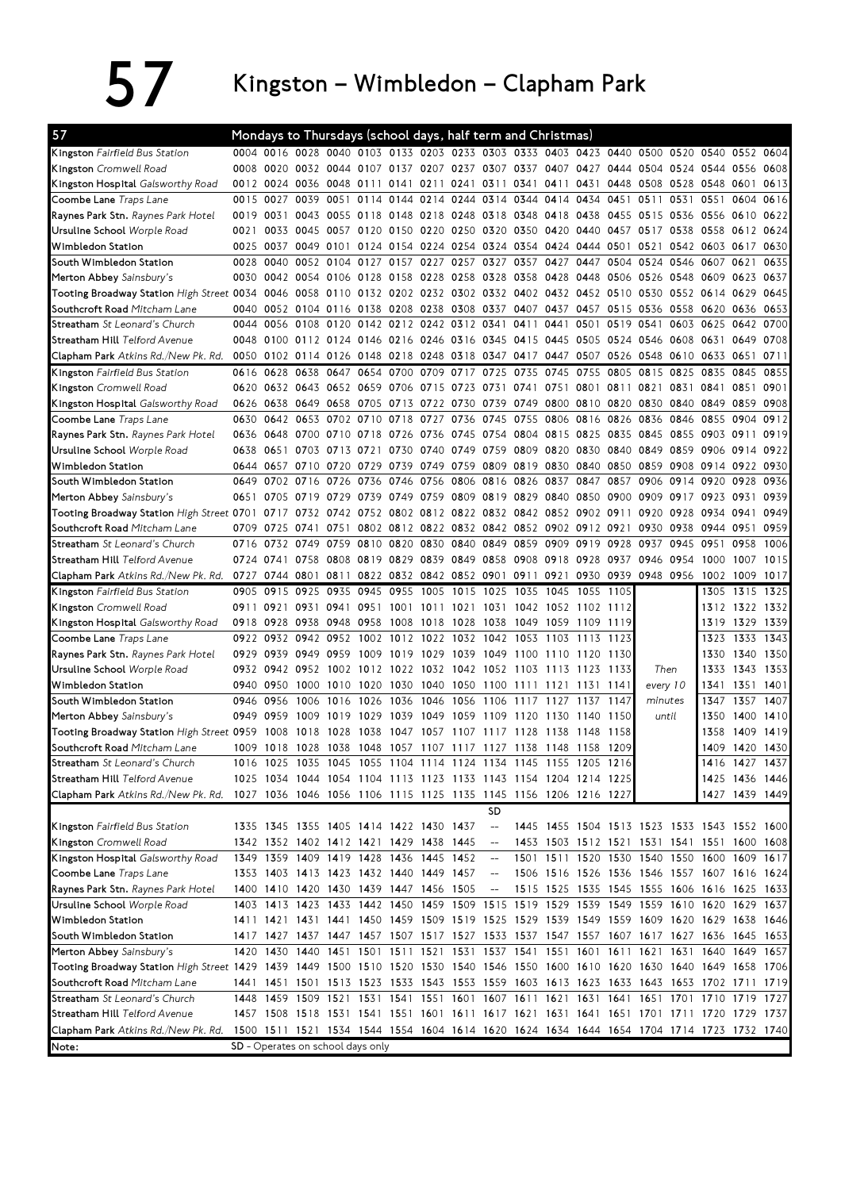# 57 Kingston – Wimbledon – Clapham Park

## 57 Mondays to Thursdays (school days, half term and Christmas)

| Stop | | | | | | | | | | | | | | | | | | |
|---|---|---|---|---|---|---|---|---|---|---|---|---|---|---|---|---|---|---|
| Kingston Fairfield Bus Station | 0004 | 0016 | 0028 | 0040 | 0103 | 0133 | 0203 | 0233 | 0303 | 0333 | 0403 | 0423 | 0440 | 0500 | 0520 | 0540 | 0552 | 0604 |
| Kingston Cromwell Road | 0008 | 0020 | 0032 | 0044 | 0107 | 0137 | 0207 | 0237 | 0307 | 0337 | 0407 | 0427 | 0444 | 0504 | 0524 | 0544 | 0556 | 0608 |
| Kingston Hospital Galsworthy Road | 0012 | 0024 | 0036 | 0048 | 0111 | 0141 | 0211 | 0241 | 0311 | 0341 | 0411 | 0431 | 0448 | 0508 | 0528 | 0548 | 0601 | 0613 |
| Coombe Lane Traps Lane | 0015 | 0027 | 0039 | 0051 | 0114 | 0144 | 0214 | 0244 | 0314 | 0344 | 0414 | 0434 | 0451 | 0511 | 0531 | 0551 | 0604 | 0616 |
| Raynes Park Stn. Raynes Park Hotel | 0019 | 0031 | 0043 | 0055 | 0118 | 0148 | 0218 | 0248 | 0318 | 0348 | 0418 | 0438 | 0455 | 0515 | 0536 | 0556 | 0610 | 0622 |
| Ursuline School Worple Road | 0021 | 0033 | 0045 | 0057 | 0120 | 0150 | 0220 | 0250 | 0320 | 0350 | 0420 | 0440 | 0457 | 0517 | 0538 | 0558 | 0612 | 0624 |
| Wimbledon Station | 0025 | 0037 | 0049 | 0101 | 0124 | 0154 | 0224 | 0254 | 0324 | 0354 | 0424 | 0444 | 0501 | 0521 | 0542 | 0603 | 0617 | 0630 |
| South Wimbledon Station | 0028 | 0040 | 0052 | 0104 | 0127 | 0157 | 0227 | 0257 | 0327 | 0357 | 0427 | 0447 | 0504 | 0524 | 0546 | 0607 | 0621 | 0635 |
| Merton Abbey Sainsbury's | 0030 | 0042 | 0054 | 0106 | 0128 | 0158 | 0228 | 0258 | 0328 | 0358 | 0428 | 0448 | 0506 | 0526 | 0548 | 0609 | 0623 | 0637 |
| Tooting Broadway Station High Street | 0034 | 0046 | 0058 | 0110 | 0132 | 0202 | 0232 | 0302 | 0332 | 0402 | 0432 | 0452 | 0510 | 0530 | 0552 | 0614 | 0629 | 0645 |
| Southcroft Road Mitcham Lane | 0040 | 0052 | 0104 | 0116 | 0138 | 0208 | 0238 | 0308 | 0337 | 0407 | 0437 | 0457 | 0515 | 0536 | 0558 | 0620 | 0636 | 0653 |
| Streatham St Leonard's Church | 0044 | 0056 | 0108 | 0120 | 0142 | 0212 | 0242 | 0312 | 0341 | 0411 | 0441 | 0501 | 0519 | 0541 | 0603 | 0625 | 0642 | 0700 |
| Streatham Hill Telford Avenue | 0048 | 0100 | 0112 | 0124 | 0146 | 0216 | 0246 | 0316 | 0345 | 0415 | 0445 | 0505 | 0524 | 0546 | 0608 | 0631 | 0649 | 0708 |
| Clapham Park Atkins Rd./New Pk. Rd. | 0050 | 0102 | 0114 | 0126 | 0148 | 0218 | 0248 | 0318 | 0347 | 0417 | 0447 | 0507 | 0526 | 0548 | 0610 | 0633 | 0651 | 0711 |
| Kingston Fairfield Bus Station | 0616 | 0628 | 0638 | 0647 | 0654 | 0700 | 0709 | 0717 | 0725 | 0735 | 0745 | 0755 | 0805 | 0815 | 0825 | 0835 | 0845 | 0855 |
| Kingston Cromwell Road | 0620 | 0632 | 0643 | 0652 | 0659 | 0706 | 0715 | 0723 | 0731 | 0741 | 0751 | 0801 | 0811 | 0821 | 0831 | 0841 | 0851 | 0901 |
| Kingston Hospital Galsworthy Road | 0626 | 0638 | 0649 | 0658 | 0705 | 0713 | 0722 | 0730 | 0739 | 0749 | 0800 | 0810 | 0820 | 0830 | 0840 | 0849 | 0859 | 0908 |
| Coombe Lane Traps Lane | 0630 | 0642 | 0653 | 0702 | 0710 | 0718 | 0727 | 0736 | 0745 | 0755 | 0806 | 0816 | 0826 | 0836 | 0846 | 0855 | 0904 | 0912 |
| Raynes Park Stn. Raynes Park Hotel | 0636 | 0648 | 0700 | 0710 | 0718 | 0726 | 0736 | 0745 | 0754 | 0804 | 0815 | 0825 | 0835 | 0845 | 0855 | 0903 | 0911 | 0919 |
| Ursuline School Worple Road | 0638 | 0651 | 0703 | 0713 | 0721 | 0730 | 0740 | 0749 | 0759 | 0809 | 0820 | 0830 | 0840 | 0849 | 0859 | 0906 | 0914 | 0922 |
| Wimbledon Station | 0644 | 0657 | 0710 | 0720 | 0729 | 0739 | 0749 | 0759 | 0809 | 0819 | 0830 | 0840 | 0850 | 0859 | 0908 | 0914 | 0922 | 0930 |
| South Wimbledon Station | 0649 | 0702 | 0716 | 0726 | 0736 | 0746 | 0756 | 0806 | 0816 | 0826 | 0837 | 0847 | 0857 | 0906 | 0914 | 0920 | 0928 | 0936 |
| Merton Abbey Sainsbury's | 0651 | 0705 | 0719 | 0729 | 0739 | 0749 | 0759 | 0809 | 0819 | 0829 | 0840 | 0850 | 0900 | 0909 | 0917 | 0923 | 0931 | 0939 |
| Tooting Broadway Station High Street | 0701 | 0717 | 0732 | 0742 | 0752 | 0802 | 0812 | 0822 | 0832 | 0842 | 0852 | 0902 | 0911 | 0920 | 0928 | 0934 | 0941 | 0949 |
| Southcroft Road Mitcham Lane | 0709 | 0725 | 0741 | 0751 | 0802 | 0812 | 0822 | 0832 | 0842 | 0852 | 0902 | 0912 | 0921 | 0930 | 0938 | 0944 | 0951 | 0959 |
| Streatham St Leonard's Church | 0716 | 0732 | 0749 | 0759 | 0810 | 0820 | 0830 | 0840 | 0849 | 0859 | 0909 | 0919 | 0928 | 0937 | 0945 | 0951 | 0958 | 1006 |
| Streatham Hill Telford Avenue | 0724 | 0741 | 0758 | 0808 | 0819 | 0829 | 0839 | 0849 | 0858 | 0908 | 0918 | 0928 | 0937 | 0946 | 0954 | 1000 | 1007 | 1015 |
| Clapham Park Atkins Rd./New Pk. Rd. | 0727 | 0744 | 0801 | 0811 | 0822 | 0832 | 0842 | 0852 | 0901 | 0911 | 0921 | 0930 | 0939 | 0948 | 0956 | 1002 | 1009 | 1017 |
| Kingston Fairfield Bus Station | 0905 | 0915 | 0925 | 0935 | 0945 | 0955 | 1005 | 1015 | 1025 | 1035 | 1045 | 1055 | 1105 | Then every 10 minutes until | | 1305 | 1315 | 1325 |
| Kingston Cromwell Road | 0911 | 0921 | 0931 | 0941 | 0951 | 1001 | 1011 | 1021 | 1031 | 1042 | 1052 | 1102 | 1112 | | | 1312 | 1322 | 1332 |
| Kingston Hospital Galsworthy Road | 0918 | 0928 | 0938 | 0948 | 0958 | 1008 | 1018 | 1028 | 1038 | 1049 | 1059 | 1109 | 1119 | | | 1319 | 1329 | 1339 |
| Coombe Lane Traps Lane | 0922 | 0932 | 0942 | 0952 | 1002 | 1012 | 1022 | 1032 | 1042 | 1053 | 1103 | 1113 | 1123 | | | 1323 | 1333 | 1343 |
| Raynes Park Stn. Raynes Park Hotel | 0929 | 0939 | 0949 | 0959 | 1009 | 1019 | 1029 | 1039 | 1049 | 1100 | 1110 | 1120 | 1130 | | | 1330 | 1340 | 1350 |
| Ursuline School Worple Road | 0932 | 0942 | 0952 | 1002 | 1012 | 1022 | 1032 | 1042 | 1052 | 1103 | 1113 | 1123 | 1133 | | | 1333 | 1343 | 1353 |
| Wimbledon Station | 0940 | 0950 | 1000 | 1010 | 1020 | 1030 | 1040 | 1050 | 1100 | 1111 | 1121 | 1131 | 1141 | | | 1341 | 1351 | 1401 |
| South Wimbledon Station | 0946 | 0956 | 1006 | 1016 | 1026 | 1036 | 1046 | 1056 | 1106 | 1117 | 1127 | 1137 | 1147 | | | 1347 | 1357 | 1407 |
| Merton Abbey Sainsbury's | 0949 | 0959 | 1009 | 1019 | 1029 | 1039 | 1049 | 1059 | 1109 | 1120 | 1130 | 1140 | 1150 | | | 1350 | 1400 | 1410 |
| Tooting Broadway Station High Street | 0959 | 1008 | 1018 | 1028 | 1038 | 1047 | 1057 | 1107 | 1117 | 1128 | 1138 | 1148 | 1158 | | | 1358 | 1409 | 1419 |
| Southcroft Road Mitcham Lane | 1009 | 1018 | 1028 | 1038 | 1048 | 1057 | 1107 | 1117 | 1127 | 1138 | 1148 | 1158 | 1209 | | | 1409 | 1420 | 1430 |
| Streatham St Leonard's Church | 1016 | 1025 | 1035 | 1045 | 1055 | 1104 | 1114 | 1124 | 1134 | 1145 | 1155 | 1205 | 1216 | | | 1416 | 1427 | 1437 |
| Streatham Hill Telford Avenue | 1025 | 1034 | 1044 | 1054 | 1104 | 1113 | 1123 | 1133 | 1143 | 1154 | 1204 | 1214 | 1225 | | | 1425 | 1436 | 1446 |
| Clapham Park Atkins Rd./New Pk. Rd. | 1027 | 1036 | 1046 | 1056 | 1106 | 1115 | 1125 | 1135 | 1145 | 1156 | 1206 | 1216 | 1227 | | | 1427 | 1439 | 1449 |
| | | | | | | | | | SD | | | | | | | | | |
| Kingston Fairfield Bus Station | 1335 | 1345 | 1355 | 1405 | 1414 | 1422 | 1430 | 1437 | -- | 1445 | 1455 | 1504 | 1513 | 1523 | 1533 | 1543 | 1552 | 1600 |
| Kingston Cromwell Road | 1342 | 1352 | 1402 | 1412 | 1421 | 1429 | 1438 | 1445 | -- | 1453 | 1503 | 1512 | 1521 | 1531 | 1541 | 1551 | 1600 | 1608 |
| Kingston Hospital Galsworthy Road | 1349 | 1359 | 1409 | 1419 | 1428 | 1436 | 1445 | 1452 | -- | 1501 | 1511 | 1520 | 1530 | 1540 | 1550 | 1600 | 1609 | 1617 |
| Coombe Lane Traps Lane | 1353 | 1403 | 1413 | 1423 | 1432 | 1440 | 1449 | 1457 | -- | 1506 | 1516 | 1526 | 1536 | 1546 | 1557 | 1607 | 1616 | 1624 |
| Raynes Park Stn. Raynes Park Hotel | 1400 | 1410 | 1420 | 1430 | 1439 | 1447 | 1456 | 1505 | -- | 1515 | 1525 | 1535 | 1545 | 1555 | 1606 | 1616 | 1625 | 1633 |
| Ursuline School Worple Road | 1403 | 1413 | 1423 | 1433 | 1442 | 1450 | 1459 | 1509 | 1515 | 1519 | 1529 | 1539 | 1549 | 1559 | 1610 | 1620 | 1629 | 1637 |
| Wimbledon Station | 1411 | 1421 | 1431 | 1441 | 1450 | 1459 | 1509 | 1519 | 1525 | 1529 | 1539 | 1549 | 1559 | 1609 | 1620 | 1629 | 1638 | 1646 |
| South Wimbledon Station | 1417 | 1427 | 1437 | 1447 | 1457 | 1507 | 1517 | 1527 | 1533 | 1537 | 1547 | 1557 | 1607 | 1617 | 1627 | 1636 | 1645 | 1653 |
| Merton Abbey Sainsbury's | 1420 | 1430 | 1440 | 1451 | 1501 | 1511 | 1521 | 1531 | 1537 | 1541 | 1551 | 1601 | 1611 | 1621 | 1631 | 1640 | 1649 | 1657 |
| Tooting Broadway Station High Street | 1429 | 1439 | 1449 | 1500 | 1510 | 1520 | 1530 | 1540 | 1546 | 1550 | 1600 | 1610 | 1620 | 1630 | 1640 | 1649 | 1658 | 1706 |
| Southcroft Road Mitcham Lane | 1441 | 1451 | 1501 | 1513 | 1523 | 1533 | 1543 | 1553 | 1559 | 1603 | 1613 | 1623 | 1633 | 1643 | 1653 | 1702 | 1711 | 1719 |
| Streatham St Leonard's Church | 1448 | 1459 | 1509 | 1521 | 1531 | 1541 | 1551 | 1601 | 1607 | 1611 | 1621 | 1631 | 1641 | 1651 | 1701 | 1710 | 1719 | 1727 |
| Streatham Hill Telford Avenue | 1457 | 1508 | 1518 | 1531 | 1541 | 1551 | 1601 | 1611 | 1617 | 1621 | 1631 | 1641 | 1651 | 1701 | 1711 | 1720 | 1729 | 1737 |
| Clapham Park Atkins Rd./New Pk. Rd. | 1500 | 1511 | 1521 | 1534 | 1544 | 1554 | 1604 | 1614 | 1620 | 1624 | 1634 | 1644 | 1654 | 1704 | 1714 | 1723 | 1732 | 1740 |

Note: SD - Operates on school days only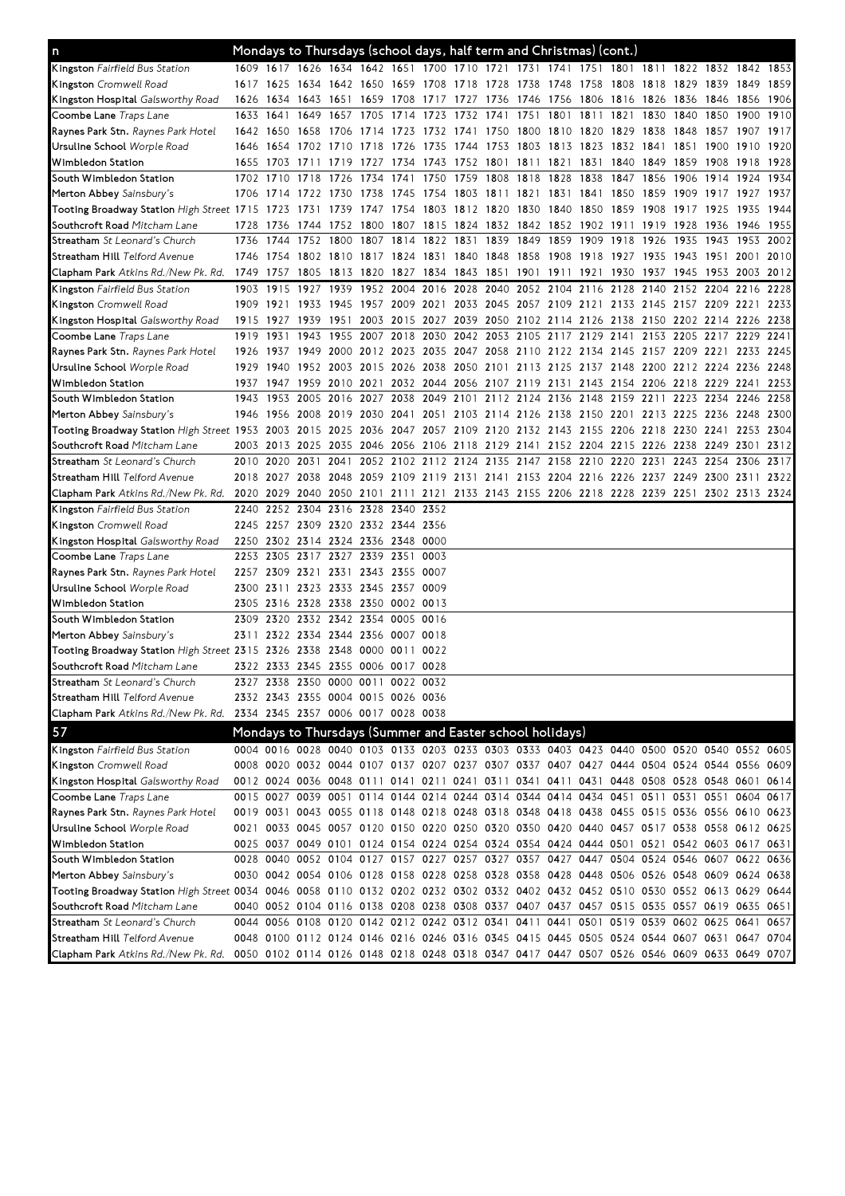## n — Mondays to Thursdays (school days, half term and Christmas) (cont.)

| Stop | | | | | | | | | | | | | | | | | | |
|---|---|---|---|---|---|---|---|---|---|---|---|---|---|---|---|---|---|---|
| **Kingston** *Fairfield Bus Station* | 1609 | 1617 | 1626 | 1634 | 1642 | 1651 | 1700 | 1710 | 1721 | 1731 | 1741 | 1751 | 1801 | 1811 | 1822 | 1832 | 1842 | 1853 |
| **Kingston** *Cromwell Road* | 1617 | 1625 | 1634 | 1642 | 1650 | 1659 | 1708 | 1718 | 1728 | 1738 | 1748 | 1758 | 1808 | 1818 | 1829 | 1839 | 1849 | 1859 |
| **Kingston Hospital** *Galsworthy Road* | 1626 | 1634 | 1643 | 1651 | 1659 | 1708 | 1717 | 1727 | 1736 | 1746 | 1756 | 1806 | 1816 | 1826 | 1836 | 1846 | 1856 | 1906 |
| **Coombe Lane** *Traps Lane* | 1633 | 1641 | 1649 | 1657 | 1705 | 1714 | 1723 | 1732 | 1741 | 1751 | 1801 | 1811 | 1821 | 1830 | 1840 | 1850 | 1900 | 1910 |
| **Raynes Park Stn.** *Raynes Park Hotel* | 1642 | 1650 | 1658 | 1706 | 1714 | 1723 | 1732 | 1741 | 1750 | 1800 | 1810 | 1820 | 1829 | 1838 | 1848 | 1857 | 1907 | 1917 |
| **Ursuline School** *Worple Road* | 1646 | 1654 | 1702 | 1710 | 1718 | 1726 | 1735 | 1744 | 1753 | 1803 | 1813 | 1823 | 1832 | 1841 | 1851 | 1900 | 1910 | 1920 |
| **Wimbledon Station** | 1655 | 1703 | 1711 | 1719 | 1727 | 1734 | 1743 | 1752 | 1801 | 1811 | 1821 | 1831 | 1840 | 1849 | 1859 | 1908 | 1918 | 1928 |
| **South Wimbledon Station** | 1702 | 1710 | 1718 | 1726 | 1734 | 1741 | 1750 | 1759 | 1808 | 1818 | 1828 | 1838 | 1847 | 1856 | 1906 | 1914 | 1924 | 1934 |
| **Merton Abbey** *Sainsbury's* | 1706 | 1714 | 1722 | 1730 | 1738 | 1745 | 1754 | 1803 | 1811 | 1821 | 1831 | 1841 | 1850 | 1859 | 1909 | 1917 | 1927 | 1937 |
| **Tooting Broadway Station** *High Street* | 1715 | 1723 | 1731 | 1739 | 1747 | 1754 | 1803 | 1812 | 1820 | 1830 | 1840 | 1850 | 1859 | 1908 | 1917 | 1925 | 1935 | 1944 |
| **Southcroft Road** *Mitcham Lane* | 1728 | 1736 | 1744 | 1752 | 1800 | 1807 | 1815 | 1824 | 1832 | 1842 | 1852 | 1902 | 1911 | 1919 | 1928 | 1936 | 1946 | 1955 |
| **Streatham** *St Leonard's Church* | 1736 | 1744 | 1752 | 1800 | 1807 | 1814 | 1822 | 1831 | 1839 | 1849 | 1859 | 1909 | 1918 | 1926 | 1935 | 1943 | 1953 | 2002 |
| **Streatham Hill** *Telford Avenue* | 1746 | 1754 | 1802 | 1810 | 1817 | 1824 | 1831 | 1840 | 1848 | 1858 | 1908 | 1918 | 1927 | 1935 | 1943 | 1951 | 2001 | 2010 |
| **Clapham Park** *Atkins Rd./New Pk. Rd.* | 1749 | 1757 | 1805 | 1813 | 1820 | 1827 | 1834 | 1843 | 1851 | 1901 | 1911 | 1921 | 1930 | 1937 | 1945 | 1953 | 2003 | 2012 |
| **Kingston** *Fairfield Bus Station* | 1903 | 1915 | 1927 | 1939 | 1952 | 2004 | 2016 | 2028 | 2040 | 2052 | 2104 | 2116 | 2128 | 2140 | 2152 | 2204 | 2216 | 2228 |
| **Kingston** *Cromwell Road* | 1909 | 1921 | 1933 | 1945 | 1957 | 2009 | 2021 | 2033 | 2045 | 2057 | 2109 | 2121 | 2133 | 2145 | 2157 | 2209 | 2221 | 2233 |
| **Kingston Hospital** *Galsworthy Road* | 1915 | 1927 | 1939 | 1951 | 2003 | 2015 | 2027 | 2039 | 2050 | 2102 | 2114 | 2126 | 2138 | 2150 | 2202 | 2214 | 2226 | 2238 |
| **Coombe Lane** *Traps Lane* | 1919 | 1931 | 1943 | 1955 | 2007 | 2018 | 2030 | 2042 | 2053 | 2105 | 2117 | 2129 | 2141 | 2153 | 2205 | 2217 | 2229 | 2241 |
| **Raynes Park Stn.** *Raynes Park Hotel* | 1926 | 1937 | 1949 | 2000 | 2012 | 2023 | 2035 | 2047 | 2058 | 2110 | 2122 | 2134 | 2145 | 2157 | 2209 | 2221 | 2233 | 2245 |
| **Ursuline School** *Worple Road* | 1929 | 1940 | 1952 | 2003 | 2015 | 2026 | 2038 | 2050 | 2101 | 2113 | 2125 | 2137 | 2148 | 2200 | 2212 | 2224 | 2236 | 2248 |
| **Wimbledon Station** | 1937 | 1947 | 1959 | 2010 | 2021 | 2032 | 2044 | 2056 | 2107 | 2119 | 2131 | 2143 | 2154 | 2206 | 2218 | 2229 | 2241 | 2253 |
| **South Wimbledon Station** | 1943 | 1953 | 2005 | 2016 | 2027 | 2038 | 2049 | 2101 | 2112 | 2124 | 2136 | 2148 | 2159 | 2211 | 2223 | 2234 | 2246 | 2258 |
| **Merton Abbey** *Sainsbury's* | 1946 | 1956 | 2008 | 2019 | 2030 | 2041 | 2051 | 2103 | 2114 | 2126 | 2138 | 2150 | 2201 | 2213 | 2225 | 2236 | 2248 | 2300 |
| **Tooting Broadway Station** *High Street* | 1953 | 2003 | 2015 | 2025 | 2036 | 2047 | 2057 | 2109 | 2120 | 2132 | 2143 | 2155 | 2206 | 2218 | 2230 | 2241 | 2253 | 2304 |
| **Southcroft Road** *Mitcham Lane* | 2003 | 2013 | 2025 | 2035 | 2046 | 2056 | 2106 | 2118 | 2129 | 2141 | 2152 | 2204 | 2215 | 2226 | 2238 | 2249 | 2301 | 2312 |
| **Streatham** *St Leonard's Church* | 2010 | 2020 | 2031 | 2041 | 2052 | 2102 | 2112 | 2124 | 2135 | 2147 | 2158 | 2210 | 2220 | 2231 | 2243 | 2254 | 2306 | 2317 |
| **Streatham Hill** *Telford Avenue* | 2018 | 2027 | 2038 | 2048 | 2059 | 2109 | 2119 | 2131 | 2141 | 2153 | 2204 | 2216 | 2226 | 2237 | 2249 | 2300 | 2311 | 2322 |
| **Clapham Park** *Atkins Rd./New Pk. Rd.* | 2020 | 2029 | 2040 | 2050 | 2101 | 2111 | 2121 | 2133 | 2143 | 2155 | 2206 | 2218 | 2228 | 2239 | 2251 | 2302 | 2313 | 2324 |
| **Kingston** *Fairfield Bus Station* | 2240 | 2252 | 2304 | 2316 | 2328 | 2340 | 2352 | | | | | | | | | | | |
| **Kingston** *Cromwell Road* | 2245 | 2257 | 2309 | 2320 | 2332 | 2344 | 2356 | | | | | | | | | | | |
| **Kingston Hospital** *Galsworthy Road* | 2250 | 2302 | 2314 | 2324 | 2336 | 2348 | 0000 | | | | | | | | | | | |
| **Coombe Lane** *Traps Lane* | 2253 | 2305 | 2317 | 2327 | 2339 | 2351 | 0003 | | | | | | | | | | | |
| **Raynes Park Stn.** *Raynes Park Hotel* | 2257 | 2309 | 2321 | 2331 | 2343 | 2355 | 0007 | | | | | | | | | | | |
| **Ursuline School** *Worple Road* | 2300 | 2311 | 2323 | 2333 | 2345 | 2357 | 0009 | | | | | | | | | | | |
| **Wimbledon Station** | 2305 | 2316 | 2328 | 2338 | 2350 | 0002 | 0013 | | | | | | | | | | | |
| **South Wimbledon Station** | 2309 | 2320 | 2332 | 2342 | 2354 | 0005 | 0016 | | | | | | | | | | | |
| **Merton Abbey** *Sainsbury's* | 2311 | 2322 | 2334 | 2344 | 2356 | 0007 | 0018 | | | | | | | | | | | |
| **Tooting Broadway Station** *High Street* | 2315 | 2326 | 2338 | 2348 | 0000 | 0011 | 0022 | | | | | | | | | | | |
| **Southcroft Road** *Mitcham Lane* | 2322 | 2333 | 2345 | 2355 | 0006 | 0017 | 0028 | | | | | | | | | | | |
| **Streatham** *St Leonard's Church* | 2327 | 2338 | 2350 | 0000 | 0011 | 0022 | 0032 | | | | | | | | | | | |
| **Streatham Hill** *Telford Avenue* | 2332 | 2343 | 2355 | 0004 | 0015 | 0026 | 0036 | | | | | | | | | | | |
| **Clapham Park** *Atkins Rd./New Pk. Rd.* | 2334 | 2345 | 2357 | 0006 | 0017 | 0028 | 0038 | | | | | | | | | | | |

## 57 — Mondays to Thursdays (Summer and Easter school holidays)

| Stop | | | | | | | | | | | | | | | | | | |
|---|---|---|---|---|---|---|---|---|---|---|---|---|---|---|---|---|---|---|
| **Kingston** *Fairfield Bus Station* | 0004 | 0016 | 0028 | 0040 | 0103 | 0133 | 0203 | 0233 | 0303 | 0333 | 0403 | 0423 | 0440 | 0500 | 0520 | 0540 | 0552 | 0605 |
| **Kingston** *Cromwell Road* | 0008 | 0020 | 0032 | 0044 | 0107 | 0137 | 0207 | 0237 | 0307 | 0337 | 0407 | 0427 | 0444 | 0504 | 0524 | 0544 | 0556 | 0609 |
| **Kingston Hospital** *Galsworthy Road* | 0012 | 0024 | 0036 | 0048 | 0111 | 0141 | 0211 | 0241 | 0311 | 0341 | 0411 | 0431 | 0448 | 0508 | 0528 | 0548 | 0601 | 0614 |
| **Coombe Lane** *Traps Lane* | 0015 | 0027 | 0039 | 0051 | 0114 | 0144 | 0214 | 0244 | 0314 | 0344 | 0414 | 0434 | 0451 | 0511 | 0531 | 0551 | 0604 | 0617 |
| **Raynes Park Stn.** *Raynes Park Hotel* | 0019 | 0031 | 0043 | 0055 | 0118 | 0148 | 0218 | 0248 | 0318 | 0348 | 0418 | 0438 | 0455 | 0515 | 0536 | 0556 | 0610 | 0623 |
| **Ursuline School** *Worple Road* | 0021 | 0033 | 0045 | 0057 | 0120 | 0150 | 0220 | 0250 | 0320 | 0350 | 0420 | 0440 | 0457 | 0517 | 0538 | 0558 | 0612 | 0625 |
| **Wimbledon Station** | 0025 | 0037 | 0049 | 0101 | 0124 | 0154 | 0224 | 0254 | 0324 | 0354 | 0424 | 0444 | 0501 | 0521 | 0542 | 0603 | 0617 | 0631 |
| **South Wimbledon Station** | 0028 | 0040 | 0052 | 0104 | 0127 | 0157 | 0227 | 0257 | 0327 | 0357 | 0427 | 0447 | 0504 | 0524 | 0546 | 0607 | 0622 | 0636 |
| **Merton Abbey** *Sainsbury's* | 0030 | 0042 | 0054 | 0106 | 0128 | 0158 | 0228 | 0258 | 0328 | 0358 | 0428 | 0448 | 0506 | 0526 | 0548 | 0609 | 0624 | 0638 |
| **Tooting Broadway Station** *High Street* | 0034 | 0046 | 0058 | 0110 | 0132 | 0202 | 0232 | 0302 | 0332 | 0402 | 0432 | 0452 | 0510 | 0530 | 0552 | 0613 | 0629 | 0644 |
| **Southcroft Road** *Mitcham Lane* | 0040 | 0052 | 0104 | 0116 | 0138 | 0208 | 0238 | 0308 | 0337 | 0407 | 0437 | 0457 | 0515 | 0535 | 0557 | 0619 | 0635 | 0651 |
| **Streatham** *St Leonard's Church* | 0044 | 0056 | 0108 | 0120 | 0142 | 0212 | 0242 | 0312 | 0341 | 0411 | 0441 | 0501 | 0519 | 0539 | 0602 | 0625 | 0641 | 0657 |
| **Streatham Hill** *Telford Avenue* | 0048 | 0100 | 0112 | 0124 | 0146 | 0216 | 0246 | 0316 | 0345 | 0415 | 0445 | 0505 | 0524 | 0544 | 0607 | 0631 | 0647 | 0704 |
| **Clapham Park** *Atkins Rd./New Pk. Rd.* | 0050 | 0102 | 0114 | 0126 | 0148 | 0218 | 0248 | 0318 | 0347 | 0417 | 0447 | 0507 | 0526 | 0546 | 0609 | 0633 | 0649 | 0707 |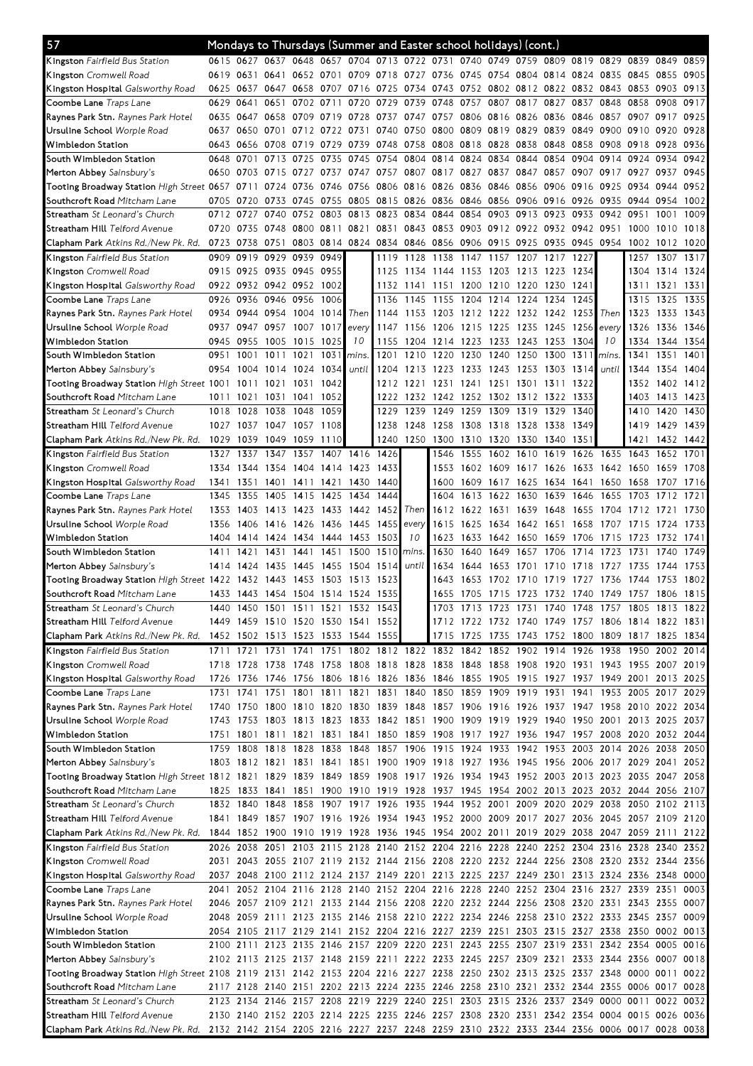# 57

## Mondays to Thursdays (Summer and Easter school holidays) (cont.)

| Stop | | | | | | | | | | | | | | | | | | |
|---|---|---|---|---|---|---|---|---|---|---|---|---|---|---|---|---|---|---|
| **Kingston** *Fairfield Bus Station* | 0615 | 0627 | 0637 | 0648 | 0657 | 0704 | 0713 | 0722 | 0731 | 0740 | 0749 | 0759 | 0809 | 0819 | 0829 | 0839 | 0849 | 0859 |
| **Kingston** *Cromwell Road* | 0619 | 0631 | 0641 | 0652 | 0701 | 0709 | 0718 | 0727 | 0736 | 0745 | 0754 | 0804 | 0814 | 0824 | 0835 | 0845 | 0855 | 0905 |
| **Kingston Hospital** *Galsworthy Road* | 0625 | 0637 | 0647 | 0658 | 0707 | 0716 | 0725 | 0734 | 0743 | 0752 | 0802 | 0812 | 0822 | 0832 | 0843 | 0853 | 0903 | 0913 |
| **Coombe Lane** *Traps Lane* | 0629 | 0641 | 0651 | 0702 | 0711 | 0720 | 0729 | 0739 | 0748 | 0757 | 0807 | 0817 | 0827 | 0837 | 0848 | 0858 | 0908 | 0917 |
| **Raynes Park Stn.** *Raynes Park Hotel* | 0635 | 0647 | 0658 | 0709 | 0719 | 0728 | 0737 | 0747 | 0757 | 0806 | 0816 | 0826 | 0836 | 0846 | 0857 | 0907 | 0917 | 0925 |
| **Ursuline School** *Worple Road* | 0637 | 0650 | 0701 | 0712 | 0722 | 0731 | 0740 | 0750 | 0800 | 0809 | 0819 | 0829 | 0839 | 0849 | 0900 | 0910 | 0920 | 0928 |
| **Wimbledon Station** | 0643 | 0656 | 0708 | 0719 | 0729 | 0739 | 0748 | 0758 | 0808 | 0818 | 0828 | 0838 | 0848 | 0858 | 0908 | 0918 | 0928 | 0936 |
| **South Wimbledon Station** | 0648 | 0701 | 0713 | 0725 | 0735 | 0745 | 0754 | 0804 | 0814 | 0824 | 0834 | 0844 | 0854 | 0904 | 0914 | 0924 | 0934 | 0942 |
| **Merton Abbey** *Sainsbury's* | 0650 | 0703 | 0715 | 0727 | 0737 | 0747 | 0757 | 0807 | 0817 | 0827 | 0837 | 0847 | 0857 | 0907 | 0917 | 0927 | 0937 | 0945 |
| **Tooting Broadway Station** *High Street* | 0657 | 0711 | 0724 | 0736 | 0746 | 0756 | 0806 | 0816 | 0826 | 0836 | 0846 | 0856 | 0906 | 0916 | 0925 | 0934 | 0944 | 0952 |
| **Southcroft Road** *Mitcham Lane* | 0705 | 0720 | 0733 | 0745 | 0755 | 0805 | 0815 | 0826 | 0836 | 0846 | 0856 | 0906 | 0916 | 0926 | 0935 | 0944 | 0954 | 1002 |
| **Streatham** *St Leonard's Church* | 0712 | 0727 | 0740 | 0752 | 0803 | 0813 | 0823 | 0834 | 0844 | 0854 | 0903 | 0913 | 0923 | 0933 | 0942 | 0951 | 1001 | 1009 |
| **Streatham Hill** *Telford Avenue* | 0720 | 0735 | 0748 | 0800 | 0811 | 0821 | 0831 | 0843 | 0853 | 0903 | 0912 | 0922 | 0932 | 0942 | 0951 | 1000 | 1010 | 1018 |
| **Clapham Park** *Atkins Rd./New Pk. Rd.* | 0723 | 0738 | 0751 | 0803 | 0814 | 0824 | 0834 | 0846 | 0856 | 0906 | 0915 | 0925 | 0935 | 0945 | 0954 | 1002 | 1012 | 1020 |

| Stop | | | | | | | | | | | | | | | | | | |
|---|---|---|---|---|---|---|---|---|---|---|---|---|---|---|---|---|---|---|
| **Kingston** *Fairfield Bus Station* | 0909 | 0919 | 0929 | 0939 | 0949 | | 1119 | 1128 | 1138 | 1147 | 1157 | 1207 | 1217 | 1227 | | 1257 | 1307 | 1317 |
| **Kingston** *Cromwell Road* | 0915 | 0925 | 0935 | 0945 | 0955 | | 1125 | 1134 | 1144 | 1153 | 1203 | 1213 | 1223 | 1234 | | 1304 | 1314 | 1324 |
| **Kingston Hospital** *Galsworthy Road* | 0922 | 0932 | 0942 | 0952 | 1002 | | 1132 | 1141 | 1151 | 1200 | 1210 | 1220 | 1230 | 1241 | | 1311 | 1321 | 1331 |
| **Coombe Lane** *Traps Lane* | 0926 | 0936 | 0946 | 0956 | 1006 | | 1136 | 1145 | 1155 | 1204 | 1214 | 1224 | 1234 | 1245 | | 1315 | 1325 | 1335 |
| **Raynes Park Stn.** *Raynes Park Hotel* | 0934 | 0944 | 0954 | 1004 | 1014 | Then | 1144 | 1153 | 1203 | 1212 | 1222 | 1232 | 1242 | 1253 | Then | 1323 | 1333 | 1343 |
| **Ursuline School** *Worple Road* | 0937 | 0947 | 0957 | 1007 | 1017 | every | 1147 | 1156 | 1206 | 1215 | 1225 | 1235 | 1245 | 1256 | every | 1326 | 1336 | 1346 |
| **Wimbledon Station** | 0945 | 0955 | 1005 | 1015 | 1025 | 10 | 1155 | 1204 | 1214 | 1223 | 1233 | 1243 | 1253 | 1304 | 10 | 1334 | 1344 | 1354 |
| **South Wimbledon Station** | 0951 | 1001 | 1011 | 1021 | 1031 | mins. | 1201 | 1210 | 1220 | 1230 | 1240 | 1250 | 1300 | 1311 | mins. | 1341 | 1351 | 1401 |
| **Merton Abbey** *Sainsbury's* | 0954 | 1004 | 1014 | 1024 | 1034 | until | 1204 | 1213 | 1223 | 1233 | 1243 | 1253 | 1303 | 1314 | until | 1344 | 1354 | 1404 |
| **Tooting Broadway Station** *High Street* | 1001 | 1011 | 1021 | 1031 | 1042 | | 1212 | 1221 | 1231 | 1241 | 1251 | 1301 | 1311 | 1322 | | 1352 | 1402 | 1412 |
| **Southcroft Road** *Mitcham Lane* | 1011 | 1021 | 1031 | 1041 | 1052 | | 1222 | 1232 | 1242 | 1252 | 1302 | 1312 | 1322 | 1333 | | 1403 | 1413 | 1423 |
| **Streatham** *St Leonard's Church* | 1018 | 1028 | 1038 | 1048 | 1059 | | 1229 | 1239 | 1249 | 1259 | 1309 | 1319 | 1329 | 1340 | | 1410 | 1420 | 1430 |
| **Streatham Hill** *Telford Avenue* | 1027 | 1037 | 1047 | 1057 | 1108 | | 1238 | 1248 | 1258 | 1308 | 1318 | 1328 | 1338 | 1349 | | 1419 | 1429 | 1439 |
| **Clapham Park** *Atkins Rd./New Pk. Rd.* | 1029 | 1039 | 1049 | 1059 | 1110 | | 1240 | 1250 | 1300 | 1310 | 1320 | 1330 | 1340 | 1351 | | 1421 | 1432 | 1442 |

| Stop | | | | | | | | | | | | | | | | | | |
|---|---|---|---|---|---|---|---|---|---|---|---|---|---|---|---|---|---|---|
| **Kingston** *Fairfield Bus Station* | 1327 | 1337 | 1347 | 1357 | 1407 | 1416 | 1426 | | 1546 | 1555 | 1602 | 1610 | 1619 | 1626 | 1635 | 1643 | 1652 | 1701 |
| **Kingston** *Cromwell Road* | 1334 | 1344 | 1354 | 1404 | 1414 | 1423 | 1433 | | 1553 | 1602 | 1609 | 1617 | 1626 | 1633 | 1642 | 1650 | 1659 | 1708 |
| **Kingston Hospital** *Galsworthy Road* | 1341 | 1351 | 1401 | 1411 | 1421 | 1430 | 1440 | | 1600 | 1609 | 1617 | 1625 | 1634 | 1641 | 1650 | 1658 | 1707 | 1716 |
| **Coombe Lane** *Traps Lane* | 1345 | 1355 | 1405 | 1415 | 1425 | 1434 | 1444 | | 1604 | 1613 | 1622 | 1630 | 1639 | 1646 | 1655 | 1703 | 1712 | 1721 |
| **Raynes Park Stn.** *Raynes Park Hotel* | 1353 | 1403 | 1413 | 1423 | 1433 | 1442 | 1452 | Then | 1612 | 1622 | 1631 | 1639 | 1648 | 1655 | 1704 | 1712 | 1721 | 1730 |
| **Ursuline School** *Worple Road* | 1356 | 1406 | 1416 | 1426 | 1436 | 1445 | 1455 | every | 1615 | 1625 | 1634 | 1642 | 1651 | 1658 | 1707 | 1715 | 1724 | 1733 |
| **Wimbledon Station** | 1404 | 1414 | 1424 | 1434 | 1444 | 1453 | 1503 | 10 | 1623 | 1633 | 1642 | 1650 | 1659 | 1706 | 1715 | 1723 | 1732 | 1741 |
| **South Wimbledon Station** | 1411 | 1421 | 1431 | 1441 | 1451 | 1500 | 1510 | mins. | 1630 | 1640 | 1649 | 1657 | 1706 | 1714 | 1723 | 1731 | 1740 | 1749 |
| **Merton Abbey** *Sainsbury's* | 1414 | 1424 | 1435 | 1445 | 1455 | 1504 | 1514 | until | 1634 | 1644 | 1653 | 1701 | 1710 | 1718 | 1727 | 1735 | 1744 | 1753 |
| **Tooting Broadway Station** *High Street* | 1422 | 1432 | 1443 | 1453 | 1503 | 1513 | 1523 | | 1643 | 1653 | 1702 | 1710 | 1719 | 1727 | 1736 | 1744 | 1753 | 1802 |
| **Southcroft Road** *Mitcham Lane* | 1433 | 1443 | 1454 | 1504 | 1514 | 1524 | 1535 | | 1655 | 1705 | 1715 | 1723 | 1732 | 1740 | 1749 | 1757 | 1806 | 1815 |
| **Streatham** *St Leonard's Church* | 1440 | 1450 | 1501 | 1511 | 1521 | 1532 | 1543 | | 1703 | 1713 | 1723 | 1731 | 1740 | 1748 | 1757 | 1805 | 1813 | 1822 |
| **Streatham Hill** *Telford Avenue* | 1449 | 1459 | 1510 | 1520 | 1530 | 1541 | 1552 | | 1712 | 1722 | 1732 | 1740 | 1749 | 1757 | 1806 | 1814 | 1822 | 1831 |
| **Clapham Park** *Atkins Rd./New Pk. Rd.* | 1452 | 1502 | 1513 | 1523 | 1533 | 1544 | 1555 | | 1715 | 1725 | 1735 | 1743 | 1752 | 1800 | 1809 | 1817 | 1825 | 1834 |

| Stop | | | | | | | | | | | | | | | | | | |
|---|---|---|---|---|---|---|---|---|---|---|---|---|---|---|---|---|---|---|
| **Kingston** *Fairfield Bus Station* | 1711 | 1721 | 1731 | 1741 | 1751 | 1802 | 1812 | 1822 | 1832 | 1842 | 1852 | 1902 | 1914 | 1926 | 1938 | 1950 | 2002 | 2014 |
| **Kingston** *Cromwell Road* | 1718 | 1728 | 1738 | 1748 | 1758 | 1808 | 1818 | 1828 | 1838 | 1848 | 1858 | 1908 | 1920 | 1931 | 1943 | 1955 | 2007 | 2019 |
| **Kingston Hospital** *Galsworthy Road* | 1726 | 1736 | 1746 | 1756 | 1806 | 1816 | 1826 | 1836 | 1846 | 1855 | 1905 | 1915 | 1927 | 1937 | 1949 | 2001 | 2013 | 2025 |
| **Coombe Lane** *Traps Lane* | 1731 | 1741 | 1751 | 1801 | 1811 | 1821 | 1831 | 1840 | 1850 | 1859 | 1909 | 1919 | 1931 | 1941 | 1953 | 2005 | 2017 | 2029 |
| **Raynes Park Stn.** *Raynes Park Hotel* | 1740 | 1750 | 1800 | 1810 | 1820 | 1830 | 1839 | 1848 | 1857 | 1906 | 1916 | 1926 | 1937 | 1947 | 1958 | 2010 | 2022 | 2034 |
| **Ursuline School** *Worple Road* | 1743 | 1753 | 1803 | 1813 | 1823 | 1833 | 1842 | 1851 | 1900 | 1909 | 1919 | 1929 | 1940 | 1950 | 2001 | 2013 | 2025 | 2037 |
| **Wimbledon Station** | 1751 | 1801 | 1811 | 1821 | 1831 | 1841 | 1850 | 1859 | 1908 | 1917 | 1927 | 1936 | 1947 | 1957 | 2008 | 2020 | 2032 | 2044 |
| **South Wimbledon Station** | 1759 | 1808 | 1818 | 1828 | 1838 | 1848 | 1857 | 1906 | 1915 | 1924 | 1933 | 1942 | 1953 | 2003 | 2014 | 2026 | 2038 | 2050 |
| **Merton Abbey** *Sainsbury's* | 1803 | 1812 | 1821 | 1831 | 1841 | 1851 | 1900 | 1909 | 1918 | 1927 | 1936 | 1945 | 1956 | 2006 | 2017 | 2029 | 2041 | 2052 |
| **Tooting Broadway Station** *High Street* | 1812 | 1821 | 1829 | 1839 | 1849 | 1859 | 1908 | 1917 | 1926 | 1934 | 1943 | 1952 | 2003 | 2013 | 2023 | 2035 | 2047 | 2058 |
| **Southcroft Road** *Mitcham Lane* | 1825 | 1833 | 1841 | 1851 | 1900 | 1910 | 1919 | 1928 | 1937 | 1945 | 1954 | 2002 | 2013 | 2023 | 2032 | 2044 | 2056 | 2107 |
| **Streatham** *St Leonard's Church* | 1832 | 1840 | 1848 | 1858 | 1907 | 1917 | 1926 | 1935 | 1944 | 1952 | 2001 | 2009 | 2020 | 2029 | 2038 | 2050 | 2102 | 2113 |
| **Streatham Hill** *Telford Avenue* | 1841 | 1849 | 1857 | 1907 | 1916 | 1926 | 1934 | 1943 | 1952 | 2000 | 2009 | 2017 | 2027 | 2036 | 2045 | 2057 | 2109 | 2120 |
| **Clapham Park** *Atkins Rd./New Pk. Rd.* | 1844 | 1852 | 1900 | 1910 | 1919 | 1928 | 1936 | 1945 | 1954 | 2002 | 2011 | 2019 | 2029 | 2038 | 2047 | 2059 | 2111 | 2122 |

| Stop | | | | | | | | | | | | | | | | | | |
|---|---|---|---|---|---|---|---|---|---|---|---|---|---|---|---|---|---|---|
| **Kingston** *Fairfield Bus Station* | 2026 | 2038 | 2051 | 2103 | 2115 | 2128 | 2140 | 2152 | 2204 | 2216 | 2228 | 2240 | 2252 | 2304 | 2316 | 2328 | 2340 | 2352 |
| **Kingston** *Cromwell Road* | 2031 | 2043 | 2055 | 2107 | 2119 | 2132 | 2144 | 2156 | 2208 | 2220 | 2232 | 2244 | 2256 | 2308 | 2320 | 2332 | 2344 | 2356 |
| **Kingston Hospital** *Galsworthy Road* | 2037 | 2048 | 2100 | 2112 | 2124 | 2137 | 2149 | 2201 | 2213 | 2225 | 2237 | 2249 | 2301 | 2313 | 2324 | 2336 | 2348 | 0000 |
| **Coombe Lane** *Traps Lane* | 2041 | 2052 | 2104 | 2116 | 2128 | 2140 | 2152 | 2204 | 2216 | 2228 | 2240 | 2252 | 2304 | 2316 | 2327 | 2339 | 2351 | 0003 |
| **Raynes Park Stn.** *Raynes Park Hotel* | 2046 | 2057 | 2109 | 2121 | 2133 | 2144 | 2156 | 2208 | 2220 | 2232 | 2244 | 2256 | 2308 | 2320 | 2331 | 2343 | 2355 | 0007 |
| **Ursuline School** *Worple Road* | 2048 | 2059 | 2111 | 2123 | 2135 | 2146 | 2158 | 2210 | 2222 | 2234 | 2246 | 2258 | 2310 | 2322 | 2333 | 2345 | 2357 | 0009 |
| **Wimbledon Station** | 2054 | 2105 | 2117 | 2129 | 2141 | 2152 | 2204 | 2216 | 2227 | 2239 | 2251 | 2303 | 2315 | 2327 | 2338 | 2350 | 0002 | 0013 |
| **South Wimbledon Station** | 2100 | 2111 | 2123 | 2135 | 2146 | 2157 | 2209 | 2220 | 2231 | 2243 | 2255 | 2307 | 2319 | 2331 | 2342 | 2354 | 0005 | 0016 |
| **Merton Abbey** *Sainsbury's* | 2102 | 2113 | 2125 | 2137 | 2148 | 2159 | 2211 | 2222 | 2233 | 2245 | 2257 | 2309 | 2321 | 2333 | 2344 | 2356 | 0007 | 0018 |
| **Tooting Broadway Station** *High Street* | 2108 | 2119 | 2131 | 2142 | 2153 | 2204 | 2216 | 2227 | 2238 | 2250 | 2302 | 2313 | 2325 | 2337 | 2348 | 0000 | 0011 | 0022 |
| **Southcroft Road** *Mitcham Lane* | 2117 | 2128 | 2140 | 2151 | 2202 | 2213 | 2224 | 2235 | 2246 | 2258 | 2310 | 2321 | 2332 | 2344 | 2355 | 0006 | 0017 | 0028 |
| **Streatham** *St Leonard's Church* | 2123 | 2134 | 2146 | 2157 | 2208 | 2219 | 2229 | 2240 | 2251 | 2303 | 2315 | 2326 | 2337 | 2349 | 0000 | 0011 | 0022 | 0032 |
| **Streatham Hill** *Telford Avenue* | 2130 | 2140 | 2152 | 2203 | 2214 | 2225 | 2235 | 2246 | 2257 | 2308 | 2320 | 2331 | 2342 | 2354 | 0004 | 0015 | 0026 | 0036 |
| **Clapham Park** *Atkins Rd./New Pk. Rd.* | 2132 | 2142 | 2154 | 2205 | 2216 | 2227 | 2237 | 2248 | 2259 | 2310 | 2322 | 2333 | 2344 | 2356 | 0006 | 0017 | 0028 | 0038 |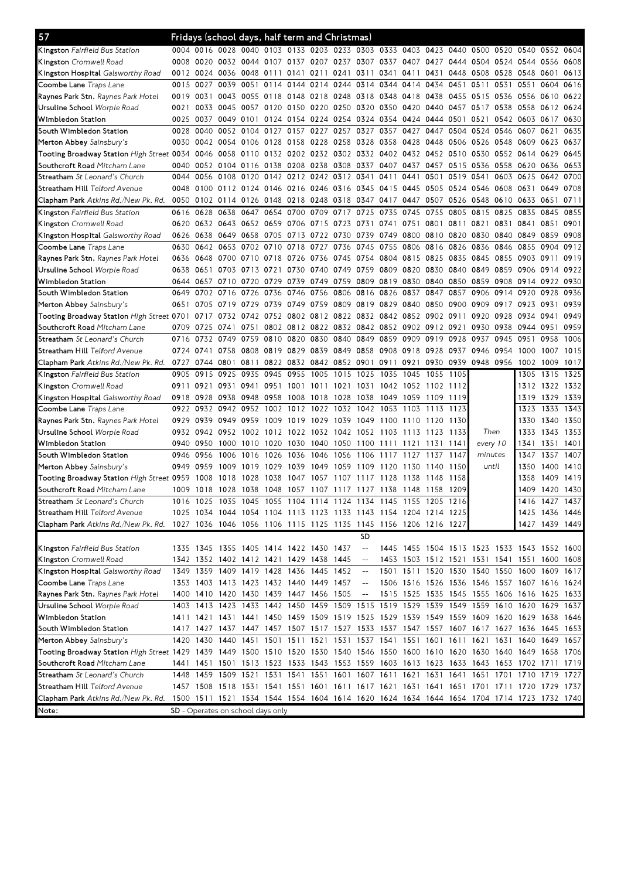## 57 Fridays (school days, half term and Christmas)

| Stop | | | | | | | | | | | | | | | | | | |
|---|---|---|---|---|---|---|---|---|---|---|---|---|---|---|---|---|---|---|
| Kingston *Fairfield Bus Station* | 0004 | 0016 | 0028 | 0040 | 0103 | 0133 | 0203 | 0233 | 0303 | 0333 | 0403 | 0423 | 0440 | 0500 | 0520 | 0540 | 0552 | 0604 |
| Kingston *Cromwell Road* | 0008 | 0020 | 0032 | 0044 | 0107 | 0137 | 0207 | 0237 | 0307 | 0337 | 0407 | 0427 | 0444 | 0504 | 0524 | 0544 | 0556 | 0608 |
| Kingston Hospital *Galsworthy Road* | 0012 | 0024 | 0036 | 0048 | 0111 | 0141 | 0211 | 0241 | 0311 | 0341 | 0411 | 0431 | 0448 | 0508 | 0528 | 0548 | 0601 | 0613 |
| Coombe Lane *Traps Lane* | 0015 | 0027 | 0039 | 0051 | 0114 | 0144 | 0214 | 0244 | 0314 | 0344 | 0414 | 0434 | 0451 | 0511 | 0531 | 0551 | 0604 | 0616 |
| Raynes Park Stn. *Raynes Park Hotel* | 0019 | 0031 | 0043 | 0055 | 0118 | 0148 | 0218 | 0248 | 0318 | 0348 | 0418 | 0438 | 0455 | 0515 | 0536 | 0556 | 0610 | 0622 |
| Ursuline School *Worple Road* | 0021 | 0033 | 0045 | 0057 | 0120 | 0150 | 0220 | 0250 | 0320 | 0350 | 0420 | 0440 | 0457 | 0517 | 0538 | 0558 | 0612 | 0624 |
| Wimbledon Station | 0025 | 0037 | 0049 | 0101 | 0124 | 0154 | 0224 | 0254 | 0324 | 0354 | 0424 | 0444 | 0501 | 0521 | 0542 | 0603 | 0617 | 0630 |
| South Wimbledon Station | 0028 | 0040 | 0052 | 0104 | 0127 | 0157 | 0227 | 0257 | 0327 | 0357 | 0427 | 0447 | 0504 | 0524 | 0546 | 0607 | 0621 | 0635 |
| Merton Abbey *Sainsbury's* | 0030 | 0042 | 0054 | 0106 | 0128 | 0158 | 0228 | 0258 | 0328 | 0358 | 0428 | 0448 | 0506 | 0526 | 0548 | 0609 | 0623 | 0637 |
| Tooting Broadway Station *High Street* | 0034 | 0046 | 0058 | 0110 | 0132 | 0202 | 0232 | 0302 | 0332 | 0402 | 0432 | 0452 | 0510 | 0530 | 0552 | 0614 | 0629 | 0645 |
| Southcroft Road *Mitcham Lane* | 0040 | 0052 | 0104 | 0116 | 0138 | 0208 | 0238 | 0308 | 0337 | 0407 | 0437 | 0457 | 0515 | 0536 | 0558 | 0620 | 0636 | 0653 |
| Streatham *St Leonard's Church* | 0044 | 0056 | 0108 | 0120 | 0142 | 0212 | 0242 | 0312 | 0341 | 0411 | 0441 | 0501 | 0519 | 0541 | 0603 | 0625 | 0642 | 0700 |
| Streatham Hill *Telford Avenue* | 0048 | 0100 | 0112 | 0124 | 0146 | 0216 | 0246 | 0316 | 0345 | 0415 | 0445 | 0505 | 0524 | 0546 | 0608 | 0631 | 0649 | 0708 |
| Clapham Park *Atkins Rd./New Pk. Rd.* | 0050 | 0102 | 0114 | 0126 | 0148 | 0218 | 0248 | 0318 | 0347 | 0417 | 0447 | 0507 | 0526 | 0548 | 0610 | 0633 | 0651 | 0711 |

| Stop | | | | | | | | | | | | | | | | | | |
|---|---|---|---|---|---|---|---|---|---|---|---|---|---|---|---|---|---|---|
| Kingston *Fairfield Bus Station* | 0616 | 0628 | 0638 | 0647 | 0654 | 0700 | 0709 | 0717 | 0725 | 0735 | 0745 | 0755 | 0805 | 0815 | 0825 | 0835 | 0845 | 0855 |
| Kingston *Cromwell Road* | 0620 | 0632 | 0643 | 0652 | 0659 | 0706 | 0715 | 0723 | 0731 | 0741 | 0751 | 0801 | 0811 | 0821 | 0831 | 0841 | 0851 | 0901 |
| Kingston Hospital *Galsworthy Road* | 0626 | 0638 | 0649 | 0658 | 0705 | 0713 | 0722 | 0730 | 0739 | 0749 | 0800 | 0810 | 0820 | 0830 | 0840 | 0849 | 0859 | 0908 |
| Coombe Lane *Traps Lane* | 0630 | 0642 | 0653 | 0702 | 0710 | 0718 | 0727 | 0736 | 0745 | 0755 | 0806 | 0816 | 0826 | 0836 | 0846 | 0855 | 0904 | 0912 |
| Raynes Park Stn. *Raynes Park Hotel* | 0636 | 0648 | 0700 | 0710 | 0718 | 0726 | 0736 | 0745 | 0754 | 0804 | 0815 | 0825 | 0835 | 0845 | 0855 | 0903 | 0911 | 0919 |
| Ursuline School *Worple Road* | 0638 | 0651 | 0703 | 0713 | 0721 | 0730 | 0740 | 0749 | 0759 | 0809 | 0820 | 0830 | 0840 | 0849 | 0859 | 0906 | 0914 | 0922 |
| Wimbledon Station | 0644 | 0657 | 0710 | 0720 | 0729 | 0739 | 0749 | 0759 | 0809 | 0819 | 0830 | 0840 | 0850 | 0859 | 0908 | 0914 | 0922 | 0930 |
| South Wimbledon Station | 0649 | 0702 | 0716 | 0726 | 0736 | 0746 | 0756 | 0806 | 0816 | 0826 | 0837 | 0847 | 0857 | 0906 | 0914 | 0920 | 0928 | 0936 |
| Merton Abbey *Sainsbury's* | 0651 | 0705 | 0719 | 0729 | 0739 | 0749 | 0759 | 0809 | 0819 | 0829 | 0840 | 0850 | 0900 | 0909 | 0917 | 0923 | 0931 | 0939 |
| Tooting Broadway Station *High Street* | 0701 | 0717 | 0732 | 0742 | 0752 | 0802 | 0812 | 0822 | 0832 | 0842 | 0852 | 0902 | 0911 | 0920 | 0928 | 0934 | 0941 | 0949 |
| Southcroft Road *Mitcham Lane* | 0709 | 0725 | 0741 | 0751 | 0802 | 0812 | 0822 | 0832 | 0842 | 0852 | 0902 | 0912 | 0921 | 0930 | 0938 | 0944 | 0951 | 0959 |
| Streatham *St Leonard's Church* | 0716 | 0732 | 0749 | 0759 | 0810 | 0820 | 0830 | 0840 | 0849 | 0859 | 0909 | 0919 | 0928 | 0937 | 0945 | 0951 | 0958 | 1006 |
| Streatham Hill *Telford Avenue* | 0724 | 0741 | 0758 | 0808 | 0819 | 0829 | 0839 | 0849 | 0858 | 0908 | 0918 | 0928 | 0937 | 0946 | 0954 | 1000 | 1007 | 1015 |
| Clapham Park *Atkins Rd./New Pk. Rd.* | 0727 | 0744 | 0801 | 0811 | 0822 | 0832 | 0842 | 0852 | 0901 | 0911 | 0921 | 0930 | 0939 | 0948 | 0956 | 1002 | 1009 | 1017 |

| Stop | | | | | | | | | | | | | | | | | |
|---|---|---|---|---|---|---|---|---|---|---|---|---|---|---|---|---|---|
| Kingston *Fairfield Bus Station* | 0905 | 0915 | 0925 | 0935 | 0945 | 0955 | 1005 | 1015 | 1025 | 1035 | 1045 | 1055 | 1105 | Then every 10 minutes until | 1305 | 1315 | 1325 |
| Kingston *Cromwell Road* | 0911 | 0921 | 0931 | 0941 | 0951 | 1001 | 1011 | 1021 | 1031 | 1042 | 1052 | 1102 | 1112 | | 1312 | 1322 | 1332 |
| Kingston Hospital *Galsworthy Road* | 0918 | 0928 | 0938 | 0948 | 0958 | 1008 | 1018 | 1028 | 1038 | 1049 | 1059 | 1109 | 1119 | | 1319 | 1329 | 1339 |
| Coombe Lane *Traps Lane* | 0922 | 0932 | 0942 | 0952 | 1002 | 1012 | 1022 | 1032 | 1042 | 1053 | 1103 | 1113 | 1123 | | 1323 | 1333 | 1343 |
| Raynes Park Stn. *Raynes Park Hotel* | 0929 | 0939 | 0949 | 0959 | 1009 | 1019 | 1029 | 1039 | 1049 | 1100 | 1110 | 1120 | 1130 | | 1330 | 1340 | 1350 |
| Ursuline School *Worple Road* | 0932 | 0942 | 0952 | 1002 | 1012 | 1022 | 1032 | 1042 | 1052 | 1103 | 1113 | 1123 | 1133 | | 1333 | 1343 | 1353 |
| Wimbledon Station | 0940 | 0950 | 1000 | 1010 | 1020 | 1030 | 1040 | 1050 | 1100 | 1111 | 1121 | 1131 | 1141 | | 1341 | 1351 | 1401 |
| South Wimbledon Station | 0946 | 0956 | 1006 | 1016 | 1026 | 1036 | 1046 | 1056 | 1106 | 1117 | 1127 | 1137 | 1147 | | 1347 | 1357 | 1407 |
| Merton Abbey *Sainsbury's* | 0949 | 0959 | 1009 | 1019 | 1029 | 1039 | 1049 | 1059 | 1109 | 1120 | 1130 | 1140 | 1150 | | 1350 | 1400 | 1410 |
| Tooting Broadway Station *High Street* | 0959 | 1008 | 1018 | 1028 | 1038 | 1047 | 1057 | 1107 | 1117 | 1128 | 1138 | 1148 | 1158 | | 1358 | 1409 | 1419 |
| Southcroft Road *Mitcham Lane* | 1009 | 1018 | 1028 | 1038 | 1048 | 1057 | 1107 | 1117 | 1127 | 1138 | 1148 | 1158 | 1209 | | 1409 | 1420 | 1430 |
| Streatham *St Leonard's Church* | 1016 | 1025 | 1035 | 1045 | 1055 | 1104 | 1114 | 1124 | 1134 | 1145 | 1155 | 1205 | 1216 | | 1416 | 1427 | 1437 |
| Streatham Hill *Telford Avenue* | 1025 | 1034 | 1044 | 1054 | 1104 | 1113 | 1123 | 1133 | 1143 | 1154 | 1204 | 1214 | 1225 | | 1425 | 1436 | 1446 |
| Clapham Park *Atkins Rd./New Pk. Rd.* | 1027 | 1036 | 1046 | 1056 | 1106 | 1115 | 1125 | 1135 | 1145 | 1156 | 1206 | 1216 | 1227 | | 1427 | 1439 | 1449 |

| Stop | | | | | | | | | SD | | | | | | | | | |
|---|---|---|---|---|---|---|---|---|---|---|---|---|---|---|---|---|---|---|
| Kingston *Fairfield Bus Station* | 1335 | 1345 | 1355 | 1405 | 1414 | 1422 | 1430 | 1437 | -- | 1445 | 1455 | 1504 | 1513 | 1523 | 1533 | 1543 | 1552 | 1600 |
| Kingston *Cromwell Road* | 1342 | 1352 | 1402 | 1412 | 1421 | 1429 | 1438 | 1445 | -- | 1453 | 1503 | 1512 | 1521 | 1531 | 1541 | 1551 | 1600 | 1608 |
| Kingston Hospital *Galsworthy Road* | 1349 | 1359 | 1409 | 1419 | 1428 | 1436 | 1445 | 1452 | -- | 1501 | 1511 | 1520 | 1530 | 1540 | 1550 | 1600 | 1609 | 1617 |
| Coombe Lane *Traps Lane* | 1353 | 1403 | 1413 | 1423 | 1432 | 1440 | 1449 | 1457 | -- | 1506 | 1516 | 1526 | 1536 | 1546 | 1557 | 1607 | 1616 | 1624 |
| Raynes Park Stn. *Raynes Park Hotel* | 1400 | 1410 | 1420 | 1430 | 1439 | 1447 | 1456 | 1505 | -- | 1515 | 1525 | 1535 | 1545 | 1555 | 1606 | 1616 | 1625 | 1633 |
| Ursuline School *Worple Road* | 1403 | 1413 | 1423 | 1433 | 1442 | 1450 | 1459 | 1509 | 1515 | 1519 | 1529 | 1539 | 1549 | 1559 | 1610 | 1620 | 1629 | 1637 |
| Wimbledon Station | 1411 | 1421 | 1431 | 1441 | 1450 | 1459 | 1509 | 1519 | 1525 | 1529 | 1539 | 1549 | 1559 | 1609 | 1620 | 1629 | 1638 | 1646 |
| South Wimbledon Station | 1417 | 1427 | 1437 | 1447 | 1457 | 1507 | 1517 | 1527 | 1533 | 1537 | 1547 | 1557 | 1607 | 1617 | 1627 | 1636 | 1645 | 1653 |
| Merton Abbey *Sainsbury's* | 1420 | 1430 | 1440 | 1451 | 1501 | 1511 | 1521 | 1531 | 1537 | 1541 | 1551 | 1601 | 1611 | 1621 | 1631 | 1640 | 1649 | 1657 |
| Tooting Broadway Station *High Street* | 1429 | 1439 | 1449 | 1500 | 1510 | 1520 | 1530 | 1540 | 1546 | 1550 | 1600 | 1610 | 1620 | 1630 | 1640 | 1649 | 1658 | 1706 |
| Southcroft Road *Mitcham Lane* | 1441 | 1451 | 1501 | 1513 | 1523 | 1533 | 1543 | 1553 | 1559 | 1603 | 1613 | 1623 | 1633 | 1643 | 1653 | 1702 | 1711 | 1719 |
| Streatham *St Leonard's Church* | 1448 | 1459 | 1509 | 1521 | 1531 | 1541 | 1551 | 1601 | 1607 | 1611 | 1621 | 1631 | 1641 | 1651 | 1701 | 1710 | 1719 | 1727 |
| Streatham Hill *Telford Avenue* | 1457 | 1508 | 1518 | 1531 | 1541 | 1551 | 1601 | 1611 | 1617 | 1621 | 1631 | 1641 | 1651 | 1701 | 1711 | 1720 | 1729 | 1737 |
| Clapham Park *Atkins Rd./New Pk. Rd.* | 1500 | 1511 | 1521 | 1534 | 1544 | 1554 | 1604 | 1614 | 1620 | 1624 | 1634 | 1644 | 1654 | 1704 | 1714 | 1723 | 1732 | 1740 |

Note: SD - Operates on school days only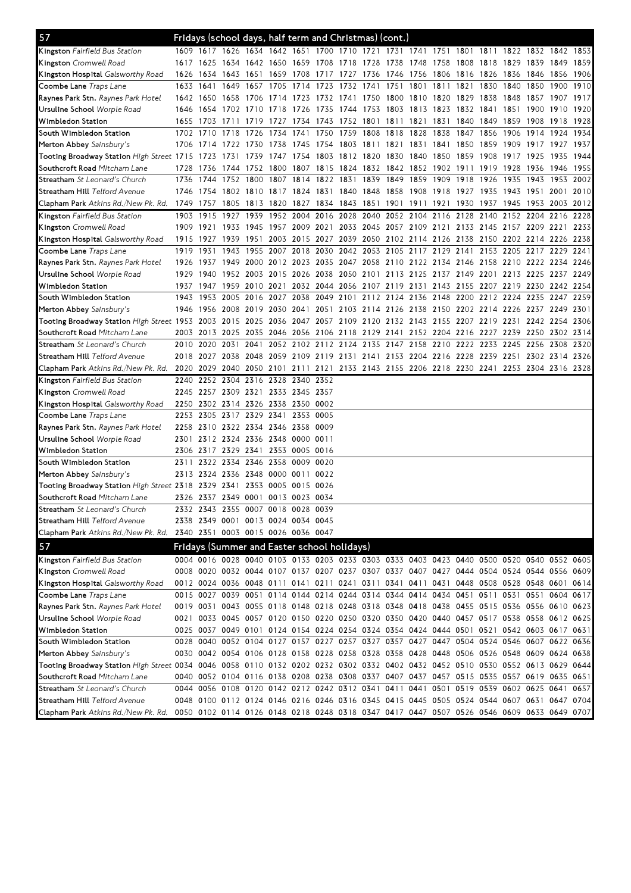## 57 Fridays (school days, half term and Christmas) (cont.)

| Stop | | | | | | | | | | | | | | | | | | |
|---|---|---|---|---|---|---|---|---|---|---|---|---|---|---|---|---|---|---|
| Kingston *Fairfield Bus Station* | 1609 | 1617 | 1626 | 1634 | 1642 | 1651 | 1700 | 1710 | 1721 | 1731 | 1741 | 1751 | 1801 | 1811 | 1822 | 1832 | 1842 | 1853 |
| Kingston *Cromwell Road* | 1617 | 1625 | 1634 | 1642 | 1650 | 1659 | 1708 | 1718 | 1728 | 1738 | 1748 | 1758 | 1808 | 1818 | 1829 | 1839 | 1849 | 1859 |
| Kingston Hospital *Galsworthy Road* | 1626 | 1634 | 1643 | 1651 | 1659 | 1708 | 1717 | 1727 | 1736 | 1746 | 1756 | 1806 | 1816 | 1826 | 1836 | 1846 | 1856 | 1906 |
| Coombe Lane *Traps Lane* | 1633 | 1641 | 1649 | 1657 | 1705 | 1714 | 1723 | 1732 | 1741 | 1751 | 1801 | 1811 | 1821 | 1830 | 1840 | 1850 | 1900 | 1910 |
| Raynes Park Stn. *Raynes Park Hotel* | 1642 | 1650 | 1658 | 1706 | 1714 | 1723 | 1732 | 1741 | 1750 | 1800 | 1810 | 1820 | 1829 | 1838 | 1848 | 1857 | 1907 | 1917 |
| Ursuline School *Worple Road* | 1646 | 1654 | 1702 | 1710 | 1718 | 1726 | 1735 | 1744 | 1753 | 1803 | 1813 | 1823 | 1832 | 1841 | 1851 | 1900 | 1910 | 1920 |
| Wimbledon Station | 1655 | 1703 | 1711 | 1719 | 1727 | 1734 | 1743 | 1752 | 1801 | 1811 | 1821 | 1831 | 1840 | 1849 | 1859 | 1908 | 1918 | 1928 |
| South Wimbledon Station | 1702 | 1710 | 1718 | 1726 | 1734 | 1741 | 1750 | 1759 | 1808 | 1818 | 1828 | 1838 | 1847 | 1856 | 1906 | 1914 | 1924 | 1934 |
| Merton Abbey *Sainsbury's* | 1706 | 1714 | 1722 | 1730 | 1738 | 1745 | 1754 | 1803 | 1811 | 1821 | 1831 | 1841 | 1850 | 1859 | 1909 | 1917 | 1927 | 1937 |
| Tooting Broadway Station *High Street* | 1715 | 1723 | 1731 | 1739 | 1747 | 1754 | 1803 | 1812 | 1820 | 1830 | 1840 | 1850 | 1859 | 1908 | 1917 | 1925 | 1935 | 1944 |
| Southcroft Road *Mitcham Lane* | 1728 | 1736 | 1744 | 1752 | 1800 | 1807 | 1815 | 1824 | 1832 | 1842 | 1852 | 1902 | 1911 | 1919 | 1928 | 1936 | 1946 | 1955 |
| Streatham *St Leonard's Church* | 1736 | 1744 | 1752 | 1800 | 1807 | 1814 | 1822 | 1831 | 1839 | 1849 | 1859 | 1909 | 1918 | 1926 | 1935 | 1943 | 1953 | 2002 |
| Streatham Hill *Telford Avenue* | 1746 | 1754 | 1802 | 1810 | 1817 | 1824 | 1831 | 1840 | 1848 | 1858 | 1908 | 1918 | 1927 | 1935 | 1943 | 1951 | 2001 | 2010 |
| Clapham Park *Atkins Rd./New Pk. Rd.* | 1749 | 1757 | 1805 | 1813 | 1820 | 1827 | 1834 | 1843 | 1851 | 1901 | 1911 | 1921 | 1930 | 1937 | 1945 | 1953 | 2003 | 2012 |
| Kingston *Fairfield Bus Station* | 1903 | 1915 | 1927 | 1939 | 1952 | 2004 | 2016 | 2028 | 2040 | 2052 | 2104 | 2116 | 2128 | 2140 | 2152 | 2204 | 2216 | 2228 |
| Kingston *Cromwell Road* | 1909 | 1921 | 1933 | 1945 | 1957 | 2009 | 2021 | 2033 | 2045 | 2057 | 2109 | 2121 | 2133 | 2145 | 2157 | 2209 | 2221 | 2233 |
| Kingston Hospital *Galsworthy Road* | 1915 | 1927 | 1939 | 1951 | 2003 | 2015 | 2027 | 2039 | 2050 | 2102 | 2114 | 2126 | 2138 | 2150 | 2202 | 2214 | 2226 | 2238 |
| Coombe Lane *Traps Lane* | 1919 | 1931 | 1943 | 1955 | 2007 | 2018 | 2030 | 2042 | 2053 | 2105 | 2117 | 2129 | 2141 | 2153 | 2205 | 2217 | 2229 | 2241 |
| Raynes Park Stn. *Raynes Park Hotel* | 1926 | 1937 | 1949 | 2000 | 2012 | 2023 | 2035 | 2047 | 2058 | 2110 | 2122 | 2134 | 2146 | 2158 | 2210 | 2222 | 2234 | 2246 |
| Ursuline School *Worple Road* | 1929 | 1940 | 1952 | 2003 | 2015 | 2026 | 2038 | 2050 | 2101 | 2113 | 2125 | 2137 | 2149 | 2201 | 2213 | 2225 | 2237 | 2249 |
| Wimbledon Station | 1937 | 1947 | 1959 | 2010 | 2021 | 2032 | 2044 | 2056 | 2107 | 2119 | 2131 | 2143 | 2155 | 2207 | 2219 | 2230 | 2242 | 2254 |
| South Wimbledon Station | 1943 | 1953 | 2005 | 2016 | 2027 | 2038 | 2049 | 2101 | 2112 | 2124 | 2136 | 2148 | 2200 | 2212 | 2224 | 2235 | 2247 | 2259 |
| Merton Abbey *Sainsbury's* | 1946 | 1956 | 2008 | 2019 | 2030 | 2041 | 2051 | 2103 | 2114 | 2126 | 2138 | 2150 | 2202 | 2214 | 2226 | 2237 | 2249 | 2301 |
| Tooting Broadway Station *High Street* | 1953 | 2003 | 2015 | 2025 | 2036 | 2047 | 2057 | 2109 | 2120 | 2132 | 2143 | 2155 | 2207 | 2219 | 2231 | 2242 | 2254 | 2306 |
| Southcroft Road *Mitcham Lane* | 2003 | 2013 | 2025 | 2035 | 2046 | 2056 | 2106 | 2118 | 2129 | 2141 | 2152 | 2204 | 2216 | 2227 | 2239 | 2250 | 2302 | 2314 |
| Streatham *St Leonard's Church* | 2010 | 2020 | 2031 | 2041 | 2052 | 2102 | 2112 | 2124 | 2135 | 2147 | 2158 | 2210 | 2222 | 2233 | 2245 | 2256 | 2308 | 2320 |
| Streatham Hill *Telford Avenue* | 2018 | 2027 | 2038 | 2048 | 2059 | 2109 | 2119 | 2131 | 2141 | 2153 | 2204 | 2216 | 2228 | 2239 | 2251 | 2302 | 2314 | 2326 |
| Clapham Park *Atkins Rd./New Pk. Rd.* | 2020 | 2029 | 2040 | 2050 | 2101 | 2111 | 2121 | 2133 | 2143 | 2155 | 2206 | 2218 | 2230 | 2241 | 2253 | 2304 | 2316 | 2328 |
| Kingston *Fairfield Bus Station* | 2240 | 2252 | 2304 | 2316 | 2328 | 2340 | 2352 | | | | | | | | | | | |
| Kingston *Cromwell Road* | 2245 | 2257 | 2309 | 2321 | 2333 | 2345 | 2357 | | | | | | | | | | | |
| Kingston Hospital *Galsworthy Road* | 2250 | 2302 | 2314 | 2326 | 2338 | 2350 | 0002 | | | | | | | | | | | |
| Coombe Lane *Traps Lane* | 2253 | 2305 | 2317 | 2329 | 2341 | 2353 | 0005 | | | | | | | | | | | |
| Raynes Park Stn. *Raynes Park Hotel* | 2258 | 2310 | 2322 | 2334 | 2346 | 2358 | 0009 | | | | | | | | | | | |
| Ursuline School *Worple Road* | 2301 | 2312 | 2324 | 2336 | 2348 | 0000 | 0011 | | | | | | | | | | | |
| Wimbledon Station | 2306 | 2317 | 2329 | 2341 | 2353 | 0005 | 0016 | | | | | | | | | | | |
| South Wimbledon Station | 2311 | 2322 | 2334 | 2346 | 2358 | 0009 | 0020 | | | | | | | | | | | |
| Merton Abbey *Sainsbury's* | 2313 | 2324 | 2336 | 2348 | 0000 | 0011 | 0022 | | | | | | | | | | | |
| Tooting Broadway Station *High Street* | 2318 | 2329 | 2341 | 2353 | 0005 | 0015 | 0026 | | | | | | | | | | | |
| Southcroft Road *Mitcham Lane* | 2326 | 2337 | 2349 | 0001 | 0013 | 0023 | 0034 | | | | | | | | | | | |
| Streatham *St Leonard's Church* | 2332 | 2343 | 2355 | 0007 | 0018 | 0028 | 0039 | | | | | | | | | | | |
| Streatham Hill *Telford Avenue* | 2338 | 2349 | 0001 | 0013 | 0024 | 0034 | 0045 | | | | | | | | | | | |
| Clapham Park *Atkins Rd./New Pk. Rd.* | 2340 | 2351 | 0003 | 0015 | 0026 | 0036 | 0047 | | | | | | | | | | | |

## 57 Fridays (Summer and Easter school holidays)

| Stop | | | | | | | | | | | | | | | | | | |
|---|---|---|---|---|---|---|---|---|---|---|---|---|---|---|---|---|---|---|
| Kingston *Fairfield Bus Station* | 0004 | 0016 | 0028 | 0040 | 0103 | 0133 | 0203 | 0233 | 0303 | 0333 | 0403 | 0423 | 0440 | 0500 | 0520 | 0540 | 0552 | 0605 |
| Kingston *Cromwell Road* | 0008 | 0020 | 0032 | 0044 | 0107 | 0137 | 0207 | 0237 | 0307 | 0337 | 0407 | 0427 | 0444 | 0504 | 0524 | 0544 | 0556 | 0609 |
| Kingston Hospital *Galsworthy Road* | 0012 | 0024 | 0036 | 0048 | 0111 | 0141 | 0211 | 0241 | 0311 | 0341 | 0411 | 0431 | 0448 | 0508 | 0528 | 0548 | 0601 | 0614 |
| Coombe Lane *Traps Lane* | 0015 | 0027 | 0039 | 0051 | 0114 | 0144 | 0214 | 0244 | 0314 | 0344 | 0414 | 0434 | 0451 | 0511 | 0531 | 0551 | 0604 | 0617 |
| Raynes Park Stn. *Raynes Park Hotel* | 0019 | 0031 | 0043 | 0055 | 0118 | 0148 | 0218 | 0248 | 0318 | 0348 | 0418 | 0438 | 0455 | 0515 | 0536 | 0556 | 0610 | 0623 |
| Ursuline School *Worple Road* | 0021 | 0033 | 0045 | 0057 | 0120 | 0150 | 0220 | 0250 | 0320 | 0350 | 0420 | 0440 | 0457 | 0517 | 0538 | 0558 | 0612 | 0625 |
| Wimbledon Station | 0025 | 0037 | 0049 | 0101 | 0124 | 0154 | 0224 | 0254 | 0324 | 0354 | 0424 | 0444 | 0501 | 0521 | 0542 | 0603 | 0617 | 0631 |
| South Wimbledon Station | 0028 | 0040 | 0052 | 0104 | 0127 | 0157 | 0227 | 0257 | 0327 | 0357 | 0427 | 0447 | 0504 | 0524 | 0546 | 0607 | 0622 | 0636 |
| Merton Abbey *Sainsbury's* | 0030 | 0042 | 0054 | 0106 | 0128 | 0158 | 0228 | 0258 | 0328 | 0358 | 0428 | 0448 | 0506 | 0526 | 0548 | 0609 | 0624 | 0638 |
| Tooting Broadway Station *High Street* | 0034 | 0046 | 0058 | 0110 | 0132 | 0202 | 0232 | 0302 | 0332 | 0402 | 0432 | 0452 | 0510 | 0530 | 0552 | 0613 | 0629 | 0644 |
| Southcroft Road *Mitcham Lane* | 0040 | 0052 | 0104 | 0116 | 0138 | 0208 | 0238 | 0308 | 0337 | 0407 | 0437 | 0457 | 0515 | 0535 | 0557 | 0619 | 0635 | 0651 |
| Streatham *St Leonard's Church* | 0044 | 0056 | 0108 | 0120 | 0142 | 0212 | 0242 | 0312 | 0341 | 0411 | 0441 | 0501 | 0519 | 0539 | 0602 | 0625 | 0641 | 0657 |
| Streatham Hill *Telford Avenue* | 0048 | 0100 | 0112 | 0124 | 0146 | 0216 | 0246 | 0316 | 0345 | 0415 | 0445 | 0505 | 0524 | 0544 | 0607 | 0631 | 0647 | 0704 |
| Clapham Park *Atkins Rd./New Pk. Rd.* | 0050 | 0102 | 0114 | 0126 | 0148 | 0218 | 0248 | 0318 | 0347 | 0417 | 0447 | 0507 | 0526 | 0546 | 0609 | 0633 | 0649 | 0707 |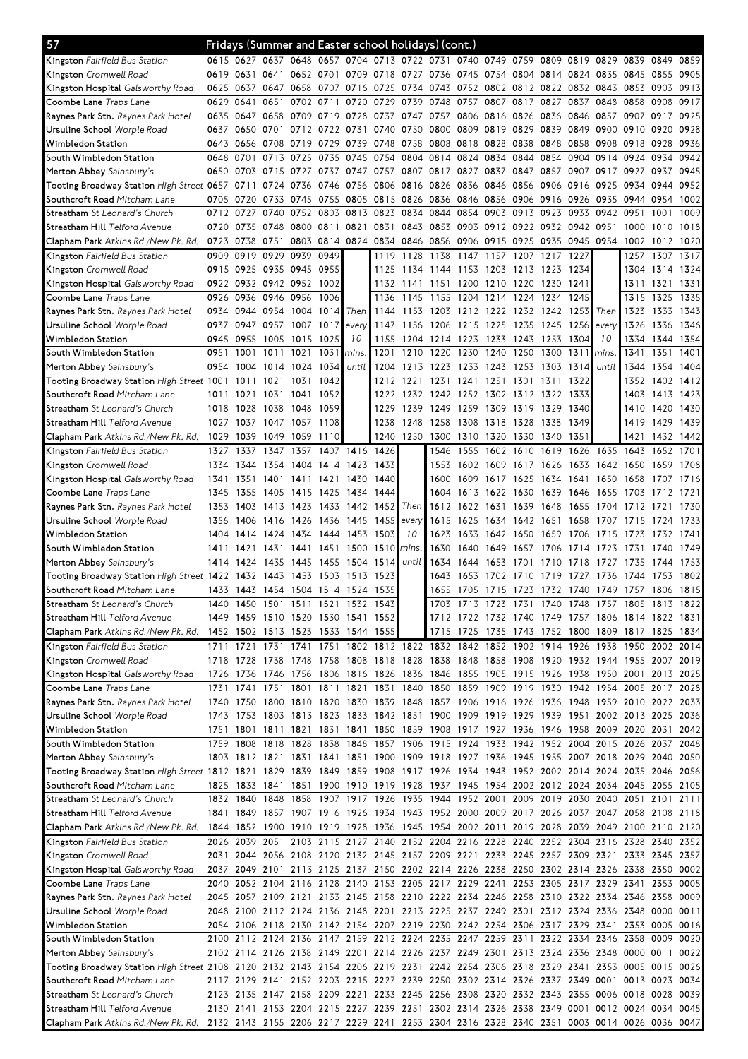## 57 Fridays (Summer and Easter school holidays) (cont.)

| Stop | | | | | | | | | | | | | | | | | | |
|---|---|---|---|---|---|---|---|---|---|---|---|---|---|---|---|---|---|---|
| **Kingston** *Fairfield Bus Station* | 0615 | 0627 | 0637 | 0648 | 0657 | 0704 | 0713 | 0722 | 0731 | 0740 | 0749 | 0759 | 0809 | 0819 | 0829 | 0839 | 0849 | 0859 |
| **Kingston** *Cromwell Road* | 0619 | 0631 | 0641 | 0652 | 0701 | 0709 | 0718 | 0727 | 0736 | 0745 | 0754 | 0804 | 0814 | 0824 | 0835 | 0845 | 0855 | 0905 |
| **Kingston Hospital** *Galsworthy Road* | 0625 | 0637 | 0647 | 0658 | 0707 | 0716 | 0725 | 0734 | 0743 | 0752 | 0802 | 0812 | 0822 | 0832 | 0843 | 0853 | 0903 | 0913 |
| **Coombe Lane** *Traps Lane* | 0629 | 0641 | 0651 | 0702 | 0711 | 0720 | 0729 | 0739 | 0748 | 0757 | 0807 | 0817 | 0827 | 0837 | 0848 | 0858 | 0908 | 0917 |
| **Raynes Park Stn.** *Raynes Park Hotel* | 0635 | 0647 | 0658 | 0709 | 0719 | 0728 | 0737 | 0747 | 0757 | 0806 | 0816 | 0826 | 0836 | 0846 | 0857 | 0907 | 0917 | 0925 |
| **Ursuline School** *Worple Road* | 0637 | 0650 | 0701 | 0712 | 0722 | 0731 | 0740 | 0750 | 0800 | 0809 | 0819 | 0829 | 0839 | 0849 | 0900 | 0910 | 0920 | 0928 |
| **Wimbledon Station** | 0643 | 0656 | 0708 | 0719 | 0729 | 0739 | 0748 | 0758 | 0808 | 0818 | 0828 | 0838 | 0848 | 0858 | 0908 | 0918 | 0928 | 0936 |
| **South Wimbledon Station** | 0648 | 0701 | 0713 | 0725 | 0735 | 0745 | 0754 | 0804 | 0814 | 0824 | 0834 | 0844 | 0854 | 0904 | 0914 | 0924 | 0934 | 0942 |
| **Merton Abbey** *Sainsbury's* | 0650 | 0703 | 0715 | 0727 | 0737 | 0747 | 0757 | 0807 | 0817 | 0827 | 0837 | 0847 | 0857 | 0907 | 0917 | 0927 | 0937 | 0945 |
| **Tooting Broadway Station** *High Street* | 0657 | 0711 | 0724 | 0736 | 0746 | 0756 | 0806 | 0816 | 0826 | 0836 | 0846 | 0856 | 0906 | 0916 | 0925 | 0934 | 0944 | 0952 |
| **Southcroft Road** *Mitcham Lane* | 0705 | 0720 | 0733 | 0745 | 0755 | 0805 | 0815 | 0826 | 0836 | 0846 | 0856 | 0906 | 0916 | 0926 | 0935 | 0944 | 0954 | 1002 |
| **Streatham** *St Leonard's Church* | 0712 | 0727 | 0740 | 0752 | 0803 | 0813 | 0823 | 0834 | 0844 | 0854 | 0903 | 0913 | 0923 | 0933 | 0942 | 0951 | 1001 | 1009 |
| **Streatham Hill** *Telford Avenue* | 0720 | 0735 | 0748 | 0800 | 0811 | 0821 | 0831 | 0843 | 0853 | 0903 | 0912 | 0922 | 0932 | 0942 | 0951 | 1000 | 1010 | 1018 |
| **Clapham Park** *Atkins Rd./New Pk. Rd.* | 0723 | 0738 | 0751 | 0803 | 0814 | 0824 | 0834 | 0846 | 0856 | 0906 | 0915 | 0925 | 0935 | 0945 | 0954 | 1002 | 1012 | 1020 |

| Stop | | | | | | | | | | | | | | | | | | |
|---|---|---|---|---|---|---|---|---|---|---|---|---|---|---|---|---|---|---|
| **Kingston** *Fairfield Bus Station* | 0909 | 0919 | 0929 | 0939 | 0949 | | 1119 | 1128 | 1138 | 1147 | 1157 | 1207 | 1217 | 1227 | | 1257 | 1307 | 1317 |
| **Kingston** *Cromwell Road* | 0915 | 0925 | 0935 | 0945 | 0955 | | 1125 | 1134 | 1144 | 1153 | 1203 | 1213 | 1223 | 1234 | | 1304 | 1314 | 1324 |
| **Kingston Hospital** *Galsworthy Road* | 0922 | 0932 | 0942 | 0952 | 1002 | | 1132 | 1141 | 1151 | 1200 | 1210 | 1220 | 1230 | 1241 | | 1311 | 1321 | 1331 |
| **Coombe Lane** *Traps Lane* | 0926 | 0936 | 0946 | 0956 | 1006 | | 1136 | 1145 | 1155 | 1204 | 1214 | 1224 | 1234 | 1245 | | 1315 | 1325 | 1335 |
| **Raynes Park Stn.** *Raynes Park Hotel* | 0934 | 0944 | 0954 | 1004 | 1014 | Then | 1144 | 1153 | 1203 | 1212 | 1222 | 1232 | 1242 | 1253 | Then | 1323 | 1333 | 1343 |
| **Ursuline School** *Worple Road* | 0937 | 0947 | 0957 | 1007 | 1017 | every | 1147 | 1156 | 1206 | 1215 | 1225 | 1235 | 1245 | 1256 | every | 1326 | 1336 | 1346 |
| **Wimbledon Station** | 0945 | 0955 | 1005 | 1015 | 1025 | 10 | 1155 | 1204 | 1214 | 1223 | 1233 | 1243 | 1253 | 1304 | 10 | 1334 | 1344 | 1354 |
| **South Wimbledon Station** | 0951 | 1001 | 1011 | 1021 | 1031 | mins. | 1201 | 1210 | 1220 | 1230 | 1240 | 1250 | 1300 | 1311 | mins. | 1341 | 1351 | 1401 |
| **Merton Abbey** *Sainsbury's* | 0954 | 1004 | 1014 | 1024 | 1034 | until | 1204 | 1213 | 1223 | 1233 | 1243 | 1253 | 1303 | 1314 | until | 1344 | 1354 | 1404 |
| **Tooting Broadway Station** *High Street* | 1001 | 1011 | 1021 | 1031 | 1042 | | 1212 | 1221 | 1231 | 1241 | 1251 | 1301 | 1311 | 1322 | | 1352 | 1402 | 1412 |
| **Southcroft Road** *Mitcham Lane* | 1011 | 1021 | 1031 | 1041 | 1052 | | 1222 | 1232 | 1242 | 1252 | 1302 | 1312 | 1322 | 1333 | | 1403 | 1413 | 1423 |
| **Streatham** *St Leonard's Church* | 1018 | 1028 | 1038 | 1048 | 1059 | | 1229 | 1239 | 1249 | 1259 | 1309 | 1319 | 1329 | 1340 | | 1410 | 1420 | 1430 |
| **Streatham Hill** *Telford Avenue* | 1027 | 1037 | 1047 | 1057 | 1108 | | 1238 | 1248 | 1258 | 1308 | 1318 | 1328 | 1338 | 1349 | | 1419 | 1429 | 1439 |
| **Clapham Park** *Atkins Rd./New Pk. Rd.* | 1029 | 1039 | 1049 | 1059 | 1110 | | 1240 | 1250 | 1300 | 1310 | 1320 | 1330 | 1340 | 1351 | | 1421 | 1432 | 1442 |

| Stop | | | | | | | | | | | | | | | | | | |
|---|---|---|---|---|---|---|---|---|---|---|---|---|---|---|---|---|---|---|
| **Kingston** *Fairfield Bus Station* | 1327 | 1337 | 1347 | 1357 | 1407 | 1416 | 1426 | | 1546 | 1555 | 1602 | 1610 | 1619 | 1626 | 1635 | 1643 | 1652 | 1701 |
| **Kingston** *Cromwell Road* | 1334 | 1344 | 1354 | 1404 | 1414 | 1423 | 1433 | | 1553 | 1602 | 1609 | 1617 | 1626 | 1633 | 1642 | 1650 | 1659 | 1708 |
| **Kingston Hospital** *Galsworthy Road* | 1341 | 1351 | 1401 | 1411 | 1421 | 1430 | 1440 | | 1600 | 1609 | 1617 | 1625 | 1634 | 1641 | 1650 | 1658 | 1707 | 1716 |
| **Coombe Lane** *Traps Lane* | 1345 | 1355 | 1405 | 1415 | 1425 | 1434 | 1444 | | 1604 | 1613 | 1622 | 1630 | 1639 | 1646 | 1655 | 1703 | 1712 | 1721 |
| **Raynes Park Stn.** *Raynes Park Hotel* | 1353 | 1403 | 1413 | 1423 | 1433 | 1442 | 1452 | Then | 1612 | 1622 | 1631 | 1639 | 1648 | 1655 | 1704 | 1712 | 1721 | 1730 |
| **Ursuline School** *Worple Road* | 1356 | 1406 | 1416 | 1426 | 1436 | 1445 | 1455 | every | 1615 | 1625 | 1634 | 1642 | 1651 | 1658 | 1707 | 1715 | 1724 | 1733 |
| **Wimbledon Station** | 1404 | 1414 | 1424 | 1434 | 1444 | 1453 | 1503 | 10 | 1623 | 1633 | 1642 | 1650 | 1659 | 1706 | 1715 | 1723 | 1732 | 1741 |
| **South Wimbledon Station** | 1411 | 1421 | 1431 | 1441 | 1451 | 1500 | 1510 | mins. | 1630 | 1640 | 1649 | 1657 | 1706 | 1714 | 1723 | 1731 | 1740 | 1749 |
| **Merton Abbey** *Sainsbury's* | 1414 | 1424 | 1435 | 1445 | 1455 | 1504 | 1514 | until | 1634 | 1644 | 1653 | 1701 | 1710 | 1718 | 1727 | 1735 | 1744 | 1753 |
| **Tooting Broadway Station** *High Street* | 1422 | 1432 | 1443 | 1453 | 1503 | 1513 | 1523 | | 1643 | 1653 | 1702 | 1710 | 1719 | 1727 | 1736 | 1744 | 1753 | 1802 |
| **Southcroft Road** *Mitcham Lane* | 1433 | 1443 | 1454 | 1504 | 1514 | 1524 | 1535 | | 1655 | 1705 | 1715 | 1723 | 1732 | 1740 | 1749 | 1757 | 1806 | 1815 |
| **Streatham** *St Leonard's Church* | 1440 | 1450 | 1501 | 1511 | 1521 | 1532 | 1543 | | 1703 | 1713 | 1723 | 1731 | 1740 | 1748 | 1757 | 1805 | 1813 | 1822 |
| **Streatham Hill** *Telford Avenue* | 1449 | 1459 | 1510 | 1520 | 1530 | 1541 | 1552 | | 1712 | 1722 | 1732 | 1740 | 1749 | 1757 | 1806 | 1814 | 1822 | 1831 |
| **Clapham Park** *Atkins Rd./New Pk. Rd.* | 1452 | 1502 | 1513 | 1523 | 1533 | 1544 | 1555 | | 1715 | 1725 | 1735 | 1743 | 1752 | 1800 | 1809 | 1817 | 1825 | 1834 |

| Stop | | | | | | | | | | | | | | | | | | |
|---|---|---|---|---|---|---|---|---|---|---|---|---|---|---|---|---|---|---|
| **Kingston** *Fairfield Bus Station* | 1711 | 1721 | 1731 | 1741 | 1751 | 1802 | 1812 | 1822 | 1832 | 1842 | 1852 | 1902 | 1914 | 1926 | 1938 | 1950 | 2002 | 2014 |
| **Kingston** *Cromwell Road* | 1718 | 1728 | 1738 | 1748 | 1758 | 1808 | 1818 | 1828 | 1838 | 1848 | 1858 | 1908 | 1920 | 1932 | 1944 | 1955 | 2007 | 2019 |
| **Kingston Hospital** *Galsworthy Road* | 1726 | 1736 | 1746 | 1756 | 1806 | 1816 | 1826 | 1836 | 1846 | 1855 | 1905 | 1915 | 1926 | 1938 | 1950 | 2001 | 2013 | 2025 |
| **Coombe Lane** *Traps Lane* | 1731 | 1741 | 1751 | 1801 | 1811 | 1821 | 1831 | 1840 | 1850 | 1859 | 1909 | 1919 | 1930 | 1942 | 1954 | 2005 | 2017 | 2028 |
| **Raynes Park Stn.** *Raynes Park Hotel* | 1740 | 1750 | 1800 | 1810 | 1820 | 1830 | 1839 | 1848 | 1857 | 1906 | 1916 | 1926 | 1936 | 1948 | 1959 | 2010 | 2022 | 2033 |
| **Ursuline School** *Worple Road* | 1743 | 1753 | 1803 | 1813 | 1823 | 1833 | 1842 | 1851 | 1900 | 1909 | 1919 | 1929 | 1939 | 1951 | 2002 | 2013 | 2025 | 2036 |
| **Wimbledon Station** | 1751 | 1801 | 1811 | 1821 | 1831 | 1841 | 1850 | 1859 | 1908 | 1917 | 1927 | 1936 | 1946 | 1958 | 2009 | 2020 | 2031 | 2042 |
| **South Wimbledon Station** | 1759 | 1808 | 1818 | 1828 | 1838 | 1848 | 1857 | 1906 | 1915 | 1924 | 1933 | 1942 | 1952 | 2004 | 2015 | 2026 | 2037 | 2048 |
| **Merton Abbey** *Sainsbury's* | 1803 | 1812 | 1821 | 1831 | 1841 | 1851 | 1900 | 1909 | 1918 | 1927 | 1936 | 1945 | 1955 | 2007 | 2018 | 2029 | 2040 | 2050 |
| **Tooting Broadway Station** *High Street* | 1812 | 1821 | 1829 | 1839 | 1849 | 1859 | 1908 | 1917 | 1926 | 1934 | 1943 | 1952 | 2002 | 2014 | 2024 | 2035 | 2046 | 2056 |
| **Southcroft Road** *Mitcham Lane* | 1825 | 1833 | 1841 | 1851 | 1900 | 1910 | 1919 | 1928 | 1937 | 1945 | 1954 | 2002 | 2012 | 2024 | 2034 | 2045 | 2055 | 2105 |
| **Streatham** *St Leonard's Church* | 1832 | 1840 | 1848 | 1858 | 1907 | 1917 | 1926 | 1935 | 1944 | 1952 | 2001 | 2009 | 2019 | 2030 | 2040 | 2051 | 2101 | 2111 |
| **Streatham Hill** *Telford Avenue* | 1841 | 1849 | 1857 | 1907 | 1916 | 1926 | 1934 | 1943 | 1952 | 2000 | 2009 | 2017 | 2026 | 2037 | 2047 | 2058 | 2108 | 2118 |
| **Clapham Park** *Atkins Rd./New Pk. Rd.* | 1844 | 1852 | 1900 | 1910 | 1919 | 1928 | 1936 | 1945 | 1954 | 2002 | 2011 | 2019 | 2028 | 2039 | 2049 | 2100 | 2110 | 2120 |

| Stop | | | | | | | | | | | | | | | | | | |
|---|---|---|---|---|---|---|---|---|---|---|---|---|---|---|---|---|---|---|
| **Kingston** *Fairfield Bus Station* | 2026 | 2039 | 2051 | 2103 | 2115 | 2127 | 2140 | 2152 | 2204 | 2216 | 2228 | 2240 | 2252 | 2304 | 2316 | 2328 | 2340 | 2352 |
| **Kingston** *Cromwell Road* | 2031 | 2044 | 2056 | 2108 | 2120 | 2132 | 2145 | 2157 | 2209 | 2221 | 2233 | 2245 | 2257 | 2309 | 2321 | 2333 | 2345 | 2357 |
| **Kingston Hospital** *Galsworthy Road* | 2037 | 2049 | 2101 | 2113 | 2125 | 2137 | 2150 | 2202 | 2214 | 2226 | 2238 | 2250 | 2302 | 2314 | 2326 | 2338 | 2350 | 0002 |
| **Coombe Lane** *Traps Lane* | 2040 | 2052 | 2104 | 2116 | 2128 | 2140 | 2153 | 2205 | 2217 | 2229 | 2241 | 2253 | 2305 | 2317 | 2329 | 2341 | 2353 | 0005 |
| **Raynes Park Stn.** *Raynes Park Hotel* | 2045 | 2057 | 2109 | 2121 | 2133 | 2145 | 2158 | 2210 | 2222 | 2234 | 2246 | 2258 | 2310 | 2322 | 2334 | 2346 | 2358 | 0009 |
| **Ursuline School** *Worple Road* | 2048 | 2100 | 2112 | 2124 | 2136 | 2148 | 2201 | 2213 | 2225 | 2237 | 2249 | 2301 | 2312 | 2324 | 2336 | 2348 | 0000 | 0011 |
| **Wimbledon Station** | 2054 | 2106 | 2118 | 2130 | 2142 | 2154 | 2207 | 2219 | 2230 | 2242 | 2254 | 2306 | 2317 | 2329 | 2341 | 2353 | 0005 | 0016 |
| **South Wimbledon Station** | 2100 | 2112 | 2124 | 2136 | 2147 | 2159 | 2212 | 2224 | 2235 | 2247 | 2259 | 2311 | 2322 | 2334 | 2346 | 2358 | 0009 | 0020 |
| **Merton Abbey** *Sainsbury's* | 2102 | 2114 | 2126 | 2138 | 2149 | 2201 | 2214 | 2226 | 2237 | 2249 | 2301 | 2313 | 2324 | 2336 | 2348 | 0000 | 0011 | 0022 |
| **Tooting Broadway Station** *High Street* | 2108 | 2120 | 2132 | 2143 | 2154 | 2206 | 2219 | 2231 | 2242 | 2254 | 2306 | 2318 | 2329 | 2341 | 2353 | 0005 | 0015 | 0026 |
| **Southcroft Road** *Mitcham Lane* | 2117 | 2129 | 2141 | 2152 | 2203 | 2215 | 2227 | 2239 | 2250 | 2302 | 2314 | 2326 | 2337 | 2349 | 0001 | 0013 | 0023 | 0034 |
| **Streatham** *St Leonard's Church* | 2123 | 2135 | 2147 | 2158 | 2209 | 2221 | 2233 | 2245 | 2256 | 2308 | 2320 | 2332 | 2343 | 2355 | 0006 | 0018 | 0028 | 0039 |
| **Streatham Hill** *Telford Avenue* | 2130 | 2141 | 2153 | 2204 | 2215 | 2227 | 2239 | 2251 | 2302 | 2314 | 2326 | 2338 | 2349 | 0001 | 0012 | 0024 | 0034 | 0045 |
| **Clapham Park** *Atkins Rd./New Pk. Rd.* | 2132 | 2143 | 2155 | 2206 | 2217 | 2229 | 2241 | 2253 | 2304 | 2316 | 2328 | 2340 | 2351 | 0003 | 0014 | 0026 | 0036 | 0047 |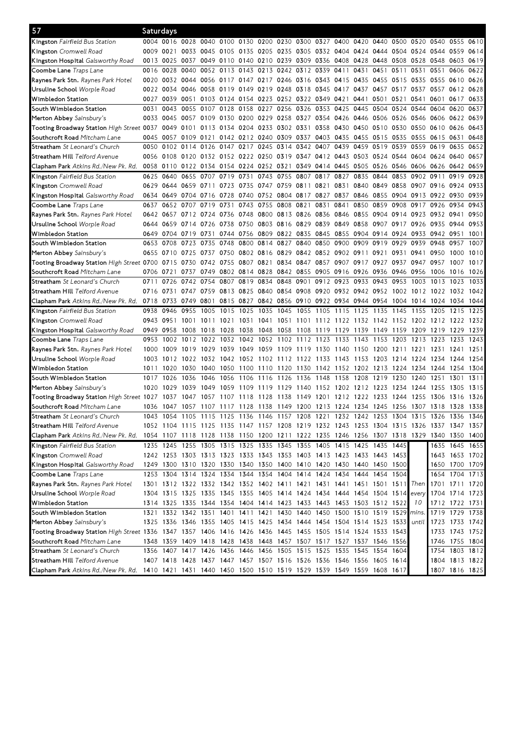# 57 Saturdays

| Stop | | | | | | | | | | | | | | | | | | |
|---|---|---|---|---|---|---|---|---|---|---|---|---|---|---|---|---|---|---|
| Kingston *Fairfield Bus Station* | 0004 | 0016 | 0028 | 0040 | 0100 | 0130 | 0200 | 0230 | 0300 | 0327 | 0400 | 0420 | 0440 | 0500 | 0520 | 0540 | 0555 | 0610 |
| Kingston *Cromwell Road* | 0009 | 0021 | 0033 | 0045 | 0105 | 0135 | 0205 | 0235 | 0305 | 0332 | 0404 | 0424 | 0444 | 0504 | 0524 | 0544 | 0559 | 0614 |
| Kingston Hospital *Galsworthy Road* | 0013 | 0025 | 0037 | 0049 | 0110 | 0140 | 0210 | 0239 | 0309 | 0336 | 0408 | 0428 | 0448 | 0508 | 0528 | 0548 | 0603 | 0619 |
| Coombe Lane *Traps Lane* | 0016 | 0028 | 0040 | 0052 | 0113 | 0143 | 0213 | 0242 | 0312 | 0339 | 0411 | 0431 | 0451 | 0511 | 0531 | 0551 | 0606 | 0622 |
| Raynes Park Stn. *Raynes Park Hotel* | 0020 | 0032 | 0044 | 0056 | 0117 | 0147 | 0217 | 0246 | 0316 | 0343 | 0415 | 0435 | 0455 | 0515 | 0535 | 0555 | 0610 | 0626 |
| Ursuline School *Worple Road* | 0022 | 0034 | 0046 | 0058 | 0119 | 0149 | 0219 | 0248 | 0318 | 0345 | 0417 | 0437 | 0457 | 0517 | 0537 | 0557 | 0612 | 0628 |
| Wimbledon Station | 0027 | 0039 | 0051 | 0103 | 0124 | 0154 | 0223 | 0252 | 0322 | 0349 | 0421 | 0441 | 0501 | 0521 | 0541 | 0601 | 0617 | 0633 |
| South Wimbledon Station | 0031 | 0043 | 0055 | 0107 | 0128 | 0158 | 0227 | 0256 | 0326 | 0353 | 0425 | 0445 | 0504 | 0524 | 0544 | 0604 | 0620 | 0637 |
| Merton Abbey *Sainsbury's* | 0033 | 0045 | 0057 | 0109 | 0130 | 0200 | 0229 | 0258 | 0327 | 0354 | 0426 | 0446 | 0506 | 0526 | 0546 | 0606 | 0622 | 0639 |
| Tooting Broadway Station *High Street* | 0037 | 0049 | 0101 | 0113 | 0134 | 0204 | 0233 | 0302 | 0331 | 0358 | 0430 | 0450 | 0510 | 0530 | 0550 | 0610 | 0626 | 0643 |
| Southcroft Road *Mitcham Lane* | 0045 | 0057 | 0109 | 0121 | 0142 | 0212 | 0240 | 0309 | 0337 | 0403 | 0435 | 0455 | 0515 | 0535 | 0555 | 0615 | 0631 | 0648 |
| Streatham *St Leonard's Church* | 0050 | 0102 | 0114 | 0126 | 0147 | 0217 | 0245 | 0314 | 0342 | 0407 | 0439 | 0459 | 0519 | 0539 | 0559 | 0619 | 0635 | 0652 |
| Streatham Hill *Telford Avenue* | 0056 | 0108 | 0120 | 0132 | 0152 | 0222 | 0250 | 0319 | 0347 | 0412 | 0443 | 0503 | 0524 | 0544 | 0604 | 0624 | 0640 | 0657 |
| Clapham Park *Atkins Rd./New Pk. Rd.* | 0058 | 0110 | 0122 | 0134 | 0154 | 0224 | 0252 | 0321 | 0349 | 0414 | 0445 | 0505 | 0526 | 0546 | 0606 | 0626 | 0642 | 0659 |
| Kingston *Fairfield Bus Station* | 0625 | 0640 | 0655 | 0707 | 0719 | 0731 | 0743 | 0755 | 0807 | 0817 | 0827 | 0835 | 0844 | 0853 | 0902 | 0911 | 0919 | 0928 |
| Kingston *Cromwell Road* | 0629 | 0644 | 0659 | 0711 | 0723 | 0735 | 0747 | 0759 | 0811 | 0821 | 0831 | 0840 | 0849 | 0858 | 0907 | 0916 | 0924 | 0933 |
| Kingston Hospital *Galsworthy Road* | 0634 | 0649 | 0704 | 0716 | 0728 | 0740 | 0752 | 0804 | 0817 | 0827 | 0837 | 0846 | 0855 | 0904 | 0913 | 0922 | 0930 | 0939 |
| Coombe Lane *Traps Lane* | 0637 | 0652 | 0707 | 0719 | 0731 | 0743 | 0755 | 0808 | 0821 | 0831 | 0841 | 0850 | 0859 | 0908 | 0917 | 0926 | 0934 | 0943 |
| Raynes Park Stn. *Raynes Park Hotel* | 0642 | 0657 | 0712 | 0724 | 0736 | 0748 | 0800 | 0813 | 0826 | 0836 | 0846 | 0855 | 0904 | 0914 | 0923 | 0932 | 0941 | 0950 |
| Ursuline School *Worple Road* | 0644 | 0659 | 0714 | 0726 | 0738 | 0750 | 0803 | 0816 | 0829 | 0839 | 0849 | 0858 | 0907 | 0917 | 0926 | 0935 | 0944 | 0953 |
| Wimbledon Station | 0649 | 0704 | 0719 | 0731 | 0744 | 0756 | 0809 | 0822 | 0835 | 0845 | 0855 | 0904 | 0914 | 0924 | 0933 | 0942 | 0951 | 1001 |
| South Wimbledon Station | 0653 | 0708 | 0723 | 0735 | 0748 | 0800 | 0814 | 0827 | 0840 | 0850 | 0900 | 0909 | 0919 | 0929 | 0939 | 0948 | 0957 | 1007 |
| Merton Abbey *Sainsbury's* | 0655 | 0710 | 0725 | 0737 | 0750 | 0802 | 0816 | 0829 | 0842 | 0852 | 0902 | 0911 | 0921 | 0931 | 0941 | 0950 | 1000 | 1010 |
| Tooting Broadway Station *High Street* | 0700 | 0715 | 0730 | 0742 | 0755 | 0807 | 0821 | 0834 | 0847 | 0857 | 0907 | 0917 | 0927 | 0937 | 0947 | 0957 | 1007 | 1017 |
| Southcroft Road *Mitcham Lane* | 0706 | 0721 | 0737 | 0749 | 0802 | 0814 | 0828 | 0842 | 0855 | 0905 | 0916 | 0926 | 0936 | 0946 | 0956 | 1006 | 1016 | 1026 |
| Streatham *St Leonard's Church* | 0711 | 0726 | 0742 | 0754 | 0807 | 0819 | 0834 | 0848 | 0901 | 0912 | 0923 | 0933 | 0943 | 0953 | 1003 | 1013 | 1023 | 1033 |
| Streatham Hill *Telford Avenue* | 0716 | 0731 | 0747 | 0759 | 0813 | 0825 | 0840 | 0854 | 0908 | 0920 | 0932 | 0942 | 0952 | 1002 | 1012 | 1022 | 1032 | 1042 |
| Clapham Park *Atkins Rd./New Pk. Rd.* | 0718 | 0733 | 0749 | 0801 | 0815 | 0827 | 0842 | 0856 | 0910 | 0922 | 0934 | 0944 | 0954 | 1004 | 1014 | 1024 | 1034 | 1044 |
| Kingston *Fairfield Bus Station* | 0938 | 0946 | 0955 | 1005 | 1015 | 1025 | 1035 | 1045 | 1055 | 1105 | 1115 | 1125 | 1135 | 1145 | 1155 | 1205 | 1215 | 1225 |
| Kingston *Cromwell Road* | 0943 | 0951 | 1001 | 1011 | 1021 | 1031 | 1041 | 1051 | 1101 | 1112 | 1122 | 1132 | 1142 | 1152 | 1202 | 1212 | 1222 | 1232 |
| Kingston Hospital *Galsworthy Road* | 0949 | 0958 | 1008 | 1018 | 1028 | 1038 | 1048 | 1058 | 1108 | 1119 | 1129 | 1139 | 1149 | 1159 | 1209 | 1219 | 1229 | 1239 |
| Coombe Lane *Traps Lane* | 0953 | 1002 | 1012 | 1022 | 1032 | 1042 | 1052 | 1102 | 1112 | 1123 | 1133 | 1143 | 1153 | 1203 | 1213 | 1223 | 1233 | 1243 |
| Raynes Park Stn. *Raynes Park Hotel* | 1000 | 1009 | 1019 | 1029 | 1039 | 1049 | 1059 | 1109 | 1119 | 1130 | 1140 | 1150 | 1200 | 1211 | 1221 | 1231 | 1241 | 1251 |
| Ursuline School *Worple Road* | 1003 | 1012 | 1022 | 1032 | 1042 | 1052 | 1102 | 1112 | 1122 | 1133 | 1143 | 1153 | 1203 | 1214 | 1224 | 1234 | 1244 | 1254 |
| Wimbledon Station | 1011 | 1020 | 1030 | 1040 | 1050 | 1100 | 1110 | 1120 | 1130 | 1142 | 1152 | 1202 | 1213 | 1224 | 1234 | 1244 | 1254 | 1304 |
| South Wimbledon Station | 1017 | 1026 | 1036 | 1046 | 1056 | 1106 | 1116 | 1126 | 1136 | 1148 | 1158 | 1208 | 1219 | 1230 | 1240 | 1251 | 1301 | 1311 |
| Merton Abbey *Sainsbury's* | 1020 | 1029 | 1039 | 1049 | 1059 | 1109 | 1119 | 1129 | 1140 | 1152 | 1202 | 1212 | 1223 | 1234 | 1244 | 1255 | 1305 | 1315 |
| Tooting Broadway Station *High Street* | 1027 | 1037 | 1047 | 1057 | 1107 | 1118 | 1128 | 1138 | 1149 | 1201 | 1212 | 1222 | 1233 | 1244 | 1255 | 1306 | 1316 | 1326 |
| Southcroft Road *Mitcham Lane* | 1036 | 1047 | 1057 | 1107 | 1117 | 1128 | 1138 | 1149 | 1200 | 1213 | 1224 | 1234 | 1245 | 1256 | 1307 | 1318 | 1328 | 1338 |
| Streatham *St Leonard's Church* | 1043 | 1054 | 1105 | 1115 | 1125 | 1136 | 1146 | 1157 | 1208 | 1221 | 1232 | 1242 | 1253 | 1304 | 1315 | 1326 | 1336 | 1346 |
| Streatham Hill *Telford Avenue* | 1052 | 1104 | 1115 | 1125 | 1135 | 1147 | 1157 | 1208 | 1219 | 1232 | 1243 | 1253 | 1304 | 1315 | 1326 | 1337 | 1347 | 1357 |
| Clapham Park *Atkins Rd./New Pk. Rd.* | 1054 | 1107 | 1118 | 1128 | 1138 | 1150 | 1200 | 1211 | 1222 | 1235 | 1246 | 1256 | 1307 | 1318 | 1329 | 1340 | 1350 | 1400 |
| Kingston *Fairfield Bus Station* | 1235 | 1245 | 1255 | 1305 | 1315 | 1325 | 1335 | 1345 | 1355 | 1405 | 1415 | 1425 | 1435 | 1445 | | 1635 | 1645 | 1655 |
| Kingston *Cromwell Road* | 1242 | 1253 | 1303 | 1313 | 1323 | 1333 | 1343 | 1353 | 1403 | 1413 | 1423 | 1433 | 1443 | 1453 | | 1643 | 1653 | 1702 |
| Kingston Hospital *Galsworthy Road* | 1249 | 1300 | 1310 | 1320 | 1330 | 1340 | 1350 | 1400 | 1410 | 1420 | 1430 | 1440 | 1450 | 1500 | | 1650 | 1700 | 1709 |
| Coombe Lane *Traps Lane* | 1253 | 1304 | 1314 | 1324 | 1334 | 1344 | 1354 | 1404 | 1414 | 1424 | 1434 | 1444 | 1454 | 1504 | | 1654 | 1704 | 1713 |
| Raynes Park Stn. *Raynes Park Hotel* | 1301 | 1312 | 1322 | 1332 | 1342 | 1352 | 1402 | 1411 | 1421 | 1431 | 1441 | 1451 | 1501 | 1511 | Then | 1701 | 1711 | 1720 |
| Ursuline School *Worple Road* | 1304 | 1315 | 1325 | 1335 | 1345 | 1355 | 1405 | 1414 | 1424 | 1434 | 1444 | 1454 | 1504 | 1514 | every | 1704 | 1714 | 1723 |
| Wimbledon Station | 1314 | 1325 | 1335 | 1344 | 1354 | 1404 | 1414 | 1423 | 1433 | 1443 | 1453 | 1503 | 1512 | 1522 | 10 | 1712 | 1722 | 1731 |
| South Wimbledon Station | 1321 | 1332 | 1342 | 1351 | 1401 | 1411 | 1421 | 1430 | 1440 | 1450 | 1500 | 1510 | 1519 | 1529 | mins. | 1719 | 1729 | 1738 |
| Merton Abbey *Sainsbury's* | 1325 | 1336 | 1346 | 1355 | 1405 | 1415 | 1425 | 1434 | 1444 | 1454 | 1504 | 1514 | 1523 | 1533 | until | 1723 | 1733 | 1742 |
| Tooting Broadway Station *High Street* | 1336 | 1347 | 1357 | 1406 | 1416 | 1426 | 1436 | 1445 | 1455 | 1505 | 1514 | 1524 | 1533 | 1543 | | 1733 | 1743 | 1752 |
| Southcroft Road *Mitcham Lane* | 1348 | 1359 | 1409 | 1418 | 1428 | 1438 | 1448 | 1457 | 1507 | 1517 | 1527 | 1537 | 1546 | 1556 | | 1746 | 1755 | 1804 |
| Streatham *St Leonard's Church* | 1356 | 1407 | 1417 | 1426 | 1436 | 1446 | 1456 | 1505 | 1515 | 1525 | 1535 | 1545 | 1554 | 1604 | | 1754 | 1803 | 1812 |
| Streatham Hill *Telford Avenue* | 1407 | 1418 | 1428 | 1437 | 1447 | 1457 | 1507 | 1516 | 1526 | 1536 | 1546 | 1556 | 1605 | 1614 | | 1804 | 1813 | 1822 |
| Clapham Park *Atkins Rd./New Pk. Rd.* | 1410 | 1421 | 1431 | 1440 | 1450 | 1500 | 1510 | 1519 | 1529 | 1539 | 1549 | 1559 | 1608 | 1617 | | 1807 | 1816 | 1825 |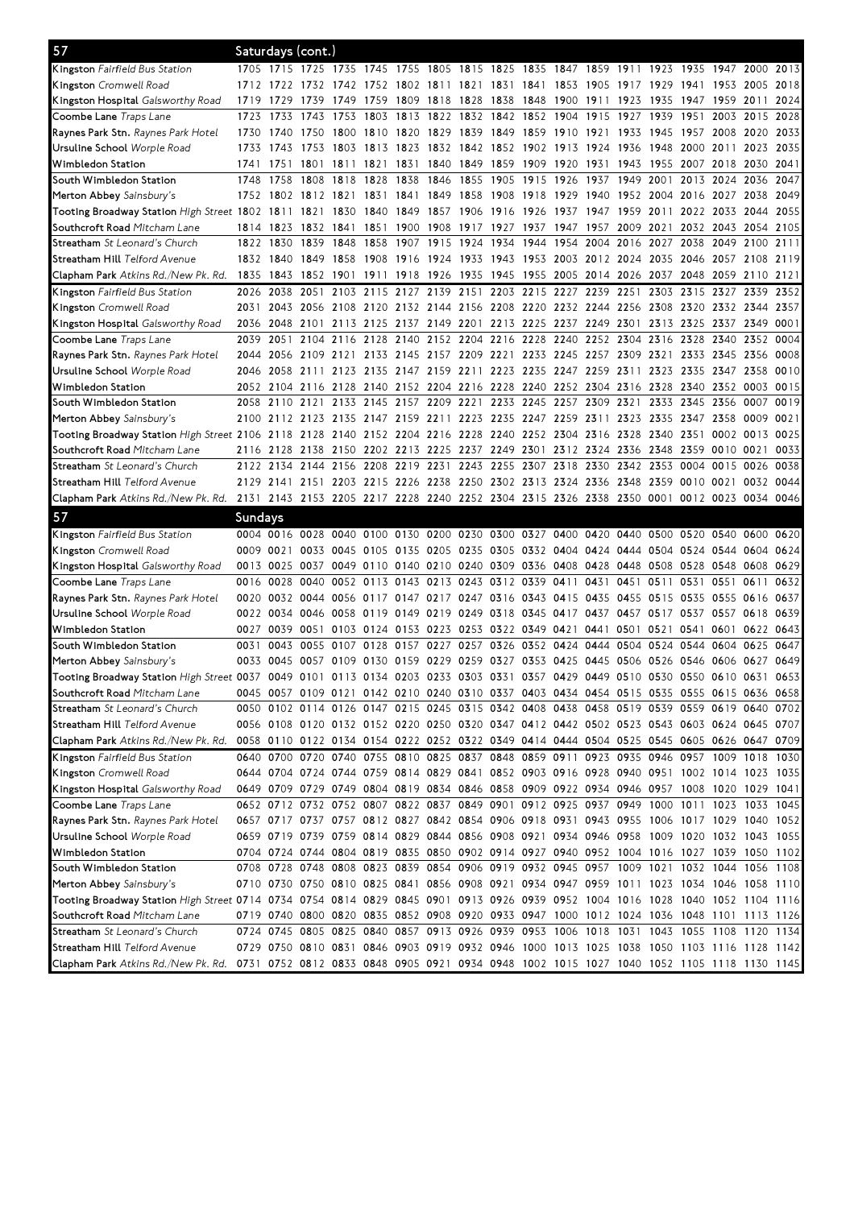## 57 Saturdays (cont.)

| Stop | | | | | | | | | | | | | | | | | | |
|---|---|---|---|---|---|---|---|---|---|---|---|---|---|---|---|---|---|---|
| Kingston *Fairfield Bus Station* | 1705 | 1715 | 1725 | 1735 | 1745 | 1755 | 1805 | 1815 | 1825 | 1835 | 1847 | 1859 | 1911 | 1923 | 1935 | 1947 | 2000 | 2013 |
| Kingston *Cromwell Road* | 1712 | 1722 | 1732 | 1742 | 1752 | 1802 | 1811 | 1821 | 1831 | 1841 | 1853 | 1905 | 1917 | 1929 | 1941 | 1953 | 2005 | 2018 |
| Kingston Hospital *Galsworthy Road* | 1719 | 1729 | 1739 | 1749 | 1759 | 1809 | 1818 | 1828 | 1838 | 1848 | 1900 | 1911 | 1923 | 1935 | 1947 | 1959 | 2011 | 2024 |
| Coombe Lane *Traps Lane* | 1723 | 1733 | 1743 | 1753 | 1803 | 1813 | 1822 | 1832 | 1842 | 1852 | 1904 | 1915 | 1927 | 1939 | 1951 | 2003 | 2015 | 2028 |
| Raynes Park Stn. *Raynes Park Hotel* | 1730 | 1740 | 1750 | 1800 | 1810 | 1820 | 1829 | 1839 | 1849 | 1859 | 1910 | 1921 | 1933 | 1945 | 1957 | 2008 | 2020 | 2033 |
| Ursuline School *Worple Road* | 1733 | 1743 | 1753 | 1803 | 1813 | 1823 | 1832 | 1842 | 1852 | 1902 | 1913 | 1924 | 1936 | 1948 | 2000 | 2011 | 2023 | 2035 |
| Wimbledon Station | 1741 | 1751 | 1801 | 1811 | 1821 | 1831 | 1840 | 1849 | 1859 | 1909 | 1920 | 1931 | 1943 | 1955 | 2007 | 2018 | 2030 | 2041 |
| South Wimbledon Station | 1748 | 1758 | 1808 | 1818 | 1828 | 1838 | 1846 | 1855 | 1905 | 1915 | 1926 | 1937 | 1949 | 2001 | 2013 | 2024 | 2036 | 2047 |
| Merton Abbey *Sainsbury's* | 1752 | 1802 | 1812 | 1821 | 1831 | 1841 | 1849 | 1858 | 1908 | 1918 | 1929 | 1940 | 1952 | 2004 | 2016 | 2027 | 2038 | 2049 |
| Tooting Broadway Station *High Street* | 1802 | 1811 | 1821 | 1830 | 1840 | 1849 | 1857 | 1906 | 1916 | 1926 | 1937 | 1947 | 1959 | 2011 | 2022 | 2033 | 2044 | 2055 |
| Southcroft Road *Mitcham Lane* | 1814 | 1823 | 1832 | 1841 | 1851 | 1900 | 1908 | 1917 | 1927 | 1937 | 1947 | 1957 | 2009 | 2021 | 2032 | 2043 | 2054 | 2105 |
| Streatham *St Leonard's Church* | 1822 | 1830 | 1839 | 1848 | 1858 | 1907 | 1915 | 1924 | 1934 | 1944 | 1954 | 2004 | 2016 | 2027 | 2038 | 2049 | 2100 | 2111 |
| Streatham Hill *Telford Avenue* | 1832 | 1840 | 1849 | 1858 | 1908 | 1916 | 1924 | 1933 | 1943 | 1953 | 2003 | 2012 | 2024 | 2035 | 2046 | 2057 | 2108 | 2119 |
| Clapham Park *Atkins Rd./New Pk. Rd.* | 1835 | 1843 | 1852 | 1901 | 1911 | 1918 | 1926 | 1935 | 1945 | 1955 | 2005 | 2014 | 2026 | 2037 | 2048 | 2059 | 2110 | 2121 |
| Kingston *Fairfield Bus Station* | 2026 | 2038 | 2051 | 2103 | 2115 | 2127 | 2139 | 2151 | 2203 | 2215 | 2227 | 2239 | 2251 | 2303 | 2315 | 2327 | 2339 | 2352 |
| Kingston *Cromwell Road* | 2031 | 2043 | 2056 | 2108 | 2120 | 2132 | 2144 | 2156 | 2208 | 2220 | 2232 | 2244 | 2256 | 2308 | 2320 | 2332 | 2344 | 2357 |
| Kingston Hospital *Galsworthy Road* | 2036 | 2048 | 2101 | 2113 | 2125 | 2137 | 2149 | 2201 | 2213 | 2225 | 2237 | 2249 | 2301 | 2313 | 2325 | 2337 | 2349 | 0001 |
| Coombe Lane *Traps Lane* | 2039 | 2051 | 2104 | 2116 | 2128 | 2140 | 2152 | 2204 | 2216 | 2228 | 2240 | 2252 | 2304 | 2316 | 2328 | 2340 | 2352 | 0004 |
| Raynes Park Stn. *Raynes Park Hotel* | 2044 | 2056 | 2109 | 2121 | 2133 | 2145 | 2157 | 2209 | 2221 | 2233 | 2245 | 2257 | 2309 | 2321 | 2333 | 2345 | 2356 | 0008 |
| Ursuline School *Worple Road* | 2046 | 2058 | 2111 | 2123 | 2135 | 2147 | 2159 | 2211 | 2223 | 2235 | 2247 | 2259 | 2311 | 2323 | 2335 | 2347 | 2358 | 0010 |
| Wimbledon Station | 2052 | 2104 | 2116 | 2128 | 2140 | 2152 | 2204 | 2216 | 2228 | 2240 | 2252 | 2304 | 2316 | 2328 | 2340 | 2352 | 0003 | 0015 |
| South Wimbledon Station | 2058 | 2110 | 2121 | 2133 | 2145 | 2157 | 2209 | 2221 | 2233 | 2245 | 2257 | 2309 | 2321 | 2333 | 2345 | 2356 | 0007 | 0019 |
| Merton Abbey *Sainsbury's* | 2100 | 2112 | 2123 | 2135 | 2147 | 2159 | 2211 | 2223 | 2235 | 2247 | 2259 | 2311 | 2323 | 2335 | 2347 | 2358 | 0009 | 0021 |
| Tooting Broadway Station *High Street* | 2106 | 2118 | 2128 | 2140 | 2152 | 2204 | 2216 | 2228 | 2240 | 2252 | 2304 | 2316 | 2328 | 2340 | 2351 | 0002 | 0013 | 0025 |
| Southcroft Road *Mitcham Lane* | 2116 | 2128 | 2138 | 2150 | 2202 | 2213 | 2225 | 2237 | 2249 | 2301 | 2312 | 2324 | 2336 | 2348 | 2359 | 0010 | 0021 | 0033 |
| Streatham *St Leonard's Church* | 2122 | 2134 | 2144 | 2156 | 2208 | 2219 | 2231 | 2243 | 2255 | 2307 | 2318 | 2330 | 2342 | 2353 | 0004 | 0015 | 0026 | 0038 |
| Streatham Hill *Telford Avenue* | 2129 | 2141 | 2151 | 2203 | 2215 | 2226 | 2238 | 2250 | 2302 | 2313 | 2324 | 2336 | 2348 | 2359 | 0010 | 0021 | 0032 | 0044 |
| Clapham Park *Atkins Rd./New Pk. Rd.* | 2131 | 2143 | 2153 | 2205 | 2217 | 2228 | 2240 | 2252 | 2304 | 2315 | 2326 | 2338 | 2350 | 0001 | 0012 | 0023 | 0034 | 0046 |

## 57 Sundays

| Stop | | | | | | | | | | | | | | | | | | |
|---|---|---|---|---|---|---|---|---|---|---|---|---|---|---|---|---|---|---|
| Kingston *Fairfield Bus Station* | 0004 | 0016 | 0028 | 0040 | 0100 | 0130 | 0200 | 0230 | 0300 | 0327 | 0400 | 0420 | 0440 | 0500 | 0520 | 0540 | 0600 | 0620 |
| Kingston *Cromwell Road* | 0009 | 0021 | 0033 | 0045 | 0105 | 0135 | 0205 | 0235 | 0305 | 0332 | 0404 | 0424 | 0444 | 0504 | 0524 | 0544 | 0604 | 0624 |
| Kingston Hospital *Galsworthy Road* | 0013 | 0025 | 0037 | 0049 | 0110 | 0140 | 0210 | 0240 | 0309 | 0336 | 0408 | 0428 | 0448 | 0508 | 0528 | 0548 | 0608 | 0629 |
| Coombe Lane *Traps Lane* | 0016 | 0028 | 0040 | 0052 | 0113 | 0143 | 0213 | 0243 | 0312 | 0339 | 0411 | 0431 | 0451 | 0511 | 0531 | 0551 | 0611 | 0632 |
| Raynes Park Stn. *Raynes Park Hotel* | 0020 | 0032 | 0044 | 0056 | 0117 | 0147 | 0217 | 0247 | 0316 | 0343 | 0415 | 0435 | 0455 | 0515 | 0535 | 0555 | 0616 | 0637 |
| Ursuline School *Worple Road* | 0022 | 0034 | 0046 | 0058 | 0119 | 0149 | 0219 | 0249 | 0318 | 0345 | 0417 | 0437 | 0457 | 0517 | 0537 | 0557 | 0618 | 0639 |
| Wimbledon Station | 0027 | 0039 | 0051 | 0103 | 0124 | 0153 | 0223 | 0253 | 0322 | 0349 | 0421 | 0441 | 0501 | 0521 | 0541 | 0601 | 0622 | 0643 |
| South Wimbledon Station | 0031 | 0043 | 0055 | 0107 | 0128 | 0157 | 0227 | 0257 | 0326 | 0352 | 0424 | 0444 | 0504 | 0524 | 0544 | 0604 | 0625 | 0647 |
| Merton Abbey *Sainsbury's* | 0033 | 0045 | 0057 | 0109 | 0130 | 0159 | 0229 | 0259 | 0327 | 0353 | 0425 | 0445 | 0506 | 0526 | 0546 | 0606 | 0627 | 0649 |
| Tooting Broadway Station *High Street* | 0037 | 0049 | 0101 | 0113 | 0134 | 0203 | 0233 | 0303 | 0331 | 0357 | 0429 | 0449 | 0510 | 0530 | 0550 | 0610 | 0631 | 0653 |
| Southcroft Road *Mitcham Lane* | 0045 | 0057 | 0109 | 0121 | 0142 | 0210 | 0240 | 0310 | 0337 | 0403 | 0434 | 0454 | 0515 | 0535 | 0555 | 0615 | 0636 | 0658 |
| Streatham *St Leonard's Church* | 0050 | 0102 | 0114 | 0126 | 0147 | 0215 | 0245 | 0315 | 0342 | 0408 | 0438 | 0458 | 0519 | 0539 | 0559 | 0619 | 0640 | 0702 |
| Streatham Hill *Telford Avenue* | 0056 | 0108 | 0120 | 0132 | 0152 | 0220 | 0250 | 0320 | 0347 | 0412 | 0442 | 0502 | 0523 | 0543 | 0603 | 0624 | 0645 | 0707 |
| Clapham Park *Atkins Rd./New Pk. Rd.* | 0058 | 0110 | 0122 | 0134 | 0154 | 0222 | 0252 | 0322 | 0349 | 0414 | 0444 | 0504 | 0525 | 0545 | 0605 | 0626 | 0647 | 0709 |
| Kingston *Fairfield Bus Station* | 0640 | 0700 | 0720 | 0740 | 0755 | 0810 | 0825 | 0837 | 0848 | 0859 | 0911 | 0923 | 0935 | 0946 | 0957 | 1009 | 1018 | 1030 |
| Kingston *Cromwell Road* | 0644 | 0704 | 0724 | 0744 | 0759 | 0814 | 0829 | 0841 | 0852 | 0903 | 0916 | 0928 | 0940 | 0951 | 1002 | 1014 | 1023 | 1035 |
| Kingston Hospital *Galsworthy Road* | 0649 | 0709 | 0729 | 0749 | 0804 | 0819 | 0834 | 0846 | 0858 | 0909 | 0922 | 0934 | 0946 | 0957 | 1008 | 1020 | 1029 | 1041 |
| Coombe Lane *Traps Lane* | 0652 | 0712 | 0732 | 0752 | 0807 | 0822 | 0837 | 0849 | 0901 | 0912 | 0925 | 0937 | 0949 | 1000 | 1011 | 1023 | 1033 | 1045 |
| Raynes Park Stn. *Raynes Park Hotel* | 0657 | 0717 | 0737 | 0757 | 0812 | 0827 | 0842 | 0854 | 0906 | 0918 | 0931 | 0943 | 0955 | 1006 | 1017 | 1029 | 1040 | 1052 |
| Ursuline School *Worple Road* | 0659 | 0719 | 0739 | 0759 | 0814 | 0829 | 0844 | 0856 | 0908 | 0921 | 0934 | 0946 | 0958 | 1009 | 1020 | 1032 | 1043 | 1055 |
| Wimbledon Station | 0704 | 0724 | 0744 | 0804 | 0819 | 0835 | 0850 | 0902 | 0914 | 0927 | 0940 | 0952 | 1004 | 1016 | 1027 | 1039 | 1050 | 1102 |
| South Wimbledon Station | 0708 | 0728 | 0748 | 0808 | 0823 | 0839 | 0854 | 0906 | 0919 | 0932 | 0945 | 0957 | 1009 | 1021 | 1032 | 1044 | 1056 | 1108 |
| Merton Abbey *Sainsbury's* | 0710 | 0730 | 0750 | 0810 | 0825 | 0841 | 0856 | 0908 | 0921 | 0934 | 0947 | 0959 | 1011 | 1023 | 1034 | 1046 | 1058 | 1110 |
| Tooting Broadway Station *High Street* | 0714 | 0734 | 0754 | 0814 | 0829 | 0845 | 0901 | 0913 | 0926 | 0939 | 0952 | 1004 | 1016 | 1028 | 1040 | 1052 | 1104 | 1116 |
| Southcroft Road *Mitcham Lane* | 0719 | 0740 | 0800 | 0820 | 0835 | 0852 | 0908 | 0920 | 0933 | 0947 | 1000 | 1012 | 1024 | 1036 | 1048 | 1101 | 1113 | 1126 |
| Streatham *St Leonard's Church* | 0724 | 0745 | 0805 | 0825 | 0840 | 0857 | 0913 | 0926 | 0939 | 0953 | 1006 | 1018 | 1031 | 1043 | 1055 | 1108 | 1120 | 1134 |
| Streatham Hill *Telford Avenue* | 0729 | 0750 | 0810 | 0831 | 0846 | 0903 | 0919 | 0932 | 0946 | 1000 | 1013 | 1025 | 1038 | 1050 | 1103 | 1116 | 1128 | 1142 |
| Clapham Park *Atkins Rd./New Pk. Rd.* | 0731 | 0752 | 0812 | 0833 | 0848 | 0905 | 0921 | 0934 | 0948 | 1002 | 1015 | 1027 | 1040 | 1052 | 1105 | 1118 | 1130 | 1145 |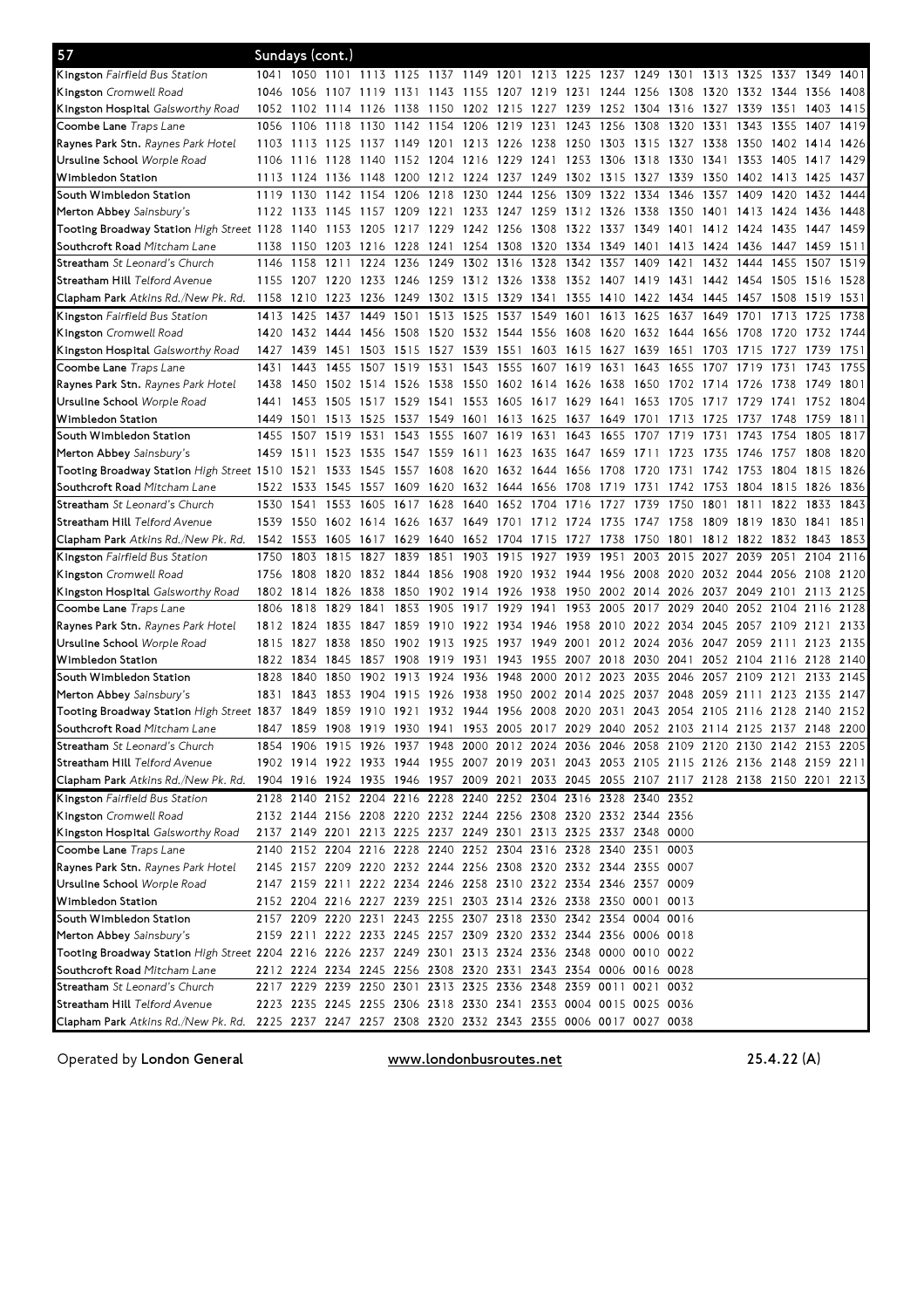# 57 Sundays (cont.)

| Stop | | | | | | | | | | | | | | | | | | |
|---|---|---|---|---|---|---|---|---|---|---|---|---|---|---|---|---|---|---|
| Kingston *Fairfield Bus Station* | 1041 | 1050 | 1101 | 1113 | 1125 | 1137 | 1149 | 1201 | 1213 | 1225 | 1237 | 1249 | 1301 | 1313 | 1325 | 1337 | 1349 | 1401 |
| Kingston *Cromwell Road* | 1046 | 1056 | 1107 | 1119 | 1131 | 1143 | 1155 | 1207 | 1219 | 1231 | 1244 | 1256 | 1308 | 1320 | 1332 | 1344 | 1356 | 1408 |
| Kingston Hospital *Galsworthy Road* | 1052 | 1102 | 1114 | 1126 | 1138 | 1150 | 1202 | 1215 | 1227 | 1239 | 1252 | 1304 | 1316 | 1327 | 1339 | 1351 | 1403 | 1415 |
| Coombe Lane *Traps Lane* | 1056 | 1106 | 1118 | 1130 | 1142 | 1154 | 1206 | 1219 | 1231 | 1243 | 1256 | 1308 | 1320 | 1331 | 1343 | 1355 | 1407 | 1419 |
| Raynes Park Stn. *Raynes Park Hotel* | 1103 | 1113 | 1125 | 1137 | 1149 | 1201 | 1213 | 1226 | 1238 | 1250 | 1303 | 1315 | 1327 | 1338 | 1350 | 1402 | 1414 | 1426 |
| Ursuline School *Worple Road* | 1106 | 1116 | 1128 | 1140 | 1152 | 1204 | 1216 | 1229 | 1241 | 1253 | 1306 | 1318 | 1330 | 1341 | 1353 | 1405 | 1417 | 1429 |
| Wimbledon Station | 1113 | 1124 | 1136 | 1148 | 1200 | 1212 | 1224 | 1237 | 1249 | 1302 | 1315 | 1327 | 1339 | 1350 | 1402 | 1413 | 1425 | 1437 |
| South Wimbledon Station | 1119 | 1130 | 1142 | 1154 | 1206 | 1218 | 1230 | 1244 | 1256 | 1309 | 1322 | 1334 | 1346 | 1357 | 1409 | 1420 | 1432 | 1444 |
| Merton Abbey *Sainsbury's* | 1122 | 1133 | 1145 | 1157 | 1209 | 1221 | 1233 | 1247 | 1259 | 1312 | 1326 | 1338 | 1350 | 1401 | 1413 | 1424 | 1436 | 1448 |
| Tooting Broadway Station *High Street* | 1128 | 1140 | 1153 | 1205 | 1217 | 1229 | 1242 | 1256 | 1308 | 1322 | 1337 | 1349 | 1401 | 1412 | 1424 | 1435 | 1447 | 1459 |
| Southcroft Road *Mitcham Lane* | 1138 | 1150 | 1203 | 1216 | 1228 | 1241 | 1254 | 1308 | 1320 | 1334 | 1349 | 1401 | 1413 | 1424 | 1436 | 1447 | 1459 | 1511 |
| Streatham *St Leonard's Church* | 1146 | 1158 | 1211 | 1224 | 1236 | 1249 | 1302 | 1316 | 1328 | 1342 | 1357 | 1409 | 1421 | 1432 | 1444 | 1455 | 1507 | 1519 |
| Streatham Hill *Telford Avenue* | 1155 | 1207 | 1220 | 1233 | 1246 | 1259 | 1312 | 1326 | 1338 | 1352 | 1407 | 1419 | 1431 | 1442 | 1454 | 1505 | 1516 | 1528 |
| Clapham Park *Atkins Rd./New Pk. Rd.* | 1158 | 1210 | 1223 | 1236 | 1249 | 1302 | 1315 | 1329 | 1341 | 1355 | 1410 | 1422 | 1434 | 1445 | 1457 | 1508 | 1519 | 1531 |
| Kingston *Fairfield Bus Station* | 1413 | 1425 | 1437 | 1449 | 1501 | 1513 | 1525 | 1537 | 1549 | 1601 | 1613 | 1625 | 1637 | 1649 | 1701 | 1713 | 1725 | 1738 |
| Kingston *Cromwell Road* | 1420 | 1432 | 1444 | 1456 | 1508 | 1520 | 1532 | 1544 | 1556 | 1608 | 1620 | 1632 | 1644 | 1656 | 1708 | 1720 | 1732 | 1744 |
| Kingston Hospital *Galsworthy Road* | 1427 | 1439 | 1451 | 1503 | 1515 | 1527 | 1539 | 1551 | 1603 | 1615 | 1627 | 1639 | 1651 | 1703 | 1715 | 1727 | 1739 | 1751 |
| Coombe Lane *Traps Lane* | 1431 | 1443 | 1455 | 1507 | 1519 | 1531 | 1543 | 1555 | 1607 | 1619 | 1631 | 1643 | 1655 | 1707 | 1719 | 1731 | 1743 | 1755 |
| Raynes Park Stn. *Raynes Park Hotel* | 1438 | 1450 | 1502 | 1514 | 1526 | 1538 | 1550 | 1602 | 1614 | 1626 | 1638 | 1650 | 1702 | 1714 | 1726 | 1738 | 1749 | 1801 |
| Ursuline School *Worple Road* | 1441 | 1453 | 1505 | 1517 | 1529 | 1541 | 1553 | 1605 | 1617 | 1629 | 1641 | 1653 | 1705 | 1717 | 1729 | 1741 | 1752 | 1804 |
| Wimbledon Station | 1449 | 1501 | 1513 | 1525 | 1537 | 1549 | 1601 | 1613 | 1625 | 1637 | 1649 | 1701 | 1713 | 1725 | 1737 | 1748 | 1759 | 1811 |
| South Wimbledon Station | 1455 | 1507 | 1519 | 1531 | 1543 | 1555 | 1607 | 1619 | 1631 | 1643 | 1655 | 1707 | 1719 | 1731 | 1743 | 1754 | 1805 | 1817 |
| Merton Abbey *Sainsbury's* | 1459 | 1511 | 1523 | 1535 | 1547 | 1559 | 1611 | 1623 | 1635 | 1647 | 1659 | 1711 | 1723 | 1735 | 1746 | 1757 | 1808 | 1820 |
| Tooting Broadway Station *High Street* | 1510 | 1521 | 1533 | 1545 | 1557 | 1608 | 1620 | 1632 | 1644 | 1656 | 1708 | 1720 | 1731 | 1742 | 1753 | 1804 | 1815 | 1826 |
| Southcroft Road *Mitcham Lane* | 1522 | 1533 | 1545 | 1557 | 1609 | 1620 | 1632 | 1644 | 1656 | 1708 | 1719 | 1731 | 1742 | 1753 | 1804 | 1815 | 1826 | 1836 |
| Streatham *St Leonard's Church* | 1530 | 1541 | 1553 | 1605 | 1617 | 1628 | 1640 | 1652 | 1704 | 1716 | 1727 | 1739 | 1750 | 1801 | 1811 | 1822 | 1833 | 1843 |
| Streatham Hill *Telford Avenue* | 1539 | 1550 | 1602 | 1614 | 1626 | 1637 | 1649 | 1701 | 1712 | 1724 | 1735 | 1747 | 1758 | 1809 | 1819 | 1830 | 1841 | 1851 |
| Clapham Park *Atkins Rd./New Pk. Rd.* | 1542 | 1553 | 1605 | 1617 | 1629 | 1640 | 1652 | 1704 | 1715 | 1727 | 1738 | 1750 | 1801 | 1812 | 1822 | 1832 | 1843 | 1853 |
| Kingston *Fairfield Bus Station* | 1750 | 1803 | 1815 | 1827 | 1839 | 1851 | 1903 | 1915 | 1927 | 1939 | 1951 | 2003 | 2015 | 2027 | 2039 | 2051 | 2104 | 2116 |
| Kingston *Cromwell Road* | 1756 | 1808 | 1820 | 1832 | 1844 | 1856 | 1908 | 1920 | 1932 | 1944 | 1956 | 2008 | 2020 | 2032 | 2044 | 2056 | 2108 | 2120 |
| Kingston Hospital *Galsworthy Road* | 1802 | 1814 | 1826 | 1838 | 1850 | 1902 | 1914 | 1926 | 1938 | 1950 | 2002 | 2014 | 2026 | 2037 | 2049 | 2101 | 2113 | 2125 |
| Coombe Lane *Traps Lane* | 1806 | 1818 | 1829 | 1841 | 1853 | 1905 | 1917 | 1929 | 1941 | 1953 | 2005 | 2017 | 2029 | 2040 | 2052 | 2104 | 2116 | 2128 |
| Raynes Park Stn. *Raynes Park Hotel* | 1812 | 1824 | 1835 | 1847 | 1859 | 1910 | 1922 | 1934 | 1946 | 1958 | 2010 | 2022 | 2034 | 2045 | 2057 | 2109 | 2121 | 2133 |
| Ursuline School *Worple Road* | 1815 | 1827 | 1838 | 1850 | 1902 | 1913 | 1925 | 1937 | 1949 | 2001 | 2012 | 2024 | 2036 | 2047 | 2059 | 2111 | 2123 | 2135 |
| Wimbledon Station | 1822 | 1834 | 1845 | 1857 | 1908 | 1919 | 1931 | 1943 | 1955 | 2007 | 2018 | 2030 | 2041 | 2052 | 2104 | 2116 | 2128 | 2140 |
| South Wimbledon Station | 1828 | 1840 | 1850 | 1902 | 1913 | 1924 | 1936 | 1948 | 2000 | 2012 | 2023 | 2035 | 2046 | 2057 | 2109 | 2121 | 2133 | 2145 |
| Merton Abbey *Sainsbury's* | 1831 | 1843 | 1853 | 1904 | 1915 | 1926 | 1938 | 1950 | 2002 | 2014 | 2025 | 2037 | 2048 | 2059 | 2111 | 2123 | 2135 | 2147 |
| Tooting Broadway Station *High Street* | 1837 | 1849 | 1859 | 1910 | 1921 | 1932 | 1944 | 1956 | 2008 | 2020 | 2031 | 2043 | 2054 | 2105 | 2116 | 2128 | 2140 | 2152 |
| Southcroft Road *Mitcham Lane* | 1847 | 1859 | 1908 | 1919 | 1930 | 1941 | 1953 | 2005 | 2017 | 2029 | 2040 | 2052 | 2103 | 2114 | 2125 | 2137 | 2148 | 2200 |
| Streatham *St Leonard's Church* | 1854 | 1906 | 1915 | 1926 | 1937 | 1948 | 2000 | 2012 | 2024 | 2036 | 2046 | 2058 | 2109 | 2120 | 2130 | 2142 | 2153 | 2205 |
| Streatham Hill *Telford Avenue* | 1902 | 1914 | 1922 | 1933 | 1944 | 1955 | 2007 | 2019 | 2031 | 2043 | 2053 | 2105 | 2115 | 2126 | 2136 | 2148 | 2159 | 2211 |
| Clapham Park *Atkins Rd./New Pk. Rd.* | 1904 | 1916 | 1924 | 1935 | 1946 | 1957 | 2009 | 2021 | 2033 | 2045 | 2055 | 2107 | 2117 | 2128 | 2138 | 2150 | 2201 | 2213 |
| Kingston *Fairfield Bus Station* | 2128 | 2140 | 2152 | 2204 | 2216 | 2228 | 2240 | 2252 | 2304 | 2316 | 2328 | 2340 | 2352 | | | | | |
| Kingston *Cromwell Road* | 2132 | 2144 | 2156 | 2208 | 2220 | 2232 | 2244 | 2256 | 2308 | 2320 | 2332 | 2344 | 2356 | | | | | |
| Kingston Hospital *Galsworthy Road* | 2137 | 2149 | 2201 | 2213 | 2225 | 2237 | 2249 | 2301 | 2313 | 2325 | 2337 | 2348 | 0000 | | | | | |
| Coombe Lane *Traps Lane* | 2140 | 2152 | 2204 | 2216 | 2228 | 2240 | 2252 | 2304 | 2316 | 2328 | 2340 | 2351 | 0003 | | | | | |
| Raynes Park Stn. *Raynes Park Hotel* | 2145 | 2157 | 2209 | 2220 | 2232 | 2244 | 2256 | 2308 | 2320 | 2332 | 2344 | 2355 | 0007 | | | | | |
| Ursuline School *Worple Road* | 2147 | 2159 | 2211 | 2222 | 2234 | 2246 | 2258 | 2310 | 2322 | 2334 | 2346 | 2357 | 0009 | | | | | |
| Wimbledon Station | 2152 | 2204 | 2216 | 2227 | 2239 | 2251 | 2303 | 2314 | 2326 | 2338 | 2350 | 0001 | 0013 | | | | | |
| South Wimbledon Station | 2157 | 2209 | 2220 | 2231 | 2243 | 2255 | 2307 | 2318 | 2330 | 2342 | 2354 | 0004 | 0016 | | | | | |
| Merton Abbey *Sainsbury's* | 2159 | 2211 | 2222 | 2233 | 2245 | 2257 | 2309 | 2320 | 2332 | 2344 | 2356 | 0006 | 0018 | | | | | |
| Tooting Broadway Station *High Street* | 2204 | 2216 | 2226 | 2237 | 2249 | 2301 | 2313 | 2324 | 2336 | 2348 | 0000 | 0010 | 0022 | | | | | |
| Southcroft Road *Mitcham Lane* | 2212 | 2224 | 2234 | 2245 | 2256 | 2308 | 2320 | 2331 | 2343 | 2354 | 0006 | 0016 | 0028 | | | | | |
| Streatham *St Leonard's Church* | 2217 | 2229 | 2239 | 2250 | 2301 | 2313 | 2325 | 2336 | 2348 | 2359 | 0011 | 0021 | 0032 | | | | | |
| Streatham Hill *Telford Avenue* | 2223 | 2235 | 2245 | 2255 | 2306 | 2318 | 2330 | 2341 | 2353 | 0004 | 0015 | 0025 | 0036 | | | | | |
| Clapham Park *Atkins Rd./New Pk. Rd.* | 2225 | 2237 | 2247 | 2257 | 2308 | 2320 | 2332 | 2343 | 2355 | 0006 | 0017 | 0027 | 0038 | | | | | |

Operated by **London General** www.londonbusroutes.net 25.4.22 (A)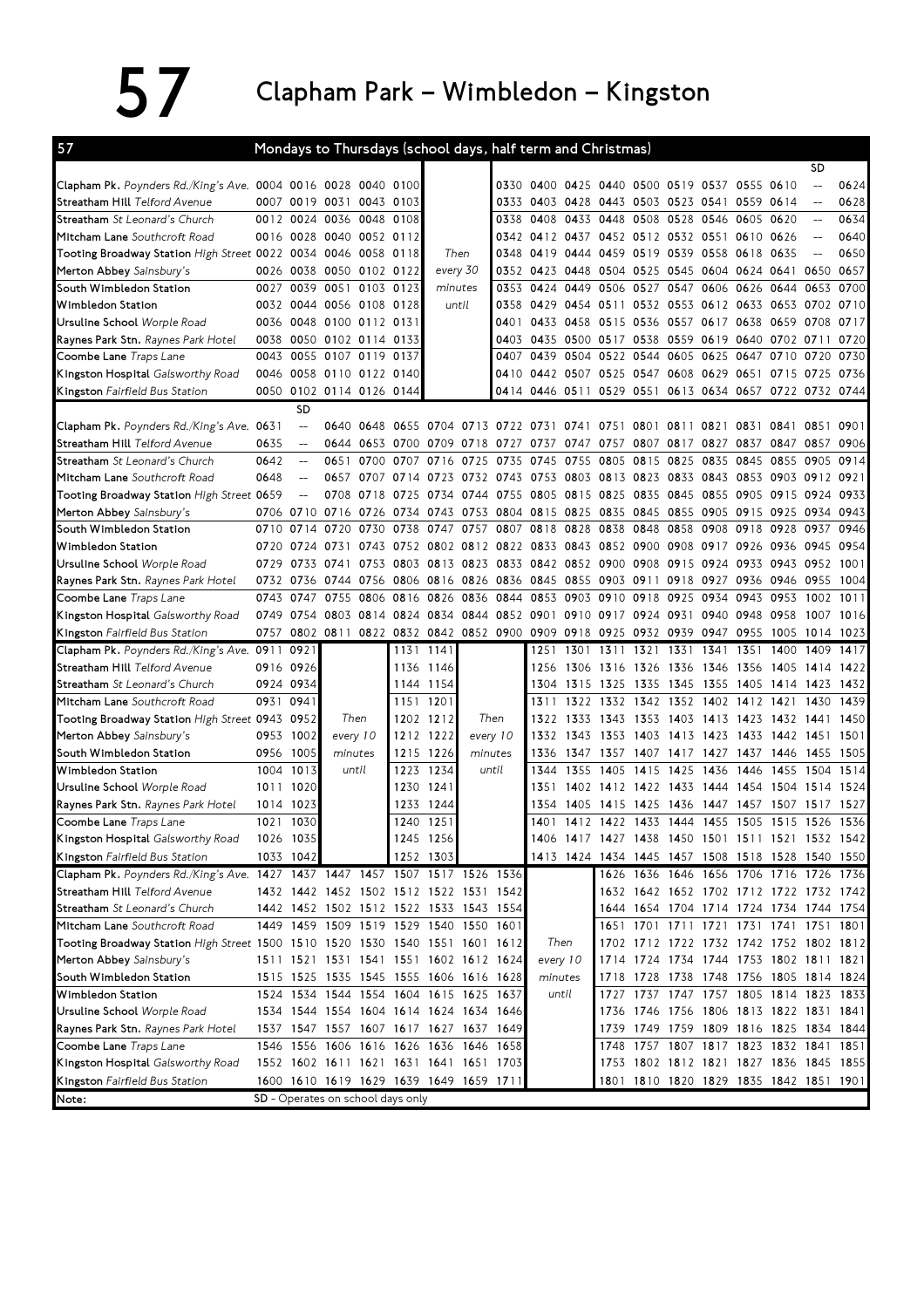# 57 Clapham Park – Wimbledon – Kingston

## 57 Mondays to Thursdays (school days, half term and Christmas)

| Stop | | | | | | | | | | | | | | | | | SD | |
|---|---|---|---|---|---|---|---|---|---|---|---|---|---|---|---|---|---|---|
| Clapham Pk. Poynders Rd./King's Ave. | 0004 | 0016 | 0028 | 0040 | 0100 | | 0330 | 0400 | 0425 | 0440 | 0500 | 0519 | 0537 | 0555 | 0610 | -- | 0624 |
| Streatham Hill Telford Avenue | 0007 | 0019 | 0031 | 0043 | 0103 | | 0333 | 0403 | 0428 | 0443 | 0503 | 0523 | 0541 | 0559 | 0614 | -- | 0628 |
| Streatham St Leonard's Church | 0012 | 0024 | 0036 | 0048 | 0108 | | 0338 | 0408 | 0433 | 0448 | 0508 | 0528 | 0546 | 0605 | 0620 | -- | 0634 |
| Mitcham Lane Southcroft Road | 0016 | 0028 | 0040 | 0052 | 0112 | | 0342 | 0412 | 0437 | 0452 | 0512 | 0532 | 0551 | 0610 | 0626 | -- | 0640 |
| Tooting Broadway Station High Street | 0022 | 0034 | 0046 | 0058 | 0118 | Then | 0348 | 0419 | 0444 | 0459 | 0519 | 0539 | 0558 | 0618 | 0635 | -- | 0650 |
| Merton Abbey Sainsbury's | 0026 | 0038 | 0050 | 0102 | 0122 | every 30 | 0352 | 0423 | 0448 | 0504 | 0525 | 0545 | 0604 | 0624 | 0641 | 0650 | 0657 |
| South Wimbledon Station | 0027 | 0039 | 0051 | 0103 | 0123 | minutes | 0353 | 0424 | 0449 | 0506 | 0527 | 0547 | 0606 | 0626 | 0644 | 0653 | 0700 |
| Wimbledon Station | 0032 | 0044 | 0056 | 0108 | 0128 | until | 0358 | 0429 | 0454 | 0511 | 0532 | 0553 | 0612 | 0633 | 0653 | 0702 | 0710 |
| Ursuline School Worple Road | 0036 | 0048 | 0100 | 0112 | 0131 | | 0401 | 0433 | 0458 | 0515 | 0536 | 0557 | 0617 | 0638 | 0659 | 0708 | 0717 |
| Raynes Park Stn. Raynes Park Hotel | 0038 | 0050 | 0102 | 0114 | 0133 | | 0403 | 0435 | 0500 | 0517 | 0538 | 0559 | 0619 | 0640 | 0702 | 0711 | 0720 |
| Coombe Lane Traps Lane | 0043 | 0055 | 0107 | 0119 | 0137 | | 0407 | 0439 | 0504 | 0522 | 0544 | 0605 | 0625 | 0647 | 0710 | 0720 | 0730 |
| Kingston Hospital Galsworthy Road | 0046 | 0058 | 0110 | 0122 | 0140 | | 0410 | 0442 | 0507 | 0525 | 0547 | 0608 | 0629 | 0651 | 0715 | 0725 | 0736 |
| Kingston Fairfield Bus Station | 0050 | 0102 | 0114 | 0126 | 0144 | | 0414 | 0446 | 0511 | 0529 | 0551 | 0613 | 0634 | 0657 | 0722 | 0732 | 0744 |

| Stop | | SD | | | | | | | | | | | | | | | | |
|---|---|---|---|---|---|---|---|---|---|---|---|---|---|---|---|---|---|---|
| Clapham Pk. Poynders Rd./King's Ave. | 0631 | -- | 0640 | 0648 | 0655 | 0704 | 0713 | 0722 | 0731 | 0741 | 0751 | 0801 | 0811 | 0821 | 0831 | 0841 | 0851 | 0901 |
| Streatham Hill Telford Avenue | 0635 | -- | 0644 | 0653 | 0700 | 0709 | 0718 | 0727 | 0737 | 0747 | 0757 | 0807 | 0817 | 0827 | 0837 | 0847 | 0857 | 0906 |
| Streatham St Leonard's Church | 0642 | -- | 0651 | 0700 | 0707 | 0716 | 0725 | 0735 | 0745 | 0755 | 0805 | 0815 | 0825 | 0835 | 0845 | 0855 | 0905 | 0914 |
| Mitcham Lane Southcroft Road | 0648 | -- | 0657 | 0707 | 0714 | 0723 | 0732 | 0743 | 0753 | 0803 | 0813 | 0823 | 0833 | 0843 | 0853 | 0903 | 0912 | 0921 |
| Tooting Broadway Station High Street | 0659 | -- | 0708 | 0718 | 0725 | 0734 | 0744 | 0755 | 0805 | 0815 | 0825 | 0835 | 0845 | 0855 | 0905 | 0915 | 0924 | 0933 |
| Merton Abbey Sainsbury's | 0706 | 0710 | 0716 | 0726 | 0734 | 0743 | 0753 | 0804 | 0815 | 0825 | 0835 | 0845 | 0855 | 0905 | 0915 | 0925 | 0934 | 0943 |
| South Wimbledon Station | 0710 | 0714 | 0720 | 0730 | 0738 | 0747 | 0757 | 0807 | 0818 | 0828 | 0838 | 0848 | 0858 | 0908 | 0918 | 0928 | 0937 | 0946 |
| Wimbledon Station | 0720 | 0724 | 0731 | 0743 | 0752 | 0802 | 0812 | 0822 | 0833 | 0843 | 0852 | 0900 | 0908 | 0917 | 0926 | 0936 | 0945 | 0954 |
| Ursuline School Worple Road | 0729 | 0733 | 0741 | 0753 | 0803 | 0813 | 0823 | 0833 | 0842 | 0852 | 0900 | 0908 | 0915 | 0924 | 0933 | 0943 | 0952 | 1001 |
| Raynes Park Stn. Raynes Park Hotel | 0732 | 0736 | 0744 | 0756 | 0806 | 0816 | 0826 | 0836 | 0845 | 0855 | 0903 | 0911 | 0918 | 0927 | 0936 | 0946 | 0955 | 1004 |
| Coombe Lane Traps Lane | 0743 | 0747 | 0755 | 0806 | 0816 | 0826 | 0836 | 0844 | 0853 | 0903 | 0910 | 0918 | 0925 | 0934 | 0943 | 0953 | 1002 | 1011 |
| Kingston Hospital Galsworthy Road | 0749 | 0754 | 0803 | 0814 | 0824 | 0834 | 0844 | 0852 | 0901 | 0910 | 0917 | 0924 | 0931 | 0940 | 0948 | 0958 | 1007 | 1016 |
| Kingston Fairfield Bus Station | 0757 | 0802 | 0811 | 0822 | 0832 | 0842 | 0852 | 0900 | 0909 | 0918 | 0925 | 0932 | 0939 | 0947 | 0955 | 1005 | 1014 | 1023 |

| Stop | | | | | | | | | | | | | | | | |
|---|---|---|---|---|---|---|---|---|---|---|---|---|---|---|---|---|
| Clapham Pk. Poynders Rd./King's Ave. | 0911 | 0921 | | 1131 | 1141 | | 1251 | 1301 | 1311 | 1321 | 1331 | 1341 | 1351 | 1400 | 1409 | 1417 |
| Streatham Hill Telford Avenue | 0916 | 0926 | | 1136 | 1146 | | 1256 | 1306 | 1316 | 1326 | 1336 | 1346 | 1356 | 1405 | 1414 | 1422 |
| Streatham St Leonard's Church | 0924 | 0934 | | 1144 | 1154 | | 1304 | 1315 | 1325 | 1335 | 1345 | 1355 | 1405 | 1414 | 1423 | 1432 |
| Mitcham Lane Southcroft Road | 0931 | 0941 | | 1151 | 1201 | | 1311 | 1322 | 1332 | 1342 | 1352 | 1402 | 1412 | 1421 | 1430 | 1439 |
| Tooting Broadway Station High Street | 0943 | 0952 | Then | 1202 | 1212 | Then | 1322 | 1333 | 1343 | 1353 | 1403 | 1413 | 1423 | 1432 | 1441 | 1450 |
| Merton Abbey Sainsbury's | 0953 | 1002 | every 10 | 1212 | 1222 | every 10 | 1332 | 1343 | 1353 | 1403 | 1413 | 1423 | 1433 | 1442 | 1451 | 1501 |
| South Wimbledon Station | 0956 | 1005 | minutes | 1215 | 1226 | minutes | 1336 | 1347 | 1357 | 1407 | 1417 | 1427 | 1437 | 1446 | 1455 | 1505 |
| Wimbledon Station | 1004 | 1013 | until | 1223 | 1234 | until | 1344 | 1355 | 1405 | 1415 | 1425 | 1436 | 1446 | 1455 | 1504 | 1514 |
| Ursuline School Worple Road | 1011 | 1020 | | 1230 | 1241 | | 1351 | 1402 | 1412 | 1422 | 1433 | 1444 | 1454 | 1504 | 1514 | 1524 |
| Raynes Park Stn. Raynes Park Hotel | 1014 | 1023 | | 1233 | 1244 | | 1354 | 1405 | 1415 | 1425 | 1436 | 1447 | 1457 | 1507 | 1517 | 1527 |
| Coombe Lane Traps Lane | 1021 | 1030 | | 1240 | 1251 | | 1401 | 1412 | 1422 | 1433 | 1444 | 1455 | 1505 | 1515 | 1526 | 1536 |
| Kingston Hospital Galsworthy Road | 1026 | 1035 | | 1245 | 1256 | | 1406 | 1417 | 1427 | 1438 | 1450 | 1501 | 1511 | 1521 | 1532 | 1542 |
| Kingston Fairfield Bus Station | 1033 | 1042 | | 1252 | 1303 | | 1413 | 1424 | 1434 | 1445 | 1457 | 1508 | 1518 | 1528 | 1540 | 1550 |

| Stop | | | | | | | | | | | | | | | | | |
|---|---|---|---|---|---|---|---|---|---|---|---|---|---|---|---|---|---|
| Clapham Pk. Poynders Rd./King's Ave. | 1427 | 1437 | 1447 | 1457 | 1507 | 1517 | 1526 | 1536 | | 1626 | 1636 | 1646 | 1656 | 1706 | 1716 | 1726 | 1736 |
| Streatham Hill Telford Avenue | 1432 | 1442 | 1452 | 1502 | 1512 | 1522 | 1531 | 1542 | | 1632 | 1642 | 1652 | 1702 | 1712 | 1722 | 1732 | 1742 |
| Streatham St Leonard's Church | 1442 | 1452 | 1502 | 1512 | 1522 | 1533 | 1543 | 1554 | | 1644 | 1654 | 1704 | 1714 | 1724 | 1734 | 1744 | 1754 |
| Mitcham Lane Southcroft Road | 1449 | 1459 | 1509 | 1519 | 1529 | 1540 | 1550 | 1601 | | 1651 | 1701 | 1711 | 1721 | 1731 | 1741 | 1751 | 1801 |
| Tooting Broadway Station High Street | 1500 | 1510 | 1520 | 1530 | 1540 | 1551 | 1601 | 1612 | Then | 1702 | 1712 | 1722 | 1732 | 1742 | 1752 | 1802 | 1812 |
| Merton Abbey Sainsbury's | 1511 | 1521 | 1531 | 1541 | 1551 | 1602 | 1612 | 1624 | every 10 | 1714 | 1724 | 1734 | 1744 | 1753 | 1802 | 1811 | 1821 |
| South Wimbledon Station | 1515 | 1525 | 1535 | 1545 | 1555 | 1606 | 1616 | 1628 | minutes | 1718 | 1728 | 1738 | 1748 | 1756 | 1805 | 1814 | 1824 |
| Wimbledon Station | 1524 | 1534 | 1544 | 1554 | 1604 | 1615 | 1625 | 1637 | until | 1727 | 1737 | 1747 | 1757 | 1805 | 1814 | 1823 | 1833 |
| Ursuline School Worple Road | 1534 | 1544 | 1554 | 1604 | 1614 | 1624 | 1634 | 1646 | | 1736 | 1746 | 1756 | 1806 | 1813 | 1822 | 1831 | 1841 |
| Raynes Park Stn. Raynes Park Hotel | 1537 | 1547 | 1557 | 1607 | 1617 | 1627 | 1637 | 1649 | | 1739 | 1749 | 1759 | 1809 | 1816 | 1825 | 1834 | 1844 |
| Coombe Lane Traps Lane | 1546 | 1556 | 1606 | 1616 | 1626 | 1636 | 1646 | 1658 | | 1748 | 1757 | 1807 | 1817 | 1823 | 1832 | 1841 | 1851 |
| Kingston Hospital Galsworthy Road | 1552 | 1602 | 1611 | 1621 | 1631 | 1641 | 1651 | 1703 | | 1753 | 1802 | 1812 | 1821 | 1827 | 1836 | 1845 | 1855 |
| Kingston Fairfield Bus Station | 1600 | 1610 | 1619 | 1629 | 1639 | 1649 | 1659 | 1711 | | 1801 | 1810 | 1820 | 1829 | 1835 | 1842 | 1851 | 1901 |

Note: SD - Operates on school days only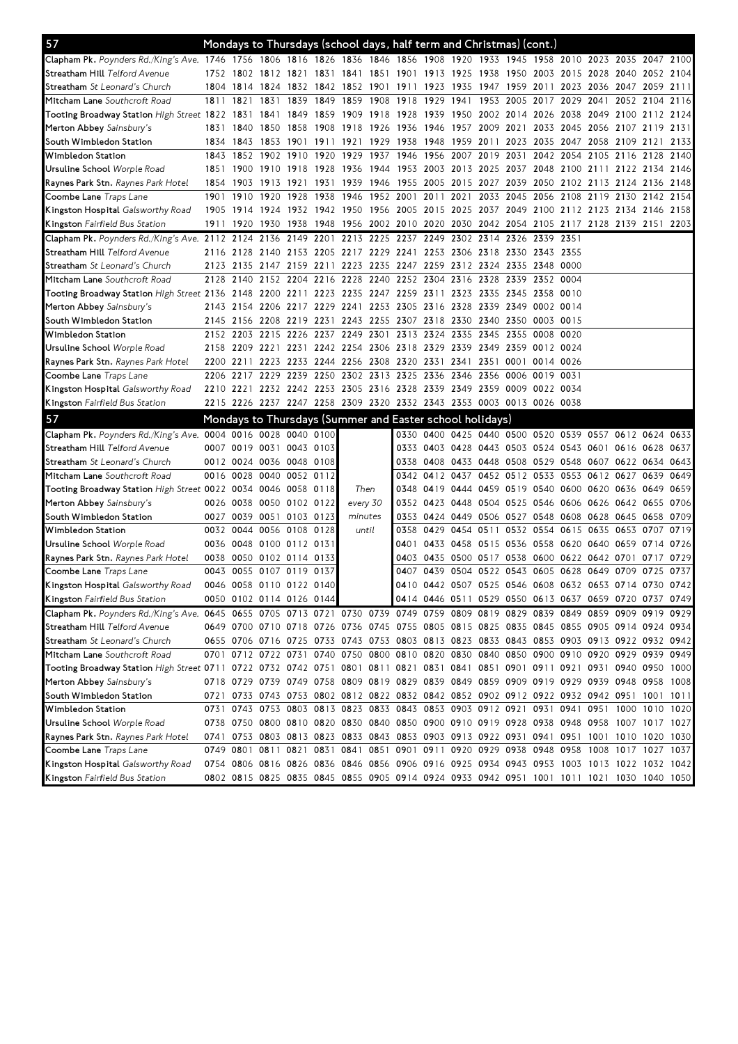## 57 Mondays to Thursdays (school days, half term and Christmas) (cont.)

| Stop | | | | | | | | | | | | | | | | | | |
|---|---|---|---|---|---|---|---|---|---|---|---|---|---|---|---|---|---|---|
| **Clapham Pk.** *Poynders Rd./King's Ave.* | 1746 | 1756 | 1806 | 1816 | 1826 | 1836 | 1846 | 1856 | 1908 | 1920 | 1933 | 1945 | 1958 | 2010 | 2023 | 2035 | 2047 | 2100 |
| **Streatham Hill** *Telford Avenue* | 1752 | 1802 | 1812 | 1821 | 1831 | 1841 | 1851 | 1901 | 1913 | 1925 | 1938 | 1950 | 2003 | 2015 | 2028 | 2040 | 2052 | 2104 |
| **Streatham** *St Leonard's Church* | 1804 | 1814 | 1824 | 1832 | 1842 | 1852 | 1901 | 1911 | 1923 | 1935 | 1947 | 1959 | 2011 | 2023 | 2036 | 2047 | 2059 | 2111 |
| **Mitcham Lane** *Southcroft Road* | 1811 | 1821 | 1831 | 1839 | 1849 | 1859 | 1908 | 1918 | 1929 | 1941 | 1953 | 2005 | 2017 | 2029 | 2041 | 2052 | 2104 | 2116 |
| **Tooting Broadway Station** *High Street* | 1822 | 1831 | 1841 | 1849 | 1859 | 1909 | 1918 | 1928 | 1939 | 1950 | 2002 | 2014 | 2026 | 2038 | 2049 | 2100 | 2112 | 2124 |
| **Merton Abbey** *Sainsbury's* | 1831 | 1840 | 1850 | 1858 | 1908 | 1918 | 1926 | 1936 | 1946 | 1957 | 2009 | 2021 | 2033 | 2045 | 2056 | 2107 | 2119 | 2131 |
| **South Wimbledon Station** | 1834 | 1843 | 1853 | 1901 | 1911 | 1921 | 1929 | 1938 | 1948 | 1959 | 2011 | 2023 | 2035 | 2047 | 2058 | 2109 | 2121 | 2133 |
| **Wimbledon Station** | 1843 | 1852 | 1902 | 1910 | 1920 | 1929 | 1937 | 1946 | 1956 | 2007 | 2019 | 2031 | 2042 | 2054 | 2105 | 2116 | 2128 | 2140 |
| **Ursuline School** *Worple Road* | 1851 | 1900 | 1910 | 1918 | 1928 | 1936 | 1944 | 1953 | 2003 | 2013 | 2025 | 2037 | 2048 | 2100 | 2111 | 2122 | 2134 | 2146 |
| **Raynes Park Stn.** *Raynes Park Hotel* | 1854 | 1903 | 1913 | 1921 | 1931 | 1939 | 1946 | 1955 | 2005 | 2015 | 2027 | 2039 | 2050 | 2102 | 2113 | 2124 | 2136 | 2148 |
| **Coombe Lane** *Traps Lane* | 1901 | 1910 | 1920 | 1928 | 1938 | 1946 | 1952 | 2001 | 2011 | 2021 | 2033 | 2045 | 2056 | 2108 | 2119 | 2130 | 2142 | 2154 |
| **Kingston Hospital** *Galsworthy Road* | 1905 | 1914 | 1924 | 1932 | 1942 | 1950 | 1956 | 2005 | 2015 | 2025 | 2037 | 2049 | 2100 | 2112 | 2123 | 2134 | 2146 | 2158 |
| **Kingston** *Fairfield Bus Station* | 1911 | 1920 | 1930 | 1938 | 1948 | 1956 | 2002 | 2010 | 2020 | 2030 | 2042 | 2054 | 2105 | 2117 | 2128 | 2139 | 2151 | 2203 |

| Stop | | | | | | | | | | | | | | | | | | |
|---|---|---|---|---|---|---|---|---|---|---|---|---|---|---|---|---|---|---|
| **Clapham Pk.** *Poynders Rd./King's Ave.* | 2112 | 2124 | 2136 | 2149 | 2201 | 2213 | 2225 | 2237 | 2249 | 2302 | 2314 | 2326 | 2339 | 2351 | | | | |
| **Streatham Hill** *Telford Avenue* | 2116 | 2128 | 2140 | 2153 | 2205 | 2217 | 2229 | 2241 | 2253 | 2306 | 2318 | 2330 | 2343 | 2355 | | | | |
| **Streatham** *St Leonard's Church* | 2123 | 2135 | 2147 | 2159 | 2211 | 2223 | 2235 | 2247 | 2259 | 2312 | 2324 | 2335 | 2348 | 0000 | | | | |
| **Mitcham Lane** *Southcroft Road* | 2128 | 2140 | 2152 | 2204 | 2216 | 2228 | 2240 | 2252 | 2304 | 2316 | 2328 | 2339 | 2352 | 0004 | | | | |
| **Tooting Broadway Station** *High Street* | 2136 | 2148 | 2200 | 2211 | 2223 | 2235 | 2247 | 2259 | 2311 | 2323 | 2335 | 2345 | 2358 | 0010 | | | | |
| **Merton Abbey** *Sainsbury's* | 2143 | 2154 | 2206 | 2217 | 2229 | 2241 | 2253 | 2305 | 2316 | 2328 | 2339 | 2349 | 0002 | 0014 | | | | |
| **South Wimbledon Station** | 2145 | 2156 | 2208 | 2219 | 2231 | 2243 | 2255 | 2307 | 2318 | 2330 | 2340 | 2350 | 0003 | 0015 | | | | |
| **Wimbledon Station** | 2152 | 2203 | 2215 | 2226 | 2237 | 2249 | 2301 | 2313 | 2324 | 2335 | 2345 | 2355 | 0008 | 0020 | | | | |
| **Ursuline School** *Worple Road* | 2158 | 2209 | 2221 | 2231 | 2242 | 2254 | 2306 | 2318 | 2329 | 2339 | 2349 | 2359 | 0012 | 0024 | | | | |
| **Raynes Park Stn.** *Raynes Park Hotel* | 2200 | 2211 | 2223 | 2233 | 2244 | 2256 | 2308 | 2320 | 2331 | 2341 | 2351 | 0001 | 0014 | 0026 | | | | |
| **Coombe Lane** *Traps Lane* | 2206 | 2217 | 2229 | 2239 | 2250 | 2302 | 2313 | 2325 | 2336 | 2346 | 2356 | 0006 | 0019 | 0031 | | | | |
| **Kingston Hospital** *Galsworthy Road* | 2210 | 2221 | 2232 | 2242 | 2253 | 2305 | 2316 | 2328 | 2339 | 2349 | 2359 | 0009 | 0022 | 0034 | | | | |
| **Kingston** *Fairfield Bus Station* | 2215 | 2226 | 2237 | 2247 | 2258 | 2309 | 2320 | 2332 | 2343 | 2353 | 0003 | 0013 | 0026 | 0038 | | | | |

## 57 Mondays to Thursdays (Summer and Easter school holidays)

| Stop | | | | | | | | | | | | | | | | | |
|---|---|---|---|---|---|---|---|---|---|---|---|---|---|---|---|---|---|
| **Clapham Pk.** *Poynders Rd./King's Ave.* | 0004 | 0016 | 0028 | 0040 | 0100 | | 0330 | 0400 | 0425 | 0440 | 0500 | 0520 | 0539 | 0557 | 0612 | 0624 | 0633 |
| **Streatham Hill** *Telford Avenue* | 0007 | 0019 | 0031 | 0043 | 0103 | | 0333 | 0403 | 0428 | 0443 | 0503 | 0524 | 0543 | 0601 | 0616 | 0628 | 0637 |
| **Streatham** *St Leonard's Church* | 0012 | 0024 | 0036 | 0048 | 0108 | | 0338 | 0408 | 0433 | 0448 | 0508 | 0529 | 0548 | 0607 | 0622 | 0634 | 0643 |
| **Mitcham Lane** *Southcroft Road* | 0016 | 0028 | 0040 | 0052 | 0112 | | 0342 | 0412 | 0437 | 0452 | 0512 | 0533 | 0553 | 0612 | 0627 | 0639 | 0649 |
| **Tooting Broadway Station** *High Street* | 0022 | 0034 | 0046 | 0058 | 0118 | *Then* | 0348 | 0419 | 0444 | 0459 | 0519 | 0540 | 0600 | 0620 | 0636 | 0649 | 0659 |
| **Merton Abbey** *Sainsbury's* | 0026 | 0038 | 0050 | 0102 | 0122 | *every 30* | 0352 | 0423 | 0448 | 0504 | 0525 | 0546 | 0606 | 0626 | 0642 | 0655 | 0706 |
| **South Wimbledon Station** | 0027 | 0039 | 0051 | 0103 | 0123 | *minutes* | 0353 | 0424 | 0449 | 0506 | 0527 | 0548 | 0608 | 0628 | 0645 | 0658 | 0709 |
| **Wimbledon Station** | 0032 | 0044 | 0056 | 0108 | 0128 | *until* | 0358 | 0429 | 0454 | 0511 | 0532 | 0554 | 0615 | 0635 | 0653 | 0707 | 0719 |
| **Ursuline School** *Worple Road* | 0036 | 0048 | 0100 | 0112 | 0131 | | 0401 | 0433 | 0458 | 0515 | 0536 | 0558 | 0620 | 0640 | 0659 | 0714 | 0726 |
| **Raynes Park Stn.** *Raynes Park Hotel* | 0038 | 0050 | 0102 | 0114 | 0133 | | 0403 | 0435 | 0500 | 0517 | 0538 | 0600 | 0622 | 0642 | 0701 | 0717 | 0729 |
| **Coombe Lane** *Traps Lane* | 0043 | 0055 | 0107 | 0119 | 0137 | | 0407 | 0439 | 0504 | 0522 | 0543 | 0605 | 0628 | 0649 | 0709 | 0725 | 0737 |
| **Kingston Hospital** *Galsworthy Road* | 0046 | 0058 | 0110 | 0122 | 0140 | | 0410 | 0442 | 0507 | 0525 | 0546 | 0608 | 0632 | 0653 | 0714 | 0730 | 0742 |
| **Kingston** *Fairfield Bus Station* | 0050 | 0102 | 0114 | 0126 | 0144 | | 0414 | 0446 | 0511 | 0529 | 0550 | 0613 | 0637 | 0659 | 0720 | 0737 | 0749 |

| Stop | | | | | | | | | | | | | | | | | | |
|---|---|---|---|---|---|---|---|---|---|---|---|---|---|---|---|---|---|---|
| **Clapham Pk.** *Poynders Rd./King's Ave.* | 0645 | 0655 | 0705 | 0713 | 0721 | 0730 | 0739 | 0749 | 0759 | 0809 | 0819 | 0829 | 0839 | 0849 | 0859 | 0909 | 0919 | 0929 |
| **Streatham Hill** *Telford Avenue* | 0649 | 0700 | 0710 | 0718 | 0726 | 0736 | 0745 | 0755 | 0805 | 0815 | 0825 | 0835 | 0845 | 0855 | 0905 | 0914 | 0924 | 0934 |
| **Streatham** *St Leonard's Church* | 0655 | 0706 | 0716 | 0725 | 0733 | 0743 | 0753 | 0803 | 0813 | 0823 | 0833 | 0843 | 0853 | 0903 | 0913 | 0922 | 0932 | 0942 |
| **Mitcham Lane** *Southcroft Road* | 0701 | 0712 | 0722 | 0731 | 0740 | 0750 | 0800 | 0810 | 0820 | 0830 | 0840 | 0850 | 0900 | 0910 | 0920 | 0929 | 0939 | 0949 |
| **Tooting Broadway Station** *High Street* | 0711 | 0722 | 0732 | 0742 | 0751 | 0801 | 0811 | 0821 | 0831 | 0841 | 0851 | 0901 | 0911 | 0921 | 0931 | 0940 | 0950 | 1000 |
| **Merton Abbey** *Sainsbury's* | 0718 | 0729 | 0739 | 0749 | 0758 | 0809 | 0819 | 0829 | 0839 | 0849 | 0859 | 0909 | 0919 | 0929 | 0939 | 0948 | 0958 | 1008 |
| **South Wimbledon Station** | 0721 | 0733 | 0743 | 0753 | 0802 | 0812 | 0822 | 0832 | 0842 | 0852 | 0902 | 0912 | 0922 | 0932 | 0942 | 0951 | 1001 | 1011 |
| **Wimbledon Station** | 0731 | 0743 | 0753 | 0803 | 0813 | 0823 | 0833 | 0843 | 0853 | 0903 | 0912 | 0921 | 0931 | 0941 | 0951 | 1000 | 1010 | 1020 |
| **Ursuline School** *Worple Road* | 0738 | 0750 | 0800 | 0810 | 0820 | 0830 | 0840 | 0850 | 0900 | 0910 | 0919 | 0928 | 0938 | 0948 | 0958 | 1007 | 1017 | 1027 |
| **Raynes Park Stn.** *Raynes Park Hotel* | 0741 | 0753 | 0803 | 0813 | 0823 | 0833 | 0843 | 0853 | 0903 | 0913 | 0922 | 0931 | 0941 | 0951 | 1001 | 1010 | 1020 | 1030 |
| **Coombe Lane** *Traps Lane* | 0749 | 0801 | 0811 | 0821 | 0831 | 0841 | 0851 | 0901 | 0911 | 0920 | 0929 | 0938 | 0948 | 0958 | 1008 | 1017 | 1027 | 1037 |
| **Kingston Hospital** *Galsworthy Road* | 0754 | 0806 | 0816 | 0826 | 0836 | 0846 | 0856 | 0906 | 0916 | 0925 | 0934 | 0943 | 0953 | 1003 | 1013 | 1022 | 1032 | 1042 |
| **Kingston** *Fairfield Bus Station* | 0802 | 0815 | 0825 | 0835 | 0845 | 0855 | 0905 | 0914 | 0924 | 0933 | 0942 | 0951 | 1001 | 1011 | 1021 | 1030 | 1040 | 1050 |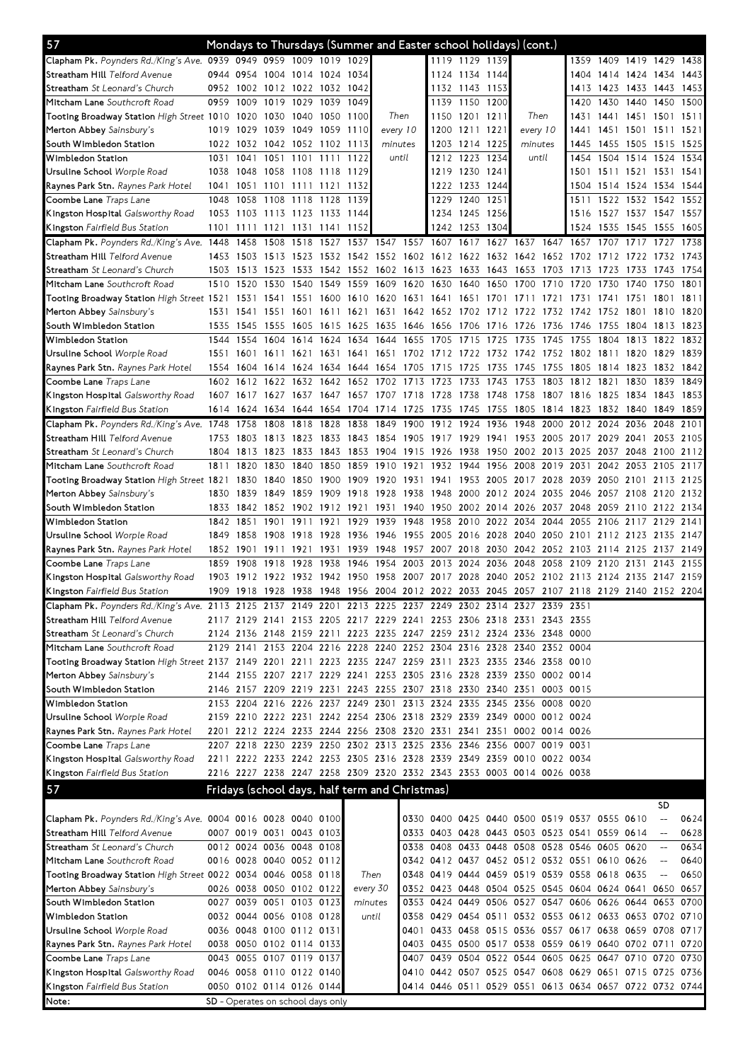## 57 Mondays to Thursdays (Summer and Easter school holidays) (cont.)

| Stop | | | | | | | | | | | | | | | | | |
|---|---|---|---|---|---|---|---|---|---|---|---|---|---|---|---|---|---|
| Clapham Pk. Poynders Rd./King's Ave. | 0939 | 0949 | 0959 | 1009 | 1019 | 1029 | Then every 10 minutes until | 1119 | 1129 | 1139 | Then every 10 minutes until | 1359 | 1409 | 1419 | 1429 | 1438 |
| Streatham Hill Telford Avenue | 0944 | 0954 | 1004 | 1014 | 1024 | 1034 | | 1124 | 1134 | 1144 | | 1404 | 1414 | 1424 | 1434 | 1443 |
| Streatham St Leonard's Church | 0952 | 1002 | 1012 | 1022 | 1032 | 1042 | | 1132 | 1143 | 1153 | | 1413 | 1423 | 1433 | 1443 | 1453 |
| Mitcham Lane Southcroft Road | 0959 | 1009 | 1019 | 1029 | 1039 | 1049 | | 1139 | 1150 | 1200 | | 1420 | 1430 | 1440 | 1450 | 1500 |
| Tooting Broadway Station High Street | 1010 | 1020 | 1030 | 1040 | 1050 | 1100 | | 1150 | 1201 | 1211 | | 1431 | 1441 | 1451 | 1501 | 1511 |
| Merton Abbey Sainsbury's | 1019 | 1029 | 1039 | 1049 | 1059 | 1110 | | 1200 | 1211 | 1221 | | 1441 | 1451 | 1501 | 1511 | 1521 |
| South Wimbledon Station | 1022 | 1032 | 1042 | 1052 | 1102 | 1113 | | 1203 | 1214 | 1225 | | 1445 | 1455 | 1505 | 1515 | 1525 |
| Wimbledon Station | 1031 | 1041 | 1051 | 1101 | 1111 | 1122 | | 1212 | 1223 | 1234 | | 1454 | 1504 | 1514 | 1524 | 1534 |
| Ursuline School Worple Road | 1038 | 1048 | 1058 | 1108 | 1118 | 1129 | | 1219 | 1230 | 1241 | | 1501 | 1511 | 1521 | 1531 | 1541 |
| Raynes Park Stn. Raynes Park Hotel | 1041 | 1051 | 1101 | 1111 | 1121 | 1132 | | 1222 | 1233 | 1244 | | 1504 | 1514 | 1524 | 1534 | 1544 |
| Coombe Lane Traps Lane | 1048 | 1058 | 1108 | 1118 | 1128 | 1139 | | 1229 | 1240 | 1251 | | 1511 | 1522 | 1532 | 1542 | 1552 |
| Kingston Hospital Galsworthy Road | 1053 | 1103 | 1113 | 1123 | 1133 | 1144 | | 1234 | 1245 | 1256 | | 1516 | 1527 | 1537 | 1547 | 1557 |
| Kingston Fairfield Bus Station | 1101 | 1111 | 1121 | 1131 | 1141 | 1152 | | 1242 | 1253 | 1304 | | 1524 | 1535 | 1545 | 1555 | 1605 |

| Stop | | | | | | | | | | | | | | | | | | | |
|---|---|---|---|---|---|---|---|---|---|---|---|---|---|---|---|---|---|---|---|
| Clapham Pk. Poynders Rd./King's Ave. | 1448 | 1458 | 1508 | 1518 | 1527 | 1537 | 1547 | 1557 | 1607 | 1617 | 1627 | 1637 | 1647 | 1657 | 1707 | 1717 | 1727 | 1738 |
| Streatham Hill Telford Avenue | 1453 | 1503 | 1513 | 1523 | 1532 | 1542 | 1552 | 1602 | 1612 | 1622 | 1632 | 1642 | 1652 | 1702 | 1712 | 1722 | 1732 | 1743 |
| Streatham St Leonard's Church | 1503 | 1513 | 1523 | 1533 | 1542 | 1552 | 1602 | 1613 | 1623 | 1633 | 1643 | 1653 | 1703 | 1713 | 1723 | 1733 | 1743 | 1754 |
| Mitcham Lane Southcroft Road | 1510 | 1520 | 1530 | 1540 | 1549 | 1559 | 1609 | 1620 | 1630 | 1640 | 1650 | 1700 | 1710 | 1720 | 1730 | 1740 | 1750 | 1801 |
| Tooting Broadway Station High Street | 1521 | 1531 | 1541 | 1551 | 1600 | 1610 | 1620 | 1631 | 1641 | 1651 | 1701 | 1711 | 1721 | 1731 | 1741 | 1751 | 1801 | 1811 |
| Merton Abbey Sainsbury's | 1531 | 1541 | 1551 | 1601 | 1611 | 1621 | 1631 | 1642 | 1652 | 1702 | 1712 | 1722 | 1732 | 1742 | 1752 | 1801 | 1810 | 1820 |
| South Wimbledon Station | 1535 | 1545 | 1555 | 1605 | 1615 | 1625 | 1635 | 1646 | 1656 | 1706 | 1716 | 1726 | 1736 | 1746 | 1755 | 1804 | 1813 | 1823 |
| Wimbledon Station | 1544 | 1554 | 1604 | 1614 | 1624 | 1634 | 1644 | 1655 | 1705 | 1715 | 1725 | 1735 | 1745 | 1755 | 1804 | 1813 | 1822 | 1832 |
| Ursuline School Worple Road | 1551 | 1601 | 1611 | 1621 | 1631 | 1641 | 1651 | 1702 | 1712 | 1722 | 1732 | 1742 | 1752 | 1802 | 1811 | 1820 | 1829 | 1839 |
| Raynes Park Stn. Raynes Park Hotel | 1554 | 1604 | 1614 | 1624 | 1634 | 1644 | 1654 | 1705 | 1715 | 1725 | 1735 | 1745 | 1755 | 1805 | 1814 | 1823 | 1832 | 1842 |
| Coombe Lane Traps Lane | 1602 | 1612 | 1622 | 1632 | 1642 | 1652 | 1702 | 1713 | 1723 | 1733 | 1743 | 1753 | 1803 | 1812 | 1821 | 1830 | 1839 | 1849 |
| Kingston Hospital Galsworthy Road | 1607 | 1617 | 1627 | 1637 | 1647 | 1657 | 1707 | 1718 | 1728 | 1738 | 1748 | 1758 | 1807 | 1816 | 1825 | 1834 | 1843 | 1853 |
| Kingston Fairfield Bus Station | 1614 | 1624 | 1634 | 1644 | 1654 | 1704 | 1714 | 1725 | 1735 | 1745 | 1755 | 1805 | 1814 | 1823 | 1832 | 1840 | 1849 | 1859 |

| Stop | | | | | | | | | | | | | | | | | | |
|---|---|---|---|---|---|---|---|---|---|---|---|---|---|---|---|---|---|---|
| Clapham Pk. Poynders Rd./King's Ave. | 1748 | 1758 | 1808 | 1818 | 1828 | 1838 | 1849 | 1900 | 1912 | 1924 | 1936 | 1948 | 2000 | 2012 | 2024 | 2036 | 2048 | 2101 |
| Streatham Hill Telford Avenue | 1753 | 1803 | 1813 | 1823 | 1833 | 1843 | 1854 | 1905 | 1917 | 1929 | 1941 | 1953 | 2005 | 2017 | 2029 | 2041 | 2053 | 2105 |
| Streatham St Leonard's Church | 1804 | 1813 | 1823 | 1833 | 1843 | 1853 | 1904 | 1915 | 1926 | 1938 | 1950 | 2002 | 2013 | 2025 | 2037 | 2048 | 2100 | 2112 |
| Mitcham Lane Southcroft Road | 1811 | 1820 | 1830 | 1840 | 1850 | 1859 | 1910 | 1921 | 1932 | 1944 | 1956 | 2008 | 2019 | 2031 | 2042 | 2053 | 2105 | 2117 |
| Tooting Broadway Station High Street | 1821 | 1830 | 1840 | 1850 | 1900 | 1909 | 1920 | 1931 | 1941 | 1953 | 2005 | 2017 | 2028 | 2039 | 2050 | 2101 | 2113 | 2125 |
| Merton Abbey Sainsbury's | 1830 | 1839 | 1849 | 1859 | 1909 | 1918 | 1928 | 1938 | 1948 | 2000 | 2012 | 2024 | 2035 | 2046 | 2057 | 2108 | 2120 | 2132 |
| South Wimbledon Station | 1833 | 1842 | 1852 | 1902 | 1912 | 1921 | 1931 | 1940 | 1950 | 2002 | 2014 | 2026 | 2037 | 2048 | 2059 | 2110 | 2122 | 2134 |
| Wimbledon Station | 1842 | 1851 | 1901 | 1911 | 1921 | 1929 | 1939 | 1948 | 1958 | 2010 | 2022 | 2034 | 2044 | 2055 | 2106 | 2117 | 2129 | 2141 |
| Ursuline School Worple Road | 1849 | 1858 | 1908 | 1918 | 1928 | 1936 | 1946 | 1955 | 2005 | 2016 | 2028 | 2040 | 2050 | 2101 | 2112 | 2123 | 2135 | 2147 |
| Raynes Park Stn. Raynes Park Hotel | 1852 | 1901 | 1911 | 1921 | 1931 | 1939 | 1948 | 1957 | 2007 | 2018 | 2030 | 2042 | 2052 | 2103 | 2114 | 2125 | 2137 | 2149 |
| Coombe Lane Traps Lane | 1859 | 1908 | 1918 | 1928 | 1938 | 1946 | 1954 | 2003 | 2013 | 2024 | 2036 | 2048 | 2058 | 2109 | 2120 | 2131 | 2143 | 2155 |
| Kingston Hospital Galsworthy Road | 1903 | 1912 | 1922 | 1932 | 1942 | 1950 | 1958 | 2007 | 2017 | 2028 | 2040 | 2052 | 2102 | 2113 | 2124 | 2135 | 2147 | 2159 |
| Kingston Fairfield Bus Station | 1909 | 1918 | 1928 | 1938 | 1948 | 1956 | 2004 | 2012 | 2022 | 2033 | 2045 | 2057 | 2107 | 2118 | 2129 | 2140 | 2152 | 2204 |

| Stop | | | | | | | | | | | | | | |
|---|---|---|---|---|---|---|---|---|---|---|---|---|---|---|
| Clapham Pk. Poynders Rd./King's Ave. | 2113 | 2125 | 2137 | 2149 | 2201 | 2213 | 2225 | 2237 | 2249 | 2302 | 2314 | 2327 | 2339 | 2351 |
| Streatham Hill Telford Avenue | 2117 | 2129 | 2141 | 2153 | 2205 | 2217 | 2229 | 2241 | 2253 | 2306 | 2318 | 2331 | 2343 | 2355 |
| Streatham St Leonard's Church | 2124 | 2136 | 2148 | 2159 | 2211 | 2223 | 2235 | 2247 | 2259 | 2312 | 2324 | 2336 | 2348 | 0000 |
| Mitcham Lane Southcroft Road | 2129 | 2141 | 2153 | 2204 | 2216 | 2228 | 2240 | 2252 | 2304 | 2316 | 2328 | 2340 | 2352 | 0004 |
| Tooting Broadway Station High Street | 2137 | 2149 | 2201 | 2211 | 2223 | 2235 | 2247 | 2259 | 2311 | 2323 | 2335 | 2346 | 2358 | 0010 |
| Merton Abbey Sainsbury's | 2144 | 2155 | 2207 | 2217 | 2229 | 2241 | 2253 | 2305 | 2316 | 2328 | 2339 | 2350 | 0002 | 0014 |
| South Wimbledon Station | 2146 | 2157 | 2209 | 2219 | 2231 | 2243 | 2255 | 2307 | 2318 | 2330 | 2340 | 2351 | 0003 | 0015 |
| Wimbledon Station | 2153 | 2204 | 2216 | 2226 | 2237 | 2249 | 2301 | 2313 | 2324 | 2335 | 2345 | 2356 | 0008 | 0020 |
| Ursuline School Worple Road | 2159 | 2210 | 2222 | 2231 | 2242 | 2254 | 2306 | 2318 | 2329 | 2339 | 2349 | 0000 | 0012 | 0024 |
| Raynes Park Stn. Raynes Park Hotel | 2201 | 2212 | 2224 | 2233 | 2244 | 2256 | 2308 | 2320 | 2331 | 2341 | 2351 | 0002 | 0014 | 0026 |
| Coombe Lane Traps Lane | 2207 | 2218 | 2230 | 2239 | 2250 | 2302 | 2313 | 2325 | 2336 | 2346 | 2356 | 0007 | 0019 | 0031 |
| Kingston Hospital Galsworthy Road | 2211 | 2222 | 2233 | 2242 | 2253 | 2305 | 2316 | 2328 | 2339 | 2349 | 2359 | 0010 | 0022 | 0034 |
| Kingston Fairfield Bus Station | 2216 | 2227 | 2238 | 2247 | 2258 | 2309 | 2320 | 2332 | 2343 | 2353 | 0003 | 0014 | 0026 | 0038 |

## 57 Fridays (school days, half term and Christmas)

| Stop | | | | | | | | | | | | | | | | | SD | |
|---|---|---|---|---|---|---|---|---|---|---|---|---|---|---|---|---|---|---|
| Clapham Pk. Poynders Rd./King's Ave. | 0004 | 0016 | 0028 | 0040 | 0100 | Then every 30 minutes until | 0330 | 0400 | 0425 | 0440 | 0500 | 0519 | 0537 | 0555 | 0610 | -- | 0624 |
| Streatham Hill Telford Avenue | 0007 | 0019 | 0031 | 0043 | 0103 | | 0333 | 0403 | 0428 | 0443 | 0503 | 0523 | 0541 | 0559 | 0614 | -- | 0628 |
| Streatham St Leonard's Church | 0012 | 0024 | 0036 | 0048 | 0108 | | 0338 | 0408 | 0433 | 0448 | 0508 | 0528 | 0546 | 0605 | 0620 | -- | 0634 |
| Mitcham Lane Southcroft Road | 0016 | 0028 | 0040 | 0052 | 0112 | | 0342 | 0412 | 0437 | 0452 | 0512 | 0532 | 0551 | 0610 | 0626 | -- | 0640 |
| Tooting Broadway Station High Street | 0022 | 0034 | 0046 | 0058 | 0118 | | 0348 | 0419 | 0444 | 0459 | 0519 | 0539 | 0558 | 0618 | 0635 | -- | 0650 |
| Merton Abbey Sainsbury's | 0026 | 0038 | 0050 | 0102 | 0122 | | 0352 | 0423 | 0448 | 0504 | 0525 | 0545 | 0604 | 0624 | 0641 | 0650 | 0657 |
| South Wimbledon Station | 0027 | 0039 | 0051 | 0103 | 0123 | | 0353 | 0424 | 0449 | 0506 | 0527 | 0547 | 0606 | 0626 | 0644 | 0653 | 0700 |
| Wimbledon Station | 0032 | 0044 | 0056 | 0108 | 0128 | | 0358 | 0429 | 0454 | 0511 | 0532 | 0553 | 0612 | 0633 | 0653 | 0702 | 0710 |
| Ursuline School Worple Road | 0036 | 0048 | 0100 | 0112 | 0131 | | 0401 | 0433 | 0458 | 0515 | 0536 | 0557 | 0617 | 0638 | 0659 | 0708 | 0717 |
| Raynes Park Stn. Raynes Park Hotel | 0038 | 0050 | 0102 | 0114 | 0133 | | 0403 | 0435 | 0500 | 0517 | 0538 | 0559 | 0619 | 0640 | 0702 | 0711 | 0720 |
| Coombe Lane Traps Lane | 0043 | 0055 | 0107 | 0119 | 0137 | | 0407 | 0439 | 0504 | 0522 | 0544 | 0605 | 0625 | 0647 | 0710 | 0720 | 0730 |
| Kingston Hospital Galsworthy Road | 0046 | 0058 | 0110 | 0122 | 0140 | | 0410 | 0442 | 0507 | 0525 | 0547 | 0608 | 0629 | 0651 | 0715 | 0725 | 0736 |
| Kingston Fairfield Bus Station | 0050 | 0102 | 0114 | 0126 | 0144 | | 0414 | 0446 | 0511 | 0529 | 0551 | 0613 | 0634 | 0657 | 0722 | 0732 | 0744 |

Note: SD - Operates on school days only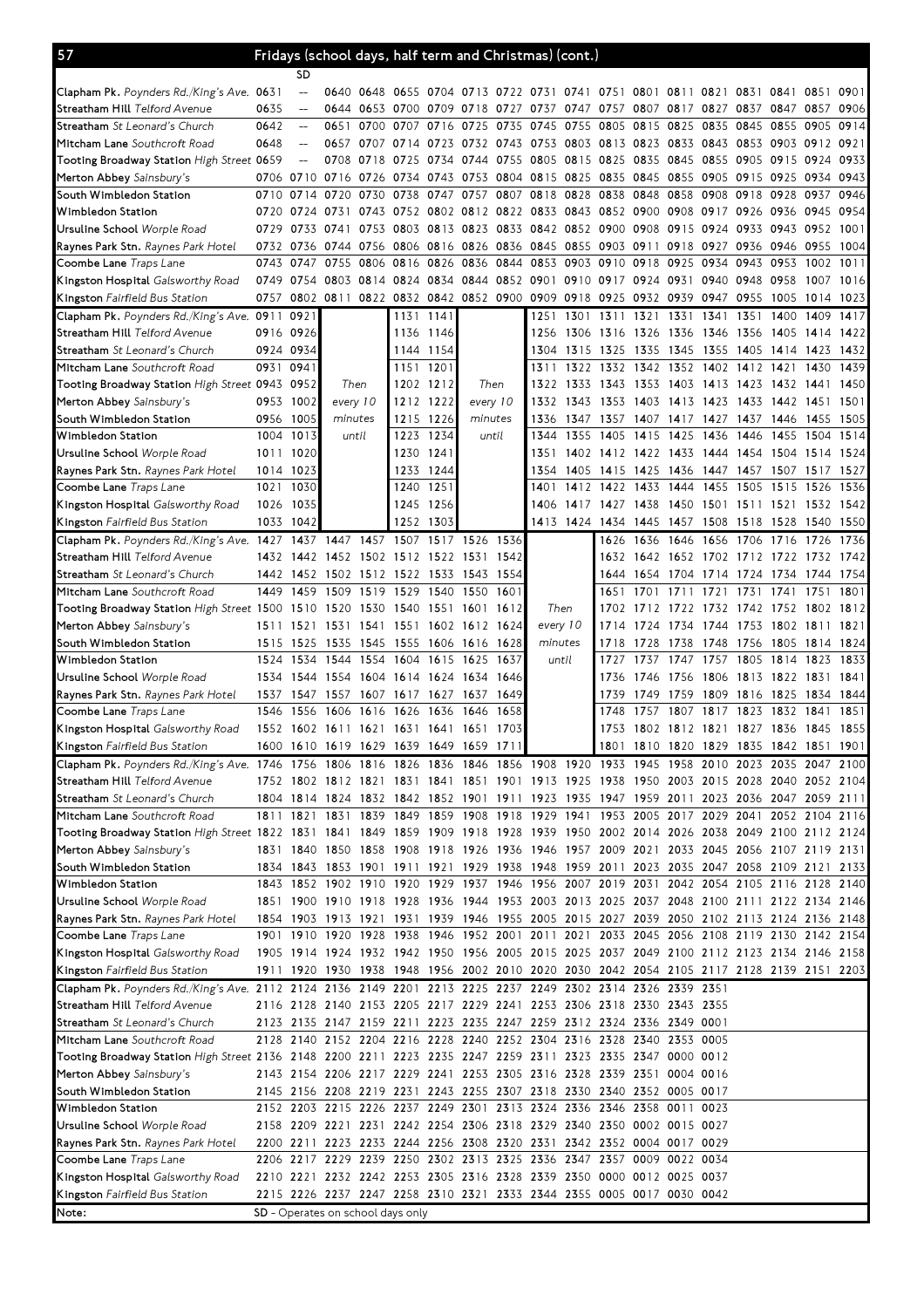## 57 Fridays (school days, half term and Christmas) (cont.)

| Stop | | SD | | | | | | | | | | | | | | | | |
|---|---|---|---|---|---|---|---|---|---|---|---|---|---|---|---|---|---|---|
| **Clapham Pk.** *Poynders Rd./King's Ave.* | 0631 | -- | 0640 | 0648 | 0655 | 0704 | 0713 | 0722 | 0731 | 0741 | 0751 | 0801 | 0811 | 0821 | 0831 | 0841 | 0851 | 0901 |
| **Streatham Hill** *Telford Avenue* | 0635 | -- | 0644 | 0653 | 0700 | 0709 | 0718 | 0727 | 0737 | 0747 | 0757 | 0807 | 0817 | 0827 | 0837 | 0847 | 0857 | 0906 |
| **Streatham** *St Leonard's Church* | 0642 | -- | 0651 | 0700 | 0707 | 0716 | 0725 | 0735 | 0745 | 0755 | 0805 | 0815 | 0825 | 0835 | 0845 | 0855 | 0905 | 0914 |
| **Mitcham Lane** *Southcroft Road* | 0648 | -- | 0657 | 0707 | 0714 | 0723 | 0732 | 0743 | 0753 | 0803 | 0813 | 0823 | 0833 | 0843 | 0853 | 0903 | 0912 | 0921 |
| **Tooting Broadway Station** *High Street* | 0659 | -- | 0708 | 0718 | 0725 | 0734 | 0744 | 0755 | 0805 | 0815 | 0825 | 0835 | 0845 | 0855 | 0905 | 0915 | 0924 | 0933 |
| **Merton Abbey** *Sainsbury's* | 0706 | 0710 | 0716 | 0726 | 0734 | 0743 | 0753 | 0804 | 0815 | 0825 | 0835 | 0845 | 0855 | 0905 | 0915 | 0925 | 0934 | 0943 |
| **South Wimbledon Station** | 0710 | 0714 | 0720 | 0730 | 0738 | 0747 | 0757 | 0807 | 0818 | 0828 | 0838 | 0848 | 0858 | 0908 | 0918 | 0928 | 0937 | 0946 |
| **Wimbledon Station** | 0720 | 0724 | 0731 | 0743 | 0752 | 0802 | 0812 | 0822 | 0833 | 0843 | 0852 | 0900 | 0908 | 0917 | 0926 | 0936 | 0945 | 0954 |
| **Ursuline School** *Worple Road* | 0729 | 0733 | 0741 | 0753 | 0803 | 0813 | 0823 | 0833 | 0842 | 0852 | 0900 | 0908 | 0915 | 0924 | 0933 | 0943 | 0952 | 1001 |
| **Raynes Park Stn.** *Raynes Park Hotel* | 0732 | 0736 | 0744 | 0756 | 0806 | 0816 | 0826 | 0836 | 0845 | 0855 | 0903 | 0911 | 0918 | 0927 | 0936 | 0946 | 0955 | 1004 |
| **Coombe Lane** *Traps Lane* | 0743 | 0747 | 0755 | 0806 | 0816 | 0826 | 0836 | 0844 | 0853 | 0903 | 0910 | 0918 | 0925 | 0934 | 0943 | 0953 | 1002 | 1011 |
| **Kingston Hospital** *Galsworthy Road* | 0749 | 0754 | 0803 | 0814 | 0824 | 0834 | 0844 | 0852 | 0901 | 0910 | 0917 | 0924 | 0931 | 0940 | 0948 | 0958 | 1007 | 1016 |
| **Kingston** *Fairfield Bus Station* | 0757 | 0802 | 0811 | 0822 | 0832 | 0842 | 0852 | 0900 | 0909 | 0918 | 0925 | 0932 | 0939 | 0947 | 0955 | 1005 | 1014 | 1023 |

| Stop | | | | | | | | | | | | | | | | |
|---|---|---|---|---|---|---|---|---|---|---|---|---|---|---|---|---|
| **Clapham Pk.** *Poynders Rd./King's Ave.* | 0911 | 0921 | Then every 10 minutes until | 1131 | 1141 | Then every 10 minutes until | 1251 | 1301 | 1311 | 1321 | 1331 | 1341 | 1351 | 1400 | 1409 | 1417 |
| **Streatham Hill** *Telford Avenue* | 0916 | 0926 | | 1136 | 1146 | | 1256 | 1306 | 1316 | 1326 | 1336 | 1346 | 1356 | 1405 | 1414 | 1422 |
| **Streatham** *St Leonard's Church* | 0924 | 0934 | | 1144 | 1154 | | 1304 | 1315 | 1325 | 1335 | 1345 | 1355 | 1405 | 1414 | 1423 | 1432 |
| **Mitcham Lane** *Southcroft Road* | 0931 | 0941 | | 1151 | 1201 | | 1311 | 1322 | 1332 | 1342 | 1352 | 1402 | 1412 | 1421 | 1430 | 1439 |
| **Tooting Broadway Station** *High Street* | 0943 | 0952 | | 1202 | 1212 | | 1322 | 1333 | 1343 | 1353 | 1403 | 1413 | 1423 | 1432 | 1441 | 1450 |
| **Merton Abbey** *Sainsbury's* | 0953 | 1002 | | 1212 | 1222 | | 1332 | 1343 | 1353 | 1403 | 1413 | 1423 | 1433 | 1442 | 1451 | 1501 |
| **South Wimbledon Station** | 0956 | 1005 | | 1215 | 1226 | | 1336 | 1347 | 1357 | 1407 | 1417 | 1427 | 1437 | 1446 | 1455 | 1505 |
| **Wimbledon Station** | 1004 | 1013 | | 1223 | 1234 | | 1344 | 1355 | 1405 | 1415 | 1425 | 1436 | 1446 | 1455 | 1504 | 1514 |
| **Ursuline School** *Worple Road* | 1011 | 1020 | | 1230 | 1241 | | 1351 | 1402 | 1412 | 1422 | 1433 | 1444 | 1454 | 1504 | 1514 | 1524 |
| **Raynes Park Stn.** *Raynes Park Hotel* | 1014 | 1023 | | 1233 | 1244 | | 1354 | 1405 | 1415 | 1425 | 1436 | 1447 | 1457 | 1507 | 1517 | 1527 |
| **Coombe Lane** *Traps Lane* | 1021 | 1030 | | 1240 | 1251 | | 1401 | 1412 | 1422 | 1433 | 1444 | 1455 | 1505 | 1515 | 1526 | 1536 |
| **Kingston Hospital** *Galsworthy Road* | 1026 | 1035 | | 1245 | 1256 | | 1406 | 1417 | 1427 | 1438 | 1450 | 1501 | 1511 | 1521 | 1532 | 1542 |
| **Kingston** *Fairfield Bus Station* | 1033 | 1042 | | 1252 | 1303 | | 1413 | 1424 | 1434 | 1445 | 1457 | 1508 | 1518 | 1528 | 1540 | 1550 |

| Stop | | | | | | | | | | | | | | | | | |
|---|---|---|---|---|---|---|---|---|---|---|---|---|---|---|---|---|---|
| **Clapham Pk.** *Poynders Rd./King's Ave.* | 1427 | 1437 | 1447 | 1457 | 1507 | 1517 | 1526 | 1536 | Then every 10 minutes until | 1626 | 1636 | 1646 | 1656 | 1706 | 1716 | 1726 | 1736 |
| **Streatham Hill** *Telford Avenue* | 1432 | 1442 | 1452 | 1502 | 1512 | 1522 | 1531 | 1542 | | 1632 | 1642 | 1652 | 1702 | 1712 | 1722 | 1732 | 1742 |
| **Streatham** *St Leonard's Church* | 1442 | 1452 | 1502 | 1512 | 1522 | 1533 | 1543 | 1554 | | 1644 | 1654 | 1704 | 1714 | 1724 | 1734 | 1744 | 1754 |
| **Mitcham Lane** *Southcroft Road* | 1449 | 1459 | 1509 | 1519 | 1529 | 1540 | 1550 | 1601 | | 1651 | 1701 | 1711 | 1721 | 1731 | 1741 | 1751 | 1801 |
| **Tooting Broadway Station** *High Street* | 1500 | 1510 | 1520 | 1530 | 1540 | 1551 | 1601 | 1612 | | 1702 | 1712 | 1722 | 1732 | 1742 | 1752 | 1802 | 1812 |
| **Merton Abbey** *Sainsbury's* | 1511 | 1521 | 1531 | 1541 | 1551 | 1602 | 1612 | 1624 | | 1714 | 1724 | 1734 | 1744 | 1753 | 1802 | 1811 | 1821 |
| **South Wimbledon Station** | 1515 | 1525 | 1535 | 1545 | 1555 | 1606 | 1616 | 1628 | | 1718 | 1728 | 1738 | 1748 | 1756 | 1805 | 1814 | 1824 |
| **Wimbledon Station** | 1524 | 1534 | 1544 | 1554 | 1604 | 1615 | 1625 | 1637 | | 1727 | 1737 | 1747 | 1757 | 1805 | 1814 | 1823 | 1833 |
| **Ursuline School** *Worple Road* | 1534 | 1544 | 1554 | 1604 | 1614 | 1624 | 1634 | 1646 | | 1736 | 1746 | 1756 | 1806 | 1813 | 1822 | 1831 | 1841 |
| **Raynes Park Stn.** *Raynes Park Hotel* | 1537 | 1547 | 1557 | 1607 | 1617 | 1627 | 1637 | 1649 | | 1739 | 1749 | 1759 | 1809 | 1816 | 1825 | 1834 | 1844 |
| **Coombe Lane** *Traps Lane* | 1546 | 1556 | 1606 | 1616 | 1626 | 1636 | 1646 | 1658 | | 1748 | 1757 | 1807 | 1817 | 1823 | 1832 | 1841 | 1851 |
| **Kingston Hospital** *Galsworthy Road* | 1552 | 1602 | 1611 | 1621 | 1631 | 1641 | 1651 | 1703 | | 1753 | 1802 | 1812 | 1821 | 1827 | 1836 | 1845 | 1855 |
| **Kingston** *Fairfield Bus Station* | 1600 | 1610 | 1619 | 1629 | 1639 | 1649 | 1659 | 1711 | | 1801 | 1810 | 1820 | 1829 | 1835 | 1842 | 1851 | 1901 |

| Stop | | | | | | | | | | | | | | | | | | |
|---|---|---|---|---|---|---|---|---|---|---|---|---|---|---|---|---|---|---|
| **Clapham Pk.** *Poynders Rd./King's Ave.* | 1746 | 1756 | 1806 | 1816 | 1826 | 1836 | 1846 | 1856 | 1908 | 1920 | 1933 | 1945 | 1958 | 2010 | 2023 | 2035 | 2047 | 2100 |
| **Streatham Hill** *Telford Avenue* | 1752 | 1802 | 1812 | 1821 | 1831 | 1841 | 1851 | 1901 | 1913 | 1925 | 1938 | 1950 | 2003 | 2015 | 2028 | 2040 | 2052 | 2104 |
| **Streatham** *St Leonard's Church* | 1804 | 1814 | 1824 | 1832 | 1842 | 1852 | 1901 | 1911 | 1923 | 1935 | 1947 | 1959 | 2011 | 2023 | 2036 | 2047 | 2059 | 2111 |
| **Mitcham Lane** *Southcroft Road* | 1811 | 1821 | 1831 | 1839 | 1849 | 1859 | 1908 | 1918 | 1929 | 1941 | 1953 | 2005 | 2017 | 2029 | 2041 | 2052 | 2104 | 2116 |
| **Tooting Broadway Station** *High Street* | 1822 | 1831 | 1841 | 1849 | 1859 | 1909 | 1918 | 1928 | 1939 | 1950 | 2002 | 2014 | 2026 | 2038 | 2049 | 2100 | 2112 | 2124 |
| **Merton Abbey** *Sainsbury's* | 1831 | 1840 | 1850 | 1858 | 1908 | 1918 | 1926 | 1936 | 1946 | 1957 | 2009 | 2021 | 2033 | 2045 | 2056 | 2107 | 2119 | 2131 |
| **South Wimbledon Station** | 1834 | 1843 | 1853 | 1901 | 1911 | 1921 | 1929 | 1938 | 1948 | 1959 | 2011 | 2023 | 2035 | 2047 | 2058 | 2109 | 2121 | 2133 |
| **Wimbledon Station** | 1843 | 1852 | 1902 | 1910 | 1920 | 1929 | 1937 | 1946 | 1956 | 2007 | 2019 | 2031 | 2042 | 2054 | 2105 | 2116 | 2128 | 2140 |
| **Ursuline School** *Worple Road* | 1851 | 1900 | 1910 | 1918 | 1928 | 1936 | 1944 | 1953 | 2003 | 2013 | 2025 | 2037 | 2048 | 2100 | 2111 | 2122 | 2134 | 2146 |
| **Raynes Park Stn.** *Raynes Park Hotel* | 1854 | 1903 | 1913 | 1921 | 1931 | 1939 | 1946 | 1955 | 2005 | 2015 | 2027 | 2039 | 2050 | 2102 | 2113 | 2124 | 2136 | 2148 |
| **Coombe Lane** *Traps Lane* | 1901 | 1910 | 1920 | 1928 | 1938 | 1946 | 1952 | 2001 | 2011 | 2021 | 2033 | 2045 | 2056 | 2108 | 2119 | 2130 | 2142 | 2154 |
| **Kingston Hospital** *Galsworthy Road* | 1905 | 1914 | 1924 | 1932 | 1942 | 1950 | 1956 | 2005 | 2015 | 2025 | 2037 | 2049 | 2100 | 2112 | 2123 | 2134 | 2146 | 2158 |
| **Kingston** *Fairfield Bus Station* | 1911 | 1920 | 1930 | 1938 | 1948 | 1956 | 2002 | 2010 | 2020 | 2030 | 2042 | 2054 | 2105 | 2117 | 2128 | 2139 | 2151 | 2203 |

| Stop | | | | | | | | | | | | | | |
|---|---|---|---|---|---|---|---|---|---|---|---|---|---|---|
| **Clapham Pk.** *Poynders Rd./King's Ave.* | 2112 | 2124 | 2136 | 2149 | 2201 | 2213 | 2225 | 2237 | 2249 | 2302 | 2314 | 2326 | 2339 | 2351 |
| **Streatham Hill** *Telford Avenue* | 2116 | 2128 | 2140 | 2153 | 2205 | 2217 | 2229 | 2241 | 2253 | 2306 | 2318 | 2330 | 2343 | 2355 |
| **Streatham** *St Leonard's Church* | 2123 | 2135 | 2147 | 2159 | 2211 | 2223 | 2235 | 2247 | 2259 | 2312 | 2324 | 2336 | 2349 | 0001 |
| **Mitcham Lane** *Southcroft Road* | 2128 | 2140 | 2152 | 2204 | 2216 | 2228 | 2240 | 2252 | 2304 | 2316 | 2328 | 2340 | 2353 | 0005 |
| **Tooting Broadway Station** *High Street* | 2136 | 2148 | 2200 | 2211 | 2223 | 2235 | 2247 | 2259 | 2311 | 2323 | 2335 | 2347 | 0000 | 0012 |
| **Merton Abbey** *Sainsbury's* | 2143 | 2154 | 2206 | 2217 | 2229 | 2241 | 2253 | 2305 | 2316 | 2328 | 2339 | 2351 | 0004 | 0016 |
| **South Wimbledon Station** | 2145 | 2156 | 2208 | 2219 | 2231 | 2243 | 2255 | 2307 | 2318 | 2330 | 2340 | 2352 | 0005 | 0017 |
| **Wimbledon Station** | 2152 | 2203 | 2215 | 2226 | 2237 | 2249 | 2301 | 2313 | 2324 | 2336 | 2346 | 2358 | 0011 | 0023 |
| **Ursuline School** *Worple Road* | 2158 | 2209 | 2221 | 2231 | 2242 | 2254 | 2306 | 2318 | 2329 | 2340 | 2350 | 0002 | 0015 | 0027 |
| **Raynes Park Stn.** *Raynes Park Hotel* | 2200 | 2211 | 2223 | 2233 | 2244 | 2256 | 2308 | 2320 | 2331 | 2342 | 2352 | 0004 | 0017 | 0029 |
| **Coombe Lane** *Traps Lane* | 2206 | 2217 | 2229 | 2239 | 2250 | 2302 | 2313 | 2325 | 2336 | 2347 | 2357 | 0009 | 0022 | 0034 |
| **Kingston Hospital** *Galsworthy Road* | 2210 | 2221 | 2232 | 2242 | 2253 | 2305 | 2316 | 2328 | 2339 | 2350 | 0000 | 0012 | 0025 | 0037 |
| **Kingston** *Fairfield Bus Station* | 2215 | 2226 | 2237 | 2247 | 2258 | 2310 | 2321 | 2333 | 2344 | 2355 | 0005 | 0017 | 0030 | 0042 |

**Note:** SD - Operates on school days only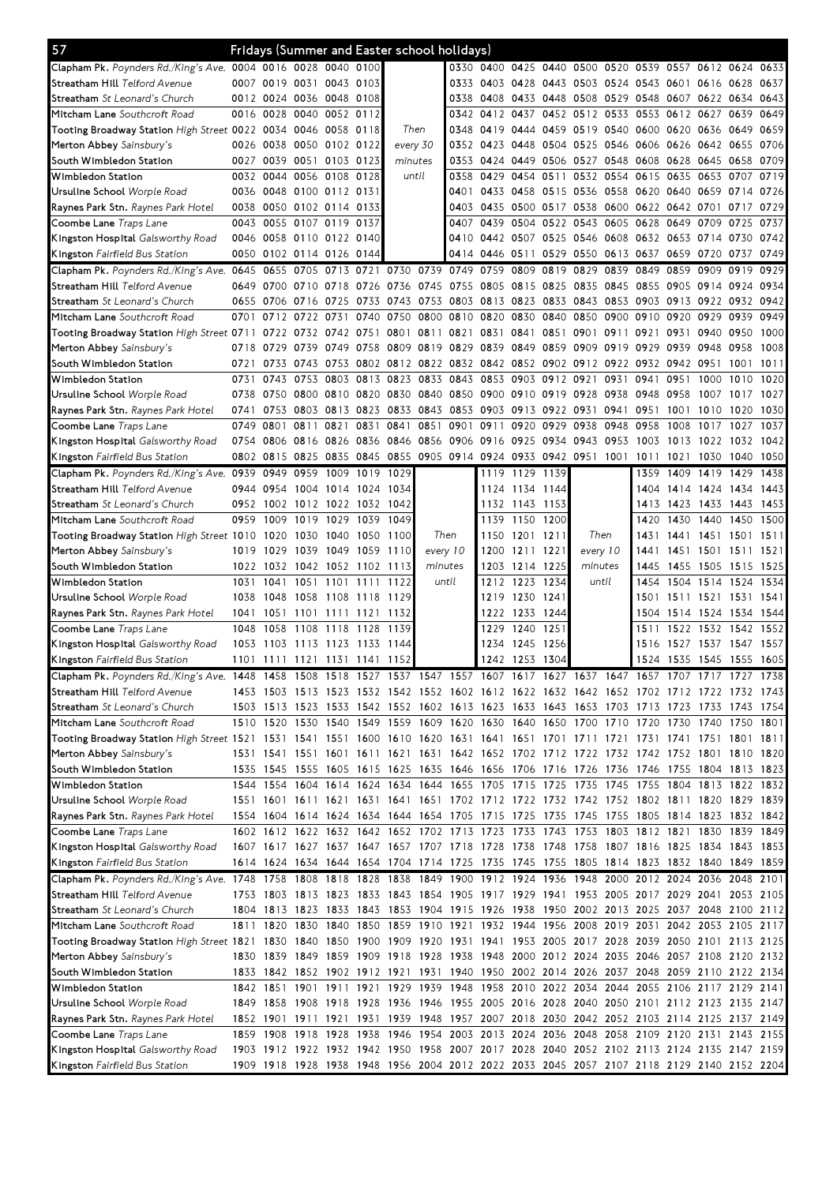# 57 Fridays (Summer and Easter school holidays)

| Stop | | | | | | | | | | | | | | | | | | |
|---|---|---|---|---|---|---|---|---|---|---|---|---|---|---|---|---|---|---|
| Clapham Pk. *Poynders Rd./King's Ave.* | 0004 | 0016 | 0028 | 0040 | 0100 | | | 0330 | 0400 | 0425 | 0440 | 0500 | 0520 | 0539 | 0557 | 0612 | 0624 | 0633 |
| Streatham Hill *Telford Avenue* | 0007 | 0019 | 0031 | 0043 | 0103 | | | 0333 | 0403 | 0428 | 0443 | 0503 | 0524 | 0543 | 0601 | 0616 | 0628 | 0637 |
| Streatham *St Leonard's Church* | 0012 | 0024 | 0036 | 0048 | 0108 | | | 0338 | 0408 | 0433 | 0448 | 0508 | 0529 | 0548 | 0607 | 0622 | 0634 | 0643 |
| Mitcham Lane *Southcroft Road* | 0016 | 0028 | 0040 | 0052 | 0112 | | | 0342 | 0412 | 0437 | 0452 | 0512 | 0533 | 0553 | 0612 | 0627 | 0639 | 0649 |
| Tooting Broadway Station *High Street* | 0022 | 0034 | 0046 | 0058 | 0118 | Then | | 0348 | 0419 | 0444 | 0459 | 0519 | 0540 | 0600 | 0620 | 0636 | 0649 | 0659 |
| Merton Abbey *Sainsbury's* | 0026 | 0038 | 0050 | 0102 | 0122 | every 30 | | 0352 | 0423 | 0448 | 0504 | 0525 | 0546 | 0606 | 0626 | 0642 | 0655 | 0706 |
| South Wimbledon Station | 0027 | 0039 | 0051 | 0103 | 0123 | minutes | | 0353 | 0424 | 0449 | 0506 | 0527 | 0548 | 0608 | 0628 | 0645 | 0658 | 0709 |
| Wimbledon Station | 0032 | 0044 | 0056 | 0108 | 0128 | until | | 0358 | 0429 | 0454 | 0511 | 0532 | 0554 | 0615 | 0635 | 0653 | 0707 | 0719 |
| Ursuline School *Worple Road* | 0036 | 0048 | 0100 | 0112 | 0131 | | | 0401 | 0433 | 0458 | 0515 | 0536 | 0558 | 0620 | 0640 | 0659 | 0714 | 0726 |
| Raynes Park Stn. *Raynes Park Hotel* | 0038 | 0050 | 0102 | 0114 | 0133 | | | 0403 | 0435 | 0500 | 0517 | 0538 | 0600 | 0622 | 0642 | 0701 | 0717 | 0729 |
| Coombe Lane *Traps Lane* | 0043 | 0055 | 0107 | 0119 | 0137 | | | 0407 | 0439 | 0504 | 0522 | 0543 | 0605 | 0628 | 0649 | 0709 | 0725 | 0737 |
| Kingston Hospital *Galsworthy Road* | 0046 | 0058 | 0110 | 0122 | 0140 | | | 0410 | 0442 | 0507 | 0525 | 0546 | 0608 | 0632 | 0653 | 0714 | 0730 | 0742 |
| Kingston *Fairfield Bus Station* | 0050 | 0102 | 0114 | 0126 | 0144 | | | 0414 | 0446 | 0511 | 0529 | 0550 | 0613 | 0637 | 0659 | 0720 | 0737 | 0749 |

| Stop | | | | | | | | | | | | | | | | | | |
|---|---|---|---|---|---|---|---|---|---|---|---|---|---|---|---|---|---|---|
| Clapham Pk. *Poynders Rd./King's Ave.* | 0645 | 0655 | 0705 | 0713 | 0721 | 0730 | 0739 | 0749 | 0759 | 0809 | 0819 | 0829 | 0839 | 0849 | 0859 | 0909 | 0919 | 0929 |
| Streatham Hill *Telford Avenue* | 0649 | 0700 | 0710 | 0718 | 0726 | 0736 | 0745 | 0755 | 0805 | 0815 | 0825 | 0835 | 0845 | 0855 | 0905 | 0914 | 0924 | 0934 |
| Streatham *St Leonard's Church* | 0655 | 0706 | 0716 | 0725 | 0733 | 0743 | 0753 | 0803 | 0813 | 0823 | 0833 | 0843 | 0853 | 0903 | 0913 | 0922 | 0932 | 0942 |
| Mitcham Lane *Southcroft Road* | 0701 | 0712 | 0722 | 0731 | 0740 | 0750 | 0800 | 0810 | 0820 | 0830 | 0840 | 0850 | 0900 | 0910 | 0920 | 0929 | 0939 | 0949 |
| Tooting Broadway Station *High Street* | 0711 | 0722 | 0732 | 0742 | 0751 | 0801 | 0811 | 0821 | 0831 | 0841 | 0851 | 0901 | 0911 | 0921 | 0931 | 0940 | 0950 | 1000 |
| Merton Abbey *Sainsbury's* | 0718 | 0729 | 0739 | 0749 | 0758 | 0809 | 0819 | 0829 | 0839 | 0849 | 0859 | 0909 | 0919 | 0929 | 0939 | 0948 | 0958 | 1008 |
| South Wimbledon Station | 0721 | 0733 | 0743 | 0753 | 0802 | 0812 | 0822 | 0832 | 0842 | 0852 | 0902 | 0912 | 0922 | 0932 | 0942 | 0951 | 1001 | 1011 |
| Wimbledon Station | 0731 | 0743 | 0753 | 0803 | 0813 | 0823 | 0833 | 0843 | 0853 | 0903 | 0912 | 0921 | 0931 | 0941 | 0951 | 1000 | 1010 | 1020 |
| Ursuline School *Worple Road* | 0738 | 0750 | 0800 | 0810 | 0820 | 0830 | 0840 | 0850 | 0900 | 0910 | 0919 | 0928 | 0938 | 0948 | 0958 | 1007 | 1017 | 1027 |
| Raynes Park Stn. *Raynes Park Hotel* | 0741 | 0753 | 0803 | 0813 | 0823 | 0833 | 0843 | 0853 | 0903 | 0913 | 0922 | 0931 | 0941 | 0951 | 1001 | 1010 | 1020 | 1030 |
| Coombe Lane *Traps Lane* | 0749 | 0801 | 0811 | 0821 | 0831 | 0841 | 0851 | 0901 | 0911 | 0920 | 0929 | 0938 | 0948 | 0958 | 1008 | 1017 | 1027 | 1037 |
| Kingston Hospital *Galsworthy Road* | 0754 | 0806 | 0816 | 0826 | 0836 | 0846 | 0856 | 0906 | 0916 | 0925 | 0934 | 0943 | 0953 | 1003 | 1013 | 1022 | 1032 | 1042 |
| Kingston *Fairfield Bus Station* | 0802 | 0815 | 0825 | 0835 | 0845 | 0855 | 0905 | 0914 | 0924 | 0933 | 0942 | 0951 | 1001 | 1011 | 1021 | 1030 | 1040 | 1050 |

| Stop | | | | | | | | | | | | | | | | | | |
|---|---|---|---|---|---|---|---|---|---|---|---|---|---|---|---|---|---|---|
| Clapham Pk. *Poynders Rd./King's Ave.* | 0939 | 0949 | 0959 | 1009 | 1019 | 1029 | | | 1119 | 1129 | 1139 | | | 1359 | 1409 | 1419 | 1429 | 1438 |
| Streatham Hill *Telford Avenue* | 0944 | 0954 | 1004 | 1014 | 1024 | 1034 | | | 1124 | 1134 | 1144 | | | 1404 | 1414 | 1424 | 1434 | 1443 |
| Streatham *St Leonard's Church* | 0952 | 1002 | 1012 | 1022 | 1032 | 1042 | | | 1132 | 1143 | 1153 | | | 1413 | 1423 | 1433 | 1443 | 1453 |
| Mitcham Lane *Southcroft Road* | 0959 | 1009 | 1019 | 1029 | 1039 | 1049 | | | 1139 | 1150 | 1200 | | | 1420 | 1430 | 1440 | 1450 | 1500 |
| Tooting Broadway Station *High Street* | 1010 | 1020 | 1030 | 1040 | 1050 | 1100 | Then | | 1150 | 1201 | 1211 | Then | | 1431 | 1441 | 1451 | 1501 | 1511 |
| Merton Abbey *Sainsbury's* | 1019 | 1029 | 1039 | 1049 | 1059 | 1110 | every 10 | | 1200 | 1211 | 1221 | every 10 | | 1441 | 1451 | 1501 | 1511 | 1521 |
| South Wimbledon Station | 1022 | 1032 | 1042 | 1052 | 1102 | 1113 | minutes | | 1203 | 1214 | 1225 | minutes | | 1445 | 1455 | 1505 | 1515 | 1525 |
| Wimbledon Station | 1031 | 1041 | 1051 | 1101 | 1111 | 1122 | until | | 1212 | 1223 | 1234 | until | | 1454 | 1504 | 1514 | 1524 | 1534 |
| Ursuline School *Worple Road* | 1038 | 1048 | 1058 | 1108 | 1118 | 1129 | | | 1219 | 1230 | 1241 | | | 1501 | 1511 | 1521 | 1531 | 1541 |
| Raynes Park Stn. *Raynes Park Hotel* | 1041 | 1051 | 1101 | 1111 | 1121 | 1132 | | | 1222 | 1233 | 1244 | | | 1504 | 1514 | 1524 | 1534 | 1544 |
| Coombe Lane *Traps Lane* | 1048 | 1058 | 1108 | 1118 | 1128 | 1139 | | | 1229 | 1240 | 1251 | | | 1511 | 1522 | 1532 | 1542 | 1552 |
| Kingston Hospital *Galsworthy Road* | 1053 | 1103 | 1113 | 1123 | 1133 | 1144 | | | 1234 | 1245 | 1256 | | | 1516 | 1527 | 1537 | 1547 | 1557 |
| Kingston *Fairfield Bus Station* | 1101 | 1111 | 1121 | 1131 | 1141 | 1152 | | | 1242 | 1253 | 1304 | | | 1524 | 1535 | 1545 | 1555 | 1605 |

| Stop | | | | | | | | | | | | | | | | | | |
|---|---|---|---|---|---|---|---|---|---|---|---|---|---|---|---|---|---|---|
| Clapham Pk. *Poynders Rd./King's Ave.* | 1448 | 1458 | 1508 | 1518 | 1527 | 1537 | 1547 | 1557 | 1607 | 1617 | 1627 | 1637 | 1647 | 1657 | 1707 | 1717 | 1727 | 1738 |
| Streatham Hill *Telford Avenue* | 1453 | 1503 | 1513 | 1523 | 1532 | 1542 | 1552 | 1602 | 1612 | 1622 | 1632 | 1642 | 1652 | 1702 | 1712 | 1722 | 1732 | 1743 |
| Streatham *St Leonard's Church* | 1503 | 1513 | 1523 | 1533 | 1542 | 1552 | 1602 | 1613 | 1623 | 1633 | 1643 | 1653 | 1703 | 1713 | 1723 | 1733 | 1743 | 1754 |
| Mitcham Lane *Southcroft Road* | 1510 | 1520 | 1530 | 1540 | 1549 | 1559 | 1609 | 1620 | 1630 | 1640 | 1650 | 1700 | 1710 | 1720 | 1730 | 1740 | 1750 | 1801 |
| Tooting Broadway Station *High Street* | 1521 | 1531 | 1541 | 1551 | 1600 | 1610 | 1620 | 1631 | 1641 | 1651 | 1701 | 1711 | 1721 | 1731 | 1741 | 1751 | 1801 | 1811 |
| Merton Abbey *Sainsbury's* | 1531 | 1541 | 1551 | 1601 | 1611 | 1621 | 1631 | 1642 | 1652 | 1702 | 1712 | 1722 | 1732 | 1742 | 1752 | 1801 | 1810 | 1820 |
| South Wimbledon Station | 1535 | 1545 | 1555 | 1605 | 1615 | 1625 | 1635 | 1646 | 1656 | 1706 | 1716 | 1726 | 1736 | 1746 | 1755 | 1804 | 1813 | 1823 |
| Wimbledon Station | 1544 | 1554 | 1604 | 1614 | 1624 | 1634 | 1644 | 1655 | 1705 | 1715 | 1725 | 1735 | 1745 | 1755 | 1804 | 1813 | 1822 | 1832 |
| Ursuline School *Worple Road* | 1551 | 1601 | 1611 | 1621 | 1631 | 1641 | 1651 | 1702 | 1712 | 1722 | 1732 | 1742 | 1752 | 1802 | 1811 | 1820 | 1829 | 1839 |
| Raynes Park Stn. *Raynes Park Hotel* | 1554 | 1604 | 1614 | 1624 | 1634 | 1644 | 1654 | 1705 | 1715 | 1725 | 1735 | 1745 | 1755 | 1805 | 1814 | 1823 | 1832 | 1842 |
| Coombe Lane *Traps Lane* | 1602 | 1612 | 1622 | 1632 | 1642 | 1652 | 1702 | 1713 | 1723 | 1733 | 1743 | 1753 | 1803 | 1812 | 1821 | 1830 | 1839 | 1849 |
| Kingston Hospital *Galsworthy Road* | 1607 | 1617 | 1627 | 1637 | 1647 | 1657 | 1707 | 1718 | 1728 | 1738 | 1748 | 1758 | 1807 | 1816 | 1825 | 1834 | 1843 | 1853 |
| Kingston *Fairfield Bus Station* | 1614 | 1624 | 1634 | 1644 | 1654 | 1704 | 1714 | 1725 | 1735 | 1745 | 1755 | 1805 | 1814 | 1823 | 1832 | 1840 | 1849 | 1859 |

| Stop | | | | | | | | | | | | | | | | | | |
|---|---|---|---|---|---|---|---|---|---|---|---|---|---|---|---|---|---|---|
| Clapham Pk. *Poynders Rd./King's Ave.* | 1748 | 1758 | 1808 | 1818 | 1828 | 1838 | 1849 | 1900 | 1912 | 1924 | 1936 | 1948 | 2000 | 2012 | 2024 | 2036 | 2048 | 2101 |
| Streatham Hill *Telford Avenue* | 1753 | 1803 | 1813 | 1823 | 1833 | 1843 | 1854 | 1905 | 1917 | 1929 | 1941 | 1953 | 2005 | 2017 | 2029 | 2041 | 2053 | 2105 |
| Streatham *St Leonard's Church* | 1804 | 1813 | 1823 | 1833 | 1843 | 1853 | 1904 | 1915 | 1926 | 1938 | 1950 | 2002 | 2013 | 2025 | 2037 | 2048 | 2100 | 2112 |
| Mitcham Lane *Southcroft Road* | 1811 | 1820 | 1830 | 1840 | 1850 | 1859 | 1910 | 1921 | 1932 | 1944 | 1956 | 2008 | 2019 | 2031 | 2042 | 2053 | 2105 | 2117 |
| Tooting Broadway Station *High Street* | 1821 | 1830 | 1840 | 1850 | 1900 | 1909 | 1920 | 1931 | 1941 | 1953 | 2005 | 2017 | 2028 | 2039 | 2050 | 2101 | 2113 | 2125 |
| Merton Abbey *Sainsbury's* | 1830 | 1839 | 1849 | 1859 | 1909 | 1918 | 1928 | 1938 | 1948 | 2000 | 2012 | 2024 | 2035 | 2046 | 2057 | 2108 | 2120 | 2132 |
| South Wimbledon Station | 1833 | 1842 | 1852 | 1902 | 1912 | 1921 | 1931 | 1940 | 1950 | 2002 | 2014 | 2026 | 2037 | 2048 | 2059 | 2110 | 2122 | 2134 |
| Wimbledon Station | 1842 | 1851 | 1901 | 1911 | 1921 | 1929 | 1939 | 1948 | 1958 | 2010 | 2022 | 2034 | 2044 | 2055 | 2106 | 2117 | 2129 | 2141 |
| Ursuline School *Worple Road* | 1849 | 1858 | 1908 | 1918 | 1928 | 1936 | 1946 | 1955 | 2005 | 2016 | 2028 | 2040 | 2050 | 2101 | 2112 | 2123 | 2135 | 2147 |
| Raynes Park Stn. *Raynes Park Hotel* | 1852 | 1901 | 1911 | 1921 | 1931 | 1939 | 1948 | 1957 | 2007 | 2018 | 2030 | 2042 | 2052 | 2103 | 2114 | 2125 | 2137 | 2149 |
| Coombe Lane *Traps Lane* | 1859 | 1908 | 1918 | 1928 | 1938 | 1946 | 1954 | 2003 | 2013 | 2024 | 2036 | 2048 | 2058 | 2109 | 2120 | 2131 | 2143 | 2155 |
| Kingston Hospital *Galsworthy Road* | 1903 | 1912 | 1922 | 1932 | 1942 | 1950 | 1958 | 2007 | 2017 | 2028 | 2040 | 2052 | 2102 | 2113 | 2124 | 2135 | 2147 | 2159 |
| Kingston *Fairfield Bus Station* | 1909 | 1918 | 1928 | 1938 | 1948 | 1956 | 2004 | 2012 | 2022 | 2033 | 2045 | 2057 | 2107 | 2118 | 2129 | 2140 | 2152 | 2204 |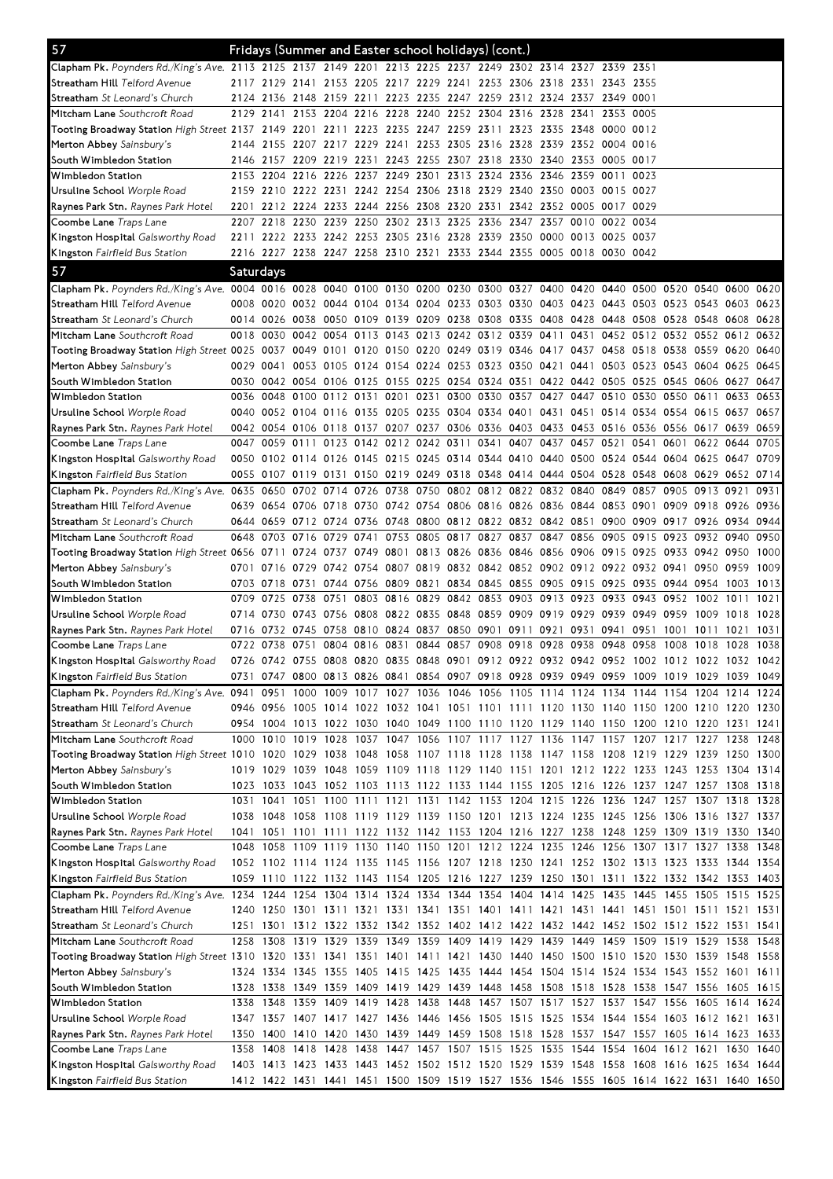## 57 Fridays (Summer and Easter school holidays) (cont.)

| Stop | | | | | | | | | | | | | | |
|---|---|---|---|---|---|---|---|---|---|---|---|---|---|---|
| Clapham Pk. *Poynders Rd./King's Ave.* | 2113 | 2125 | 2137 | 2149 | 2201 | 2213 | 2225 | 2237 | 2249 | 2302 | 2314 | 2327 | 2339 | 2351 |
| Streatham Hill *Telford Avenue* | 2117 | 2129 | 2141 | 2153 | 2205 | 2217 | 2229 | 2241 | 2253 | 2306 | 2318 | 2331 | 2343 | 2355 |
| Streatham *St Leonard's Church* | 2124 | 2136 | 2148 | 2159 | 2211 | 2223 | 2235 | 2247 | 2259 | 2312 | 2324 | 2337 | 2349 | 0001 |
| Mitcham Lane *Southcroft Road* | 2129 | 2141 | 2153 | 2204 | 2216 | 2228 | 2240 | 2252 | 2304 | 2316 | 2328 | 2341 | 2353 | 0005 |
| Tooting Broadway Station *High Street* | 2137 | 2149 | 2201 | 2211 | 2223 | 2235 | 2247 | 2259 | 2311 | 2323 | 2335 | 2348 | 0000 | 0012 |
| Merton Abbey *Sainsbury's* | 2144 | 2155 | 2207 | 2217 | 2229 | 2241 | 2253 | 2305 | 2316 | 2328 | 2339 | 2352 | 0004 | 0016 |
| South Wimbledon Station | 2146 | 2157 | 2209 | 2219 | 2231 | 2243 | 2255 | 2307 | 2318 | 2330 | 2340 | 2353 | 0005 | 0017 |
| Wimbledon Station | 2153 | 2204 | 2216 | 2226 | 2237 | 2249 | 2301 | 2313 | 2324 | 2336 | 2346 | 2359 | 0011 | 0023 |
| Ursuline School *Worple Road* | 2159 | 2210 | 2222 | 2231 | 2242 | 2254 | 2306 | 2318 | 2329 | 2340 | 2350 | 0003 | 0015 | 0027 |
| Raynes Park Stn. *Raynes Park Hotel* | 2201 | 2212 | 2224 | 2233 | 2244 | 2256 | 2308 | 2320 | 2331 | 2342 | 2352 | 0005 | 0017 | 0029 |
| Coombe Lane *Traps Lane* | 2207 | 2218 | 2230 | 2239 | 2250 | 2302 | 2313 | 2325 | 2336 | 2347 | 2357 | 0010 | 0022 | 0034 |
| Kingston Hospital *Galsworthy Road* | 2211 | 2222 | 2233 | 2242 | 2253 | 2305 | 2316 | 2328 | 2339 | 2350 | 0000 | 0013 | 0025 | 0037 |
| Kingston *Fairfield Bus Station* | 2216 | 2227 | 2238 | 2247 | 2258 | 2310 | 2321 | 2333 | 2344 | 2355 | 0005 | 0018 | 0030 | 0042 |

## 57 Saturdays

| Stop | | | | | | | | | | | | | | | | | | |
|---|---|---|---|---|---|---|---|---|---|---|---|---|---|---|---|---|---|---|
| Clapham Pk. *Poynders Rd./King's Ave.* | 0004 | 0016 | 0028 | 0040 | 0100 | 0130 | 0200 | 0230 | 0300 | 0327 | 0400 | 0420 | 0440 | 0500 | 0520 | 0540 | 0600 | 0620 |
| Streatham Hill *Telford Avenue* | 0008 | 0020 | 0032 | 0044 | 0104 | 0134 | 0204 | 0233 | 0303 | 0330 | 0403 | 0423 | 0443 | 0503 | 0523 | 0543 | 0603 | 0623 |
| Streatham *St Leonard's Church* | 0014 | 0026 | 0038 | 0050 | 0109 | 0139 | 0209 | 0238 | 0308 | 0335 | 0408 | 0428 | 0448 | 0508 | 0528 | 0548 | 0608 | 0628 |
| Mitcham Lane *Southcroft Road* | 0018 | 0030 | 0042 | 0054 | 0113 | 0143 | 0213 | 0242 | 0312 | 0339 | 0411 | 0431 | 0452 | 0512 | 0532 | 0552 | 0612 | 0632 |
| Tooting Broadway Station *High Street* | 0025 | 0037 | 0049 | 0101 | 0120 | 0150 | 0220 | 0249 | 0319 | 0346 | 0417 | 0437 | 0458 | 0518 | 0538 | 0559 | 0620 | 0640 |
| Merton Abbey *Sainsbury's* | 0029 | 0041 | 0053 | 0105 | 0124 | 0154 | 0224 | 0253 | 0323 | 0350 | 0421 | 0441 | 0503 | 0523 | 0543 | 0604 | 0625 | 0645 |
| South Wimbledon Station | 0030 | 0042 | 0054 | 0106 | 0125 | 0155 | 0225 | 0254 | 0324 | 0351 | 0422 | 0442 | 0505 | 0525 | 0545 | 0606 | 0627 | 0647 |
| Wimbledon Station | 0036 | 0048 | 0100 | 0112 | 0131 | 0201 | 0231 | 0300 | 0330 | 0357 | 0427 | 0447 | 0510 | 0530 | 0550 | 0611 | 0633 | 0653 |
| Ursuline School *Worple Road* | 0040 | 0052 | 0104 | 0116 | 0135 | 0205 | 0235 | 0304 | 0334 | 0401 | 0431 | 0451 | 0514 | 0534 | 0554 | 0615 | 0637 | 0657 |
| Raynes Park Stn. *Raynes Park Hotel* | 0042 | 0054 | 0106 | 0118 | 0137 | 0207 | 0237 | 0306 | 0336 | 0403 | 0433 | 0453 | 0516 | 0536 | 0556 | 0617 | 0639 | 0659 |
| Coombe Lane *Traps Lane* | 0047 | 0059 | 0111 | 0123 | 0142 | 0212 | 0242 | 0311 | 0341 | 0407 | 0437 | 0457 | 0521 | 0541 | 0601 | 0622 | 0644 | 0705 |
| Kingston Hospital *Galsworthy Road* | 0050 | 0102 | 0114 | 0126 | 0145 | 0215 | 0245 | 0314 | 0344 | 0410 | 0440 | 0500 | 0524 | 0544 | 0604 | 0625 | 0647 | 0709 |
| Kingston *Fairfield Bus Station* | 0055 | 0107 | 0119 | 0131 | 0150 | 0219 | 0249 | 0318 | 0348 | 0414 | 0444 | 0504 | 0528 | 0548 | 0608 | 0629 | 0652 | 0714 |
| Clapham Pk. *Poynders Rd./King's Ave.* | 0635 | 0650 | 0702 | 0714 | 0726 | 0738 | 0750 | 0802 | 0812 | 0822 | 0832 | 0840 | 0849 | 0857 | 0905 | 0913 | 0921 | 0931 |
| Streatham Hill *Telford Avenue* | 0639 | 0654 | 0706 | 0718 | 0730 | 0742 | 0754 | 0806 | 0816 | 0826 | 0836 | 0844 | 0853 | 0901 | 0909 | 0918 | 0926 | 0936 |
| Streatham *St Leonard's Church* | 0644 | 0659 | 0712 | 0724 | 0736 | 0748 | 0800 | 0812 | 0822 | 0832 | 0842 | 0851 | 0900 | 0909 | 0917 | 0926 | 0934 | 0944 |
| Mitcham Lane *Southcroft Road* | 0648 | 0703 | 0716 | 0729 | 0741 | 0753 | 0805 | 0817 | 0827 | 0837 | 0847 | 0856 | 0905 | 0915 | 0923 | 0932 | 0940 | 0950 |
| Tooting Broadway Station *High Street* | 0656 | 0711 | 0724 | 0737 | 0749 | 0801 | 0813 | 0826 | 0836 | 0846 | 0856 | 0906 | 0915 | 0925 | 0933 | 0942 | 0950 | 1000 |
| Merton Abbey *Sainsbury's* | 0701 | 0716 | 0729 | 0742 | 0754 | 0807 | 0819 | 0832 | 0842 | 0852 | 0902 | 0912 | 0922 | 0932 | 0941 | 0950 | 0959 | 1009 |
| South Wimbledon Station | 0703 | 0718 | 0731 | 0744 | 0756 | 0809 | 0821 | 0834 | 0845 | 0855 | 0905 | 0915 | 0925 | 0935 | 0944 | 0954 | 1003 | 1013 |
| Wimbledon Station | 0709 | 0725 | 0738 | 0751 | 0803 | 0816 | 0829 | 0842 | 0853 | 0903 | 0913 | 0923 | 0933 | 0943 | 0952 | 1002 | 1011 | 1021 |
| Ursuline School *Worple Road* | 0714 | 0730 | 0743 | 0756 | 0808 | 0822 | 0835 | 0848 | 0859 | 0909 | 0919 | 0929 | 0939 | 0949 | 0959 | 1009 | 1018 | 1028 |
| Raynes Park Stn. *Raynes Park Hotel* | 0716 | 0732 | 0745 | 0758 | 0810 | 0824 | 0837 | 0850 | 0901 | 0911 | 0921 | 0931 | 0941 | 0951 | 1001 | 1011 | 1021 | 1031 |
| Coombe Lane *Traps Lane* | 0722 | 0738 | 0751 | 0804 | 0816 | 0831 | 0844 | 0857 | 0908 | 0918 | 0928 | 0938 | 0948 | 0958 | 1008 | 1018 | 1028 | 1038 |
| Kingston Hospital *Galsworthy Road* | 0726 | 0742 | 0755 | 0808 | 0820 | 0835 | 0848 | 0901 | 0912 | 0922 | 0932 | 0942 | 0952 | 1002 | 1012 | 1022 | 1032 | 1042 |
| Kingston *Fairfield Bus Station* | 0731 | 0747 | 0800 | 0813 | 0826 | 0841 | 0854 | 0907 | 0918 | 0928 | 0939 | 0949 | 0959 | 1009 | 1019 | 1029 | 1039 | 1049 |
| Clapham Pk. *Poynders Rd./King's Ave.* | 0941 | 0951 | 1000 | 1009 | 1017 | 1027 | 1036 | 1046 | 1056 | 1105 | 1114 | 1124 | 1134 | 1144 | 1154 | 1204 | 1214 | 1224 |
| Streatham Hill *Telford Avenue* | 0946 | 0956 | 1005 | 1014 | 1022 | 1032 | 1041 | 1051 | 1101 | 1111 | 1120 | 1130 | 1140 | 1150 | 1200 | 1210 | 1220 | 1230 |
| Streatham *St Leonard's Church* | 0954 | 1004 | 1013 | 1022 | 1030 | 1040 | 1049 | 1100 | 1110 | 1120 | 1129 | 1140 | 1150 | 1200 | 1210 | 1220 | 1231 | 1241 |
| Mitcham Lane *Southcroft Road* | 1000 | 1010 | 1019 | 1028 | 1037 | 1047 | 1056 | 1107 | 1117 | 1127 | 1136 | 1147 | 1157 | 1207 | 1217 | 1227 | 1238 | 1248 |
| Tooting Broadway Station *High Street* | 1010 | 1020 | 1029 | 1038 | 1048 | 1058 | 1107 | 1118 | 1128 | 1138 | 1147 | 1158 | 1208 | 1219 | 1229 | 1239 | 1250 | 1300 |
| Merton Abbey *Sainsbury's* | 1019 | 1029 | 1039 | 1048 | 1059 | 1109 | 1118 | 1129 | 1140 | 1151 | 1201 | 1212 | 1222 | 1233 | 1243 | 1253 | 1304 | 1314 |
| South Wimbledon Station | 1023 | 1033 | 1043 | 1052 | 1103 | 1113 | 1122 | 1133 | 1144 | 1155 | 1205 | 1216 | 1226 | 1237 | 1247 | 1257 | 1308 | 1318 |
| Wimbledon Station | 1031 | 1041 | 1051 | 1100 | 1111 | 1121 | 1131 | 1142 | 1153 | 1204 | 1215 | 1226 | 1236 | 1247 | 1257 | 1307 | 1318 | 1328 |
| Ursuline School *Worple Road* | 1038 | 1048 | 1058 | 1108 | 1119 | 1129 | 1139 | 1150 | 1201 | 1213 | 1224 | 1235 | 1245 | 1256 | 1306 | 1316 | 1327 | 1337 |
| Raynes Park Stn. *Raynes Park Hotel* | 1041 | 1051 | 1101 | 1111 | 1122 | 1132 | 1142 | 1153 | 1204 | 1216 | 1227 | 1238 | 1248 | 1259 | 1309 | 1319 | 1330 | 1340 |
| Coombe Lane *Traps Lane* | 1048 | 1058 | 1109 | 1119 | 1130 | 1140 | 1150 | 1201 | 1212 | 1224 | 1235 | 1246 | 1256 | 1307 | 1317 | 1327 | 1338 | 1348 |
| Kingston Hospital *Galsworthy Road* | 1052 | 1102 | 1114 | 1124 | 1135 | 1145 | 1156 | 1207 | 1218 | 1230 | 1241 | 1252 | 1302 | 1313 | 1323 | 1333 | 1344 | 1354 |
| Kingston *Fairfield Bus Station* | 1059 | 1110 | 1122 | 1132 | 1143 | 1154 | 1205 | 1216 | 1227 | 1239 | 1250 | 1301 | 1311 | 1322 | 1332 | 1342 | 1353 | 1403 |
| Clapham Pk. *Poynders Rd./King's Ave.* | 1234 | 1244 | 1254 | 1304 | 1314 | 1324 | 1334 | 1344 | 1354 | 1404 | 1414 | 1425 | 1435 | 1445 | 1455 | 1505 | 1515 | 1525 |
| Streatham Hill *Telford Avenue* | 1240 | 1250 | 1301 | 1311 | 1321 | 1331 | 1341 | 1351 | 1401 | 1411 | 1421 | 1431 | 1441 | 1451 | 1501 | 1511 | 1521 | 1531 |
| Streatham *St Leonard's Church* | 1251 | 1301 | 1312 | 1322 | 1332 | 1342 | 1352 | 1402 | 1412 | 1422 | 1432 | 1442 | 1452 | 1502 | 1512 | 1522 | 1531 | 1541 |
| Mitcham Lane *Southcroft Road* | 1258 | 1308 | 1319 | 1329 | 1339 | 1349 | 1359 | 1409 | 1419 | 1429 | 1439 | 1449 | 1459 | 1509 | 1519 | 1529 | 1538 | 1548 |
| Tooting Broadway Station *High Street* | 1310 | 1320 | 1331 | 1341 | 1351 | 1401 | 1411 | 1421 | 1430 | 1440 | 1450 | 1500 | 1510 | 1520 | 1530 | 1539 | 1548 | 1558 |
| Merton Abbey *Sainsbury's* | 1324 | 1334 | 1345 | 1355 | 1405 | 1415 | 1425 | 1435 | 1444 | 1454 | 1504 | 1514 | 1524 | 1534 | 1543 | 1552 | 1601 | 1611 |
| South Wimbledon Station | 1328 | 1338 | 1349 | 1359 | 1409 | 1419 | 1429 | 1439 | 1448 | 1458 | 1508 | 1518 | 1528 | 1538 | 1547 | 1556 | 1605 | 1615 |
| Wimbledon Station | 1338 | 1348 | 1359 | 1409 | 1419 | 1428 | 1438 | 1448 | 1457 | 1507 | 1517 | 1527 | 1537 | 1547 | 1556 | 1605 | 1614 | 1624 |
| Ursuline School *Worple Road* | 1347 | 1357 | 1407 | 1417 | 1427 | 1436 | 1446 | 1456 | 1505 | 1515 | 1525 | 1534 | 1544 | 1554 | 1603 | 1612 | 1621 | 1631 |
| Raynes Park Stn. *Raynes Park Hotel* | 1350 | 1400 | 1410 | 1420 | 1430 | 1439 | 1449 | 1459 | 1508 | 1518 | 1528 | 1537 | 1547 | 1557 | 1605 | 1614 | 1623 | 1633 |
| Coombe Lane *Traps Lane* | 1358 | 1408 | 1418 | 1428 | 1438 | 1447 | 1457 | 1507 | 1515 | 1525 | 1535 | 1544 | 1554 | 1604 | 1612 | 1621 | 1630 | 1640 |
| Kingston Hospital *Galsworthy Road* | 1403 | 1413 | 1423 | 1433 | 1443 | 1452 | 1502 | 1512 | 1520 | 1529 | 1539 | 1548 | 1558 | 1608 | 1616 | 1625 | 1634 | 1644 |
| Kingston *Fairfield Bus Station* | 1412 | 1422 | 1431 | 1441 | 1451 | 1500 | 1509 | 1519 | 1527 | 1536 | 1546 | 1555 | 1605 | 1614 | 1622 | 1631 | 1640 | 1650 |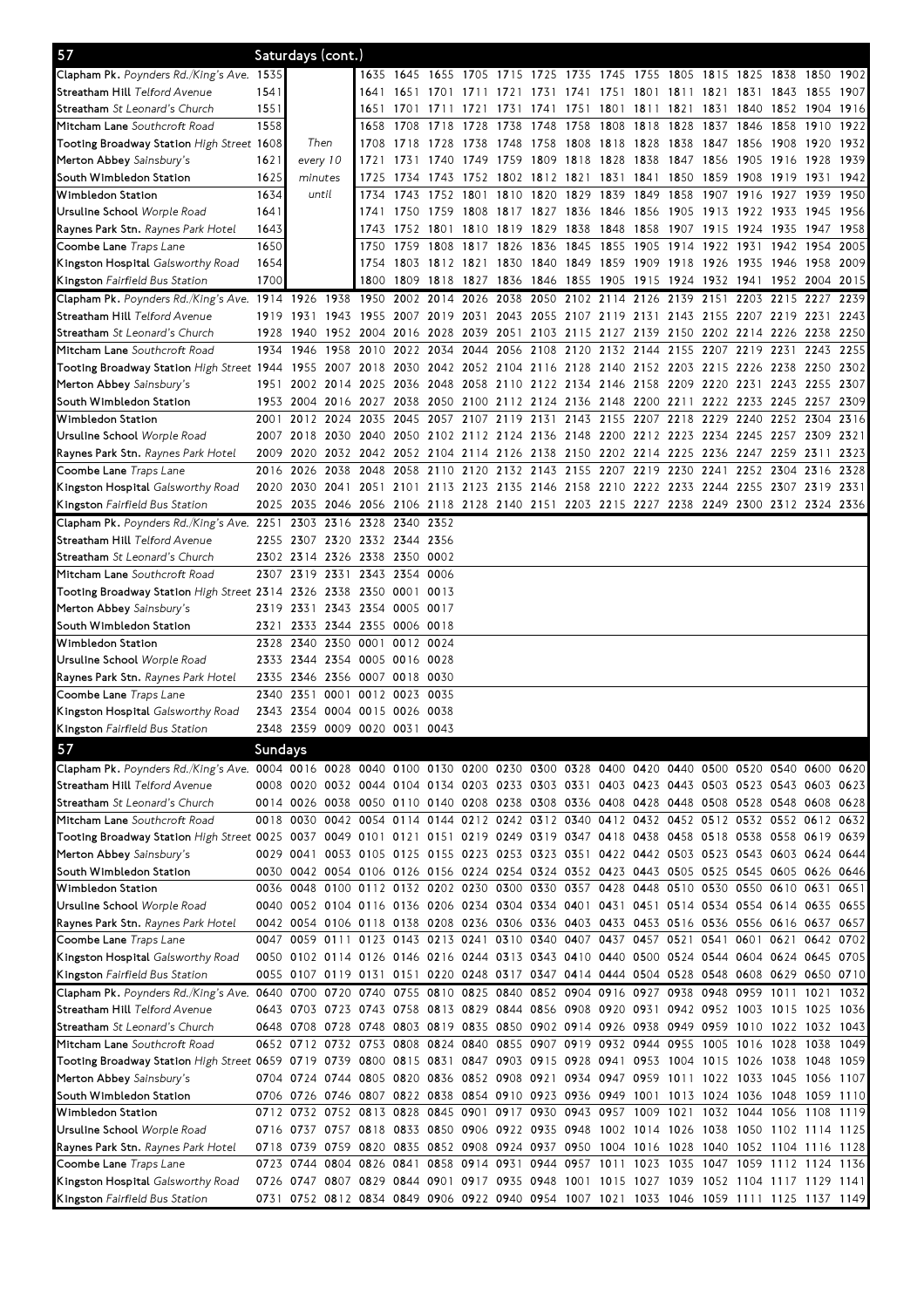## 57 Saturdays (cont.)

| Stop | | | | | | | | | | | | | | | | | | |
|---|---|---|---|---|---|---|---|---|---|---|---|---|---|---|---|---|---|---|
| Clapham Pk. Poynders Rd./King's Ave. | 1535 | | | 1635 | 1645 | 1655 | 1705 | 1715 | 1725 | 1735 | 1745 | 1755 | 1805 | 1815 | 1825 | 1838 | 1850 | 1902 |
| Streatham Hill Telford Avenue | 1541 | | | 1641 | 1651 | 1701 | 1711 | 1721 | 1731 | 1741 | 1751 | 1801 | 1811 | 1821 | 1831 | 1843 | 1855 | 1907 |
| Streatham St Leonard's Church | 1551 | | | 1651 | 1701 | 1711 | 1721 | 1731 | 1741 | 1751 | 1801 | 1811 | 1821 | 1831 | 1840 | 1852 | 1904 | 1916 |
| Mitcham Lane Southcroft Road | 1558 | | | 1658 | 1708 | 1718 | 1728 | 1738 | 1748 | 1758 | 1808 | 1818 | 1828 | 1837 | 1846 | 1858 | 1910 | 1922 |
| Tooting Broadway Station High Street | 1608 | Then | | 1708 | 1718 | 1728 | 1738 | 1748 | 1758 | 1808 | 1818 | 1828 | 1838 | 1847 | 1856 | 1908 | 1920 | 1932 |
| Merton Abbey Sainsbury's | 1621 | every 10 | | 1721 | 1731 | 1740 | 1749 | 1759 | 1809 | 1818 | 1828 | 1838 | 1847 | 1856 | 1905 | 1916 | 1928 | 1939 |
| South Wimbledon Station | 1625 | minutes | | 1725 | 1734 | 1743 | 1752 | 1802 | 1812 | 1821 | 1831 | 1841 | 1850 | 1859 | 1908 | 1919 | 1931 | 1942 |
| Wimbledon Station | 1634 | until | | 1734 | 1743 | 1752 | 1801 | 1810 | 1820 | 1829 | 1839 | 1849 | 1858 | 1907 | 1916 | 1927 | 1939 | 1950 |
| Ursuline School Worple Road | 1641 | | | 1741 | 1750 | 1759 | 1808 | 1817 | 1827 | 1836 | 1846 | 1856 | 1905 | 1913 | 1922 | 1933 | 1945 | 1956 |
| Raynes Park Stn. Raynes Park Hotel | 1643 | | | 1743 | 1752 | 1801 | 1810 | 1819 | 1829 | 1838 | 1848 | 1858 | 1907 | 1915 | 1924 | 1935 | 1947 | 1958 |
| Coombe Lane Traps Lane | 1650 | | | 1750 | 1759 | 1808 | 1817 | 1826 | 1836 | 1845 | 1855 | 1905 | 1914 | 1922 | 1931 | 1942 | 1954 | 2005 |
| Kingston Hospital Galsworthy Road | 1654 | | | 1754 | 1803 | 1812 | 1821 | 1830 | 1840 | 1849 | 1859 | 1909 | 1918 | 1926 | 1935 | 1946 | 1958 | 2009 |
| Kingston Fairfield Bus Station | 1700 | | | 1800 | 1809 | 1818 | 1827 | 1836 | 1846 | 1855 | 1905 | 1915 | 1924 | 1932 | 1941 | 1952 | 2004 | 2015 |

| Stop | | | | | | | | | | | | | | | | | | |
|---|---|---|---|---|---|---|---|---|---|---|---|---|---|---|---|---|---|---|
| Clapham Pk. Poynders Rd./King's Ave. | 1914 | 1926 | 1938 | 1950 | 2002 | 2014 | 2026 | 2038 | 2050 | 2102 | 2114 | 2126 | 2139 | 2151 | 2203 | 2215 | 2227 | 2239 |
| Streatham Hill Telford Avenue | 1919 | 1931 | 1943 | 1955 | 2007 | 2019 | 2031 | 2043 | 2055 | 2107 | 2119 | 2131 | 2143 | 2155 | 2207 | 2219 | 2231 | 2243 |
| Streatham St Leonard's Church | 1928 | 1940 | 1952 | 2004 | 2016 | 2028 | 2039 | 2051 | 2103 | 2115 | 2127 | 2139 | 2150 | 2202 | 2214 | 2226 | 2238 | 2250 |
| Mitcham Lane Southcroft Road | 1934 | 1946 | 1958 | 2010 | 2022 | 2034 | 2044 | 2056 | 2108 | 2120 | 2132 | 2144 | 2155 | 2207 | 2219 | 2231 | 2243 | 2255 |
| Tooting Broadway Station High Street | 1944 | 1955 | 2007 | 2018 | 2030 | 2042 | 2052 | 2104 | 2116 | 2128 | 2140 | 2152 | 2203 | 2215 | 2226 | 2238 | 2250 | 2302 |
| Merton Abbey Sainsbury's | 1951 | 2002 | 2014 | 2025 | 2036 | 2048 | 2058 | 2110 | 2122 | 2134 | 2146 | 2158 | 2209 | 2220 | 2231 | 2243 | 2255 | 2307 |
| South Wimbledon Station | 1953 | 2004 | 2016 | 2027 | 2038 | 2050 | 2100 | 2112 | 2124 | 2136 | 2148 | 2200 | 2211 | 2222 | 2233 | 2245 | 2257 | 2309 |
| Wimbledon Station | 2001 | 2012 | 2024 | 2035 | 2045 | 2057 | 2107 | 2119 | 2131 | 2143 | 2155 | 2207 | 2218 | 2229 | 2240 | 2252 | 2304 | 2316 |
| Ursuline School Worple Road | 2007 | 2018 | 2030 | 2040 | 2050 | 2102 | 2112 | 2124 | 2136 | 2148 | 2200 | 2212 | 2223 | 2234 | 2245 | 2257 | 2309 | 2321 |
| Raynes Park Stn. Raynes Park Hotel | 2009 | 2020 | 2032 | 2042 | 2052 | 2104 | 2114 | 2126 | 2138 | 2150 | 2202 | 2214 | 2225 | 2236 | 2247 | 2259 | 2311 | 2323 |
| Coombe Lane Traps Lane | 2016 | 2026 | 2038 | 2048 | 2058 | 2110 | 2120 | 2132 | 2143 | 2155 | 2207 | 2219 | 2230 | 2241 | 2252 | 2304 | 2316 | 2328 |
| Kingston Hospital Galsworthy Road | 2020 | 2030 | 2041 | 2051 | 2101 | 2113 | 2123 | 2135 | 2146 | 2158 | 2210 | 2222 | 2233 | 2244 | 2255 | 2307 | 2319 | 2331 |
| Kingston Fairfield Bus Station | 2025 | 2035 | 2046 | 2056 | 2106 | 2118 | 2128 | 2140 | 2151 | 2203 | 2215 | 2227 | 2238 | 2249 | 2300 | 2312 | 2324 | 2336 |

| Stop | | | | | | |
|---|---|---|---|---|---|---|
| Clapham Pk. Poynders Rd./King's Ave. | 2251 | 2303 | 2316 | 2328 | 2340 | 2352 |
| Streatham Hill Telford Avenue | 2255 | 2307 | 2320 | 2332 | 2344 | 2356 |
| Streatham St Leonard's Church | 2302 | 2314 | 2326 | 2338 | 2350 | 0002 |
| Mitcham Lane Southcroft Road | 2307 | 2319 | 2331 | 2343 | 2354 | 0006 |
| Tooting Broadway Station High Street | 2314 | 2326 | 2338 | 2350 | 0001 | 0013 |
| Merton Abbey Sainsbury's | 2319 | 2331 | 2343 | 2354 | 0005 | 0017 |
| South Wimbledon Station | 2321 | 2333 | 2344 | 2355 | 0006 | 0018 |
| Wimbledon Station | 2328 | 2340 | 2350 | 0001 | 0012 | 0024 |
| Ursuline School Worple Road | 2333 | 2344 | 2354 | 0005 | 0016 | 0028 |
| Raynes Park Stn. Raynes Park Hotel | 2335 | 2346 | 2356 | 0007 | 0018 | 0030 |
| Coombe Lane Traps Lane | 2340 | 2351 | 0001 | 0012 | 0023 | 0035 |
| Kingston Hospital Galsworthy Road | 2343 | 2354 | 0004 | 0015 | 0026 | 0038 |
| Kingston Fairfield Bus Station | 2348 | 2359 | 0009 | 0020 | 0031 | 0043 |

## 57 Sundays

| Stop | | | | | | | | | | | | | | | | | | |
|---|---|---|---|---|---|---|---|---|---|---|---|---|---|---|---|---|---|---|
| Clapham Pk. Poynders Rd./King's Ave. | 0004 | 0016 | 0028 | 0040 | 0100 | 0130 | 0200 | 0230 | 0300 | 0328 | 0400 | 0420 | 0440 | 0500 | 0520 | 0540 | 0600 | 0620 |
| Streatham Hill Telford Avenue | 0008 | 0020 | 0032 | 0044 | 0104 | 0134 | 0203 | 0233 | 0303 | 0331 | 0403 | 0423 | 0443 | 0503 | 0523 | 0543 | 0603 | 0623 |
| Streatham St Leonard's Church | 0014 | 0026 | 0038 | 0050 | 0110 | 0140 | 0208 | 0238 | 0308 | 0336 | 0408 | 0428 | 0448 | 0508 | 0528 | 0548 | 0608 | 0628 |
| Mitcham Lane Southcroft Road | 0018 | 0030 | 0042 | 0054 | 0114 | 0144 | 0212 | 0242 | 0312 | 0340 | 0412 | 0432 | 0452 | 0512 | 0532 | 0552 | 0612 | 0632 |
| Tooting Broadway Station High Street | 0025 | 0037 | 0049 | 0101 | 0121 | 0151 | 0219 | 0249 | 0319 | 0347 | 0418 | 0438 | 0458 | 0518 | 0538 | 0558 | 0619 | 0639 |
| Merton Abbey Sainsbury's | 0029 | 0041 | 0053 | 0105 | 0125 | 0155 | 0223 | 0253 | 0323 | 0351 | 0422 | 0442 | 0503 | 0523 | 0543 | 0603 | 0624 | 0644 |
| South Wimbledon Station | 0030 | 0042 | 0054 | 0106 | 0126 | 0156 | 0224 | 0254 | 0324 | 0352 | 0423 | 0443 | 0505 | 0525 | 0545 | 0605 | 0626 | 0646 |
| Wimbledon Station | 0036 | 0048 | 0100 | 0112 | 0132 | 0202 | 0230 | 0300 | 0330 | 0357 | 0428 | 0448 | 0510 | 0530 | 0550 | 0610 | 0631 | 0651 |
| Ursuline School Worple Road | 0040 | 0052 | 0104 | 0116 | 0136 | 0206 | 0234 | 0304 | 0334 | 0401 | 0431 | 0451 | 0514 | 0534 | 0554 | 0614 | 0635 | 0655 |
| Raynes Park Stn. Raynes Park Hotel | 0042 | 0054 | 0106 | 0118 | 0138 | 0208 | 0236 | 0306 | 0336 | 0403 | 0433 | 0453 | 0516 | 0536 | 0556 | 0616 | 0637 | 0657 |
| Coombe Lane Traps Lane | 0047 | 0059 | 0111 | 0123 | 0143 | 0213 | 0241 | 0310 | 0340 | 0407 | 0437 | 0457 | 0521 | 0541 | 0601 | 0621 | 0642 | 0702 |
| Kingston Hospital Galsworthy Road | 0050 | 0102 | 0114 | 0126 | 0146 | 0216 | 0244 | 0313 | 0343 | 0410 | 0440 | 0500 | 0524 | 0544 | 0604 | 0624 | 0645 | 0705 |
| Kingston Fairfield Bus Station | 0055 | 0107 | 0119 | 0131 | 0151 | 0220 | 0248 | 0317 | 0347 | 0414 | 0444 | 0504 | 0528 | 0548 | 0608 | 0629 | 0650 | 0710 |

| Stop | | | | | | | | | | | | | | | | | | |
|---|---|---|---|---|---|---|---|---|---|---|---|---|---|---|---|---|---|---|
| Clapham Pk. Poynders Rd./King's Ave. | 0640 | 0700 | 0720 | 0740 | 0755 | 0810 | 0825 | 0840 | 0852 | 0904 | 0916 | 0927 | 0938 | 0948 | 0959 | 1011 | 1021 | 1032 |
| Streatham Hill Telford Avenue | 0643 | 0703 | 0723 | 0743 | 0758 | 0813 | 0829 | 0844 | 0856 | 0908 | 0920 | 0931 | 0942 | 0952 | 1003 | 1015 | 1025 | 1036 |
| Streatham St Leonard's Church | 0648 | 0708 | 0728 | 0748 | 0803 | 0819 | 0835 | 0850 | 0902 | 0914 | 0926 | 0938 | 0949 | 0959 | 1010 | 1022 | 1032 | 1043 |
| Mitcham Lane Southcroft Road | 0652 | 0712 | 0732 | 0753 | 0808 | 0824 | 0840 | 0855 | 0907 | 0919 | 0932 | 0944 | 0955 | 1005 | 1016 | 1028 | 1038 | 1049 |
| Tooting Broadway Station High Street | 0659 | 0719 | 0739 | 0800 | 0815 | 0831 | 0847 | 0903 | 0915 | 0928 | 0941 | 0953 | 1004 | 1015 | 1026 | 1038 | 1048 | 1059 |
| Merton Abbey Sainsbury's | 0704 | 0724 | 0744 | 0805 | 0820 | 0836 | 0852 | 0908 | 0921 | 0934 | 0947 | 0959 | 1011 | 1022 | 1033 | 1045 | 1056 | 1107 |
| South Wimbledon Station | 0706 | 0726 | 0746 | 0807 | 0822 | 0838 | 0854 | 0910 | 0923 | 0936 | 0949 | 1001 | 1013 | 1024 | 1036 | 1048 | 1059 | 1110 |
| Wimbledon Station | 0712 | 0732 | 0752 | 0813 | 0828 | 0845 | 0901 | 0917 | 0930 | 0943 | 0957 | 1009 | 1021 | 1032 | 1044 | 1056 | 1108 | 1119 |
| Ursuline School Worple Road | 0716 | 0737 | 0757 | 0818 | 0833 | 0850 | 0906 | 0922 | 0935 | 0948 | 1002 | 1014 | 1026 | 1038 | 1050 | 1102 | 1114 | 1125 |
| Raynes Park Stn. Raynes Park Hotel | 0718 | 0739 | 0759 | 0820 | 0835 | 0852 | 0908 | 0924 | 0937 | 0950 | 1004 | 1016 | 1028 | 1040 | 1052 | 1104 | 1116 | 1128 |
| Coombe Lane Traps Lane | 0723 | 0744 | 0804 | 0826 | 0841 | 0858 | 0914 | 0931 | 0944 | 0957 | 1011 | 1023 | 1035 | 1047 | 1059 | 1112 | 1124 | 1136 |
| Kingston Hospital Galsworthy Road | 0726 | 0747 | 0807 | 0829 | 0844 | 0901 | 0917 | 0935 | 0948 | 1001 | 1015 | 1027 | 1039 | 1052 | 1104 | 1117 | 1129 | 1141 |
| Kingston Fairfield Bus Station | 0731 | 0752 | 0812 | 0834 | 0849 | 0906 | 0922 | 0940 | 0954 | 1007 | 1021 | 1033 | 1046 | 1059 | 1111 | 1125 | 1137 | 1149 |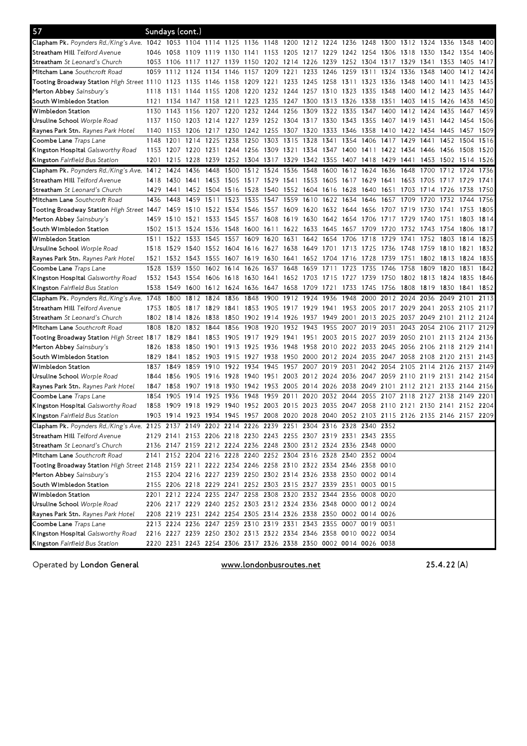| 57 | Sundays (cont.) | | | | | | | | | | | | | | | | | |
|---|---|---|---|---|---|---|---|---|---|---|---|---|---|---|---|---|---|---|
| **Clapham Pk.** *Poynders Rd./King's Ave.* | 1042 | 1053 | 1104 | 1114 | 1125 | 1136 | 1148 | 1200 | 1212 | 1224 | 1236 | 1248 | 1300 | 1312 | 1324 | 1336 | 1348 | 1400 |
| **Streatham Hill** *Telford Avenue* | 1046 | 1058 | 1109 | 1119 | 1130 | 1141 | 1153 | 1205 | 1217 | 1229 | 1242 | 1254 | 1306 | 1318 | 1330 | 1342 | 1354 | 1406 |
| **Streatham** *St Leonard's Church* | 1053 | 1106 | 1117 | 1127 | 1139 | 1150 | 1202 | 1214 | 1226 | 1239 | 1252 | 1304 | 1317 | 1329 | 1341 | 1353 | 1405 | 1417 |
| **Mitcham Lane** *Southcroft Road* | 1059 | 1112 | 1124 | 1134 | 1146 | 1157 | 1209 | 1221 | 1233 | 1246 | 1259 | 1311 | 1324 | 1336 | 1348 | 1400 | 1412 | 1424 |
| **Tooting Broadway Station** *High Street* | 1110 | 1123 | 1135 | 1146 | 1158 | 1209 | 1221 | 1233 | 1245 | 1258 | 1311 | 1323 | 1336 | 1348 | 1400 | 1411 | 1423 | 1435 |
| **Merton Abbey** *Sainsbury's* | 1118 | 1131 | 1144 | 1155 | 1208 | 1220 | 1232 | 1244 | 1257 | 1310 | 1323 | 1335 | 1348 | 1400 | 1412 | 1423 | 1435 | 1447 |
| **South Wimbledon Station** | 1121 | 1134 | 1147 | 1158 | 1211 | 1223 | 1235 | 1247 | 1300 | 1313 | 1326 | 1338 | 1351 | 1403 | 1415 | 1426 | 1438 | 1450 |
| **Wimbledon Station** | 1130 | 1143 | 1156 | 1207 | 1220 | 1232 | 1244 | 1256 | 1309 | 1322 | 1335 | 1347 | 1400 | 1412 | 1424 | 1435 | 1447 | 1459 |
| **Ursuline School** *Worple Road* | 1137 | 1150 | 1203 | 1214 | 1227 | 1239 | 1252 | 1304 | 1317 | 1330 | 1343 | 1355 | 1407 | 1419 | 1431 | 1442 | 1454 | 1506 |
| **Raynes Park Stn.** *Raynes Park Hotel* | 1140 | 1153 | 1206 | 1217 | 1230 | 1242 | 1255 | 1307 | 1320 | 1333 | 1346 | 1358 | 1410 | 1422 | 1434 | 1445 | 1457 | 1509 |
| **Coombe Lane** *Traps Lane* | 1148 | 1201 | 1214 | 1225 | 1238 | 1250 | 1303 | 1315 | 1328 | 1341 | 1354 | 1406 | 1417 | 1429 | 1441 | 1452 | 1504 | 1516 |
| **Kingston Hospital** *Galsworthy Road* | 1153 | 1207 | 1220 | 1231 | 1244 | 1256 | 1309 | 1321 | 1334 | 1347 | 1400 | 1411 | 1422 | 1434 | 1446 | 1456 | 1508 | 1520 |
| **Kingston** *Fairfield Bus Station* | 1201 | 1215 | 1228 | 1239 | 1252 | 1304 | 1317 | 1329 | 1342 | 1355 | 1407 | 1418 | 1429 | 1441 | 1453 | 1502 | 1514 | 1526 |
| **Clapham Pk.** *Poynders Rd./King's Ave.* | 1412 | 1424 | 1436 | 1448 | 1500 | 1512 | 1524 | 1536 | 1548 | 1600 | 1612 | 1624 | 1636 | 1648 | 1700 | 1712 | 1724 | 1736 |
| **Streatham Hill** *Telford Avenue* | 1418 | 1430 | 1441 | 1453 | 1505 | 1517 | 1529 | 1541 | 1553 | 1605 | 1617 | 1629 | 1641 | 1653 | 1705 | 1717 | 1729 | 1741 |
| **Streatham** *St Leonard's Church* | 1429 | 1441 | 1452 | 1504 | 1516 | 1528 | 1540 | 1552 | 1604 | 1616 | 1628 | 1640 | 1651 | 1703 | 1714 | 1726 | 1738 | 1750 |
| **Mitcham Lane** *Southcroft Road* | 1436 | 1448 | 1459 | 1511 | 1523 | 1535 | 1547 | 1559 | 1610 | 1622 | 1634 | 1646 | 1657 | 1709 | 1720 | 1732 | 1744 | 1756 |
| **Tooting Broadway Station** *High Street* | 1447 | 1459 | 1510 | 1522 | 1534 | 1546 | 1557 | 1609 | 1620 | 1632 | 1644 | 1656 | 1707 | 1719 | 1730 | 1741 | 1753 | 1805 |
| **Merton Abbey** *Sainsbury's* | 1459 | 1510 | 1521 | 1533 | 1545 | 1557 | 1608 | 1619 | 1630 | 1642 | 1654 | 1706 | 1717 | 1729 | 1740 | 1751 | 1803 | 1814 |
| **South Wimbledon Station** | 1502 | 1513 | 1524 | 1536 | 1548 | 1600 | 1611 | 1622 | 1633 | 1645 | 1657 | 1709 | 1720 | 1732 | 1743 | 1754 | 1806 | 1817 |
| **Wimbledon Station** | 1511 | 1522 | 1533 | 1545 | 1557 | 1609 | 1620 | 1631 | 1642 | 1654 | 1706 | 1718 | 1729 | 1741 | 1752 | 1803 | 1814 | 1825 |
| **Ursuline School** *Worple Road* | 1518 | 1529 | 1540 | 1552 | 1604 | 1616 | 1627 | 1638 | 1649 | 1701 | 1713 | 1725 | 1736 | 1748 | 1759 | 1810 | 1821 | 1832 |
| **Raynes Park Stn.** *Raynes Park Hotel* | 1521 | 1532 | 1543 | 1555 | 1607 | 1619 | 1630 | 1641 | 1652 | 1704 | 1716 | 1728 | 1739 | 1751 | 1802 | 1813 | 1824 | 1835 |
| **Coombe Lane** *Traps Lane* | 1528 | 1539 | 1550 | 1602 | 1614 | 1626 | 1637 | 1648 | 1659 | 1711 | 1723 | 1735 | 1746 | 1758 | 1809 | 1820 | 1831 | 1842 |
| **Kingston Hospital** *Galsworthy Road* | 1532 | 1543 | 1554 | 1606 | 1618 | 1630 | 1641 | 1652 | 1703 | 1715 | 1727 | 1739 | 1750 | 1802 | 1813 | 1824 | 1835 | 1846 |
| **Kingston** *Fairfield Bus Station* | 1538 | 1549 | 1600 | 1612 | 1624 | 1636 | 1647 | 1658 | 1709 | 1721 | 1733 | 1745 | 1756 | 1808 | 1819 | 1830 | 1841 | 1852 |
| **Clapham Pk.** *Poynders Rd./King's Ave.* | 1748 | 1800 | 1812 | 1824 | 1836 | 1848 | 1900 | 1912 | 1924 | 1936 | 1948 | 2000 | 2012 | 2024 | 2036 | 2049 | 2101 | 2113 |
| **Streatham Hill** *Telford Avenue* | 1753 | 1805 | 1817 | 1829 | 1841 | 1853 | 1905 | 1917 | 1929 | 1941 | 1953 | 2005 | 2017 | 2029 | 2041 | 2053 | 2105 | 2117 |
| **Streatham** *St Leonard's Church* | 1802 | 1814 | 1826 | 1838 | 1850 | 1902 | 1914 | 1926 | 1937 | 1949 | 2001 | 2013 | 2025 | 2037 | 2049 | 2101 | 2112 | 2124 |
| **Mitcham Lane** *Southcroft Road* | 1808 | 1820 | 1832 | 1844 | 1856 | 1908 | 1920 | 1932 | 1943 | 1955 | 2007 | 2019 | 2031 | 2043 | 2054 | 2106 | 2117 | 2129 |
| **Tooting Broadway Station** *High Street* | 1817 | 1829 | 1841 | 1853 | 1905 | 1917 | 1929 | 1941 | 1951 | 2003 | 2015 | 2027 | 2039 | 2050 | 2101 | 2113 | 2124 | 2136 |
| **Merton Abbey** *Sainsbury's* | 1826 | 1838 | 1850 | 1901 | 1913 | 1925 | 1936 | 1948 | 1958 | 2010 | 2022 | 2033 | 2045 | 2056 | 2106 | 2118 | 2129 | 2141 |
| **South Wimbledon Station** | 1829 | 1841 | 1852 | 1903 | 1915 | 1927 | 1938 | 1950 | 2000 | 2012 | 2024 | 2035 | 2047 | 2058 | 2108 | 2120 | 2131 | 2143 |
| **Wimbledon Station** | 1837 | 1849 | 1859 | 1910 | 1922 | 1934 | 1945 | 1957 | 2007 | 2019 | 2031 | 2042 | 2054 | 2105 | 2114 | 2126 | 2137 | 2149 |
| **Ursuline School** *Worple Road* | 1844 | 1856 | 1905 | 1916 | 1928 | 1940 | 1951 | 2003 | 2012 | 2024 | 2036 | 2047 | 2059 | 2110 | 2119 | 2131 | 2142 | 2154 |
| **Raynes Park Stn.** *Raynes Park Hotel* | 1847 | 1858 | 1907 | 1918 | 1930 | 1942 | 1953 | 2005 | 2014 | 2026 | 2038 | 2049 | 2101 | 2112 | 2121 | 2133 | 2144 | 2156 |
| **Coombe Lane** *Traps Lane* | 1854 | 1905 | 1914 | 1925 | 1936 | 1948 | 1959 | 2011 | 2020 | 2032 | 2044 | 2055 | 2107 | 2118 | 2127 | 2138 | 2149 | 2201 |
| **Kingston Hospital** *Galsworthy Road* | 1858 | 1909 | 1918 | 1929 | 1940 | 1952 | 2003 | 2015 | 2023 | 2035 | 2047 | 2058 | 2110 | 2121 | 2130 | 2141 | 2152 | 2204 |
| **Kingston** *Fairfield Bus Station* | 1903 | 1914 | 1923 | 1934 | 1945 | 1957 | 2008 | 2020 | 2028 | 2040 | 2052 | 2103 | 2115 | 2126 | 2135 | 2146 | 2157 | 2209 |
| **Clapham Pk.** *Poynders Rd./King's Ave.* | 2125 | 2137 | 2149 | 2202 | 2214 | 2226 | 2239 | 2251 | 2304 | 2316 | 2328 | 2340 | 2352 | | | | | |
| **Streatham Hill** *Telford Avenue* | 2129 | 2141 | 2153 | 2206 | 2218 | 2230 | 2243 | 2255 | 2307 | 2319 | 2331 | 2343 | 2355 | | | | | |
| **Streatham** *St Leonard's Church* | 2136 | 2147 | 2159 | 2212 | 2224 | 2236 | 2248 | 2300 | 2312 | 2324 | 2336 | 2348 | 0000 | | | | | |
| **Mitcham Lane** *Southcroft Road* | 2141 | 2152 | 2204 | 2216 | 2228 | 2240 | 2252 | 2304 | 2316 | 2328 | 2340 | 2352 | 0004 | | | | | |
| **Tooting Broadway Station** *High Street* | 2148 | 2159 | 2211 | 2222 | 2234 | 2246 | 2258 | 2310 | 2322 | 2334 | 2346 | 2358 | 0010 | | | | | |
| **Merton Abbey** *Sainsbury's* | 2153 | 2204 | 2216 | 2227 | 2239 | 2250 | 2302 | 2314 | 2326 | 2338 | 2350 | 0002 | 0014 | | | | | |
| **South Wimbledon Station** | 2155 | 2206 | 2218 | 2229 | 2241 | 2252 | 2303 | 2315 | 2327 | 2339 | 2351 | 0003 | 0015 | | | | | |
| **Wimbledon Station** | 2201 | 2212 | 2224 | 2235 | 2247 | 2258 | 2308 | 2320 | 2332 | 2344 | 2356 | 0008 | 0020 | | | | | |
| **Ursuline School** *Worple Road* | 2206 | 2217 | 2229 | 2240 | 2252 | 2303 | 2312 | 2324 | 2336 | 2348 | 0000 | 0012 | 0024 | | | | | |
| **Raynes Park Stn.** *Raynes Park Hotel* | 2208 | 2219 | 2231 | 2242 | 2254 | 2305 | 2314 | 2326 | 2338 | 2350 | 0002 | 0014 | 0026 | | | | | |
| **Coombe Lane** *Traps Lane* | 2213 | 2224 | 2236 | 2247 | 2259 | 2310 | 2319 | 2331 | 2343 | 2355 | 0007 | 0019 | 0031 | | | | | |
| **Kingston Hospital** *Galsworthy Road* | 2216 | 2227 | 2239 | 2250 | 2302 | 2313 | 2322 | 2334 | 2346 | 2358 | 0010 | 0022 | 0034 | | | | | |
| **Kingston** *Fairfield Bus Station* | 2220 | 2231 | 2243 | 2254 | 2306 | 2317 | 2326 | 2338 | 2350 | 0002 | 0014 | 0026 | 0038 | | | | | |

Operated by **London General** www.londonbusroutes.net 25.4.22 (A)